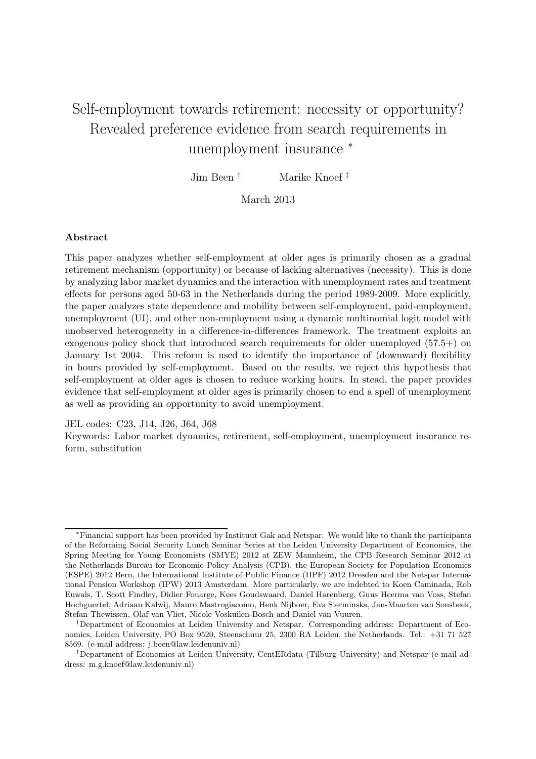# Self-employment towards retirement: necessity or opportunity? Revealed preference evidence from search requirements in unemployment insurance *

Jim Been † Marike Knoef ‡

March 2013

## Abstract

This paper analyzes whether self-employment at older ages is primarily chosen as a gradual retirement mechanism (opportunity) or because of lacking alternatives (necessity). This is done by analyzing labor market dynamics and the interaction with unemployment rates and treatment effects for persons aged 50-63 in the Netherlands during the period 1989-2009. More explicitly, the paper analyzes state dependence and mobility between self-employment, paid-employment, unemployment (UI), and other non-employment using a dynamic multinomial logit model with unobserved heterogeneity in a difference-in-differences framework. The treatment exploits an exogenous policy shock that introduced search requirements for older unemployed (57.5+) on January 1st 2004. This reform is used to identify the importance of (downward) flexibility in hours provided by self-employment. Based on the results, we reject this hypothesis that self-employment at older ages is chosen to reduce working hours. In stead, the paper provides evidence that self-employment at older ages is primarily chosen to end a spell of unemployment as well as providing an opportunity to avoid unemployment.

JEL codes: C23, J14, J26, J64, J68

Keywords: Labor market dynamics, retirement, self-employment, unemployment insurance reform, substitution

---

*Financial support has been provided by Instituut Gak and Netspar. We would like to thank the participants of the Reforming Social Security Lunch Seminar Series at the Leiden University Department of Economics, the Spring Meeting for Young Economists (SMYE) 2012 at ZEW Mannheim, the CPB Research Seminar 2012 at the Netherlands Bureau for Economic Policy Analysis (CPB), the European Society for Population Economics (ESPE) 2012 Bern, the International Institute of Public Finance (IIPF) 2012 Dresden and the Netspar International Pension Workshop (IPW) 2013 Amsterdam. More particularly, we are indebted to Koen Caminada, Rob Euwals, T. Scott Findley, Didier Fouarge, Kees Goudswaard, Daniel Harenberg, Guus Heerma van Voss, Stefan Hochguertel, Adriaan Kalwij, Mauro Mastrogiacomo, Henk Nijboer, Eva Sierminska, Jan-Maarten van Sonsbeek, Stefan Thewissen, Olaf van Vliet, Nicole Voskuilen-Bosch and Daniel van Vuuren.

†Department of Economics at Leiden University and Netspar. Corresponding address: Department of Economics, Leiden University, PO Box 9520, Steenschuur 25, 2300 RA Leiden, the Netherlands. Tel.: +31 71 527 8569. (e-mail address: j.been@law.leidenuniv.nl)

‡Department of Economics at Leiden University, CentERdata (Tilburg University) and Netspar (e-mail address: m.g.knoef@law.leidenuniv.nl)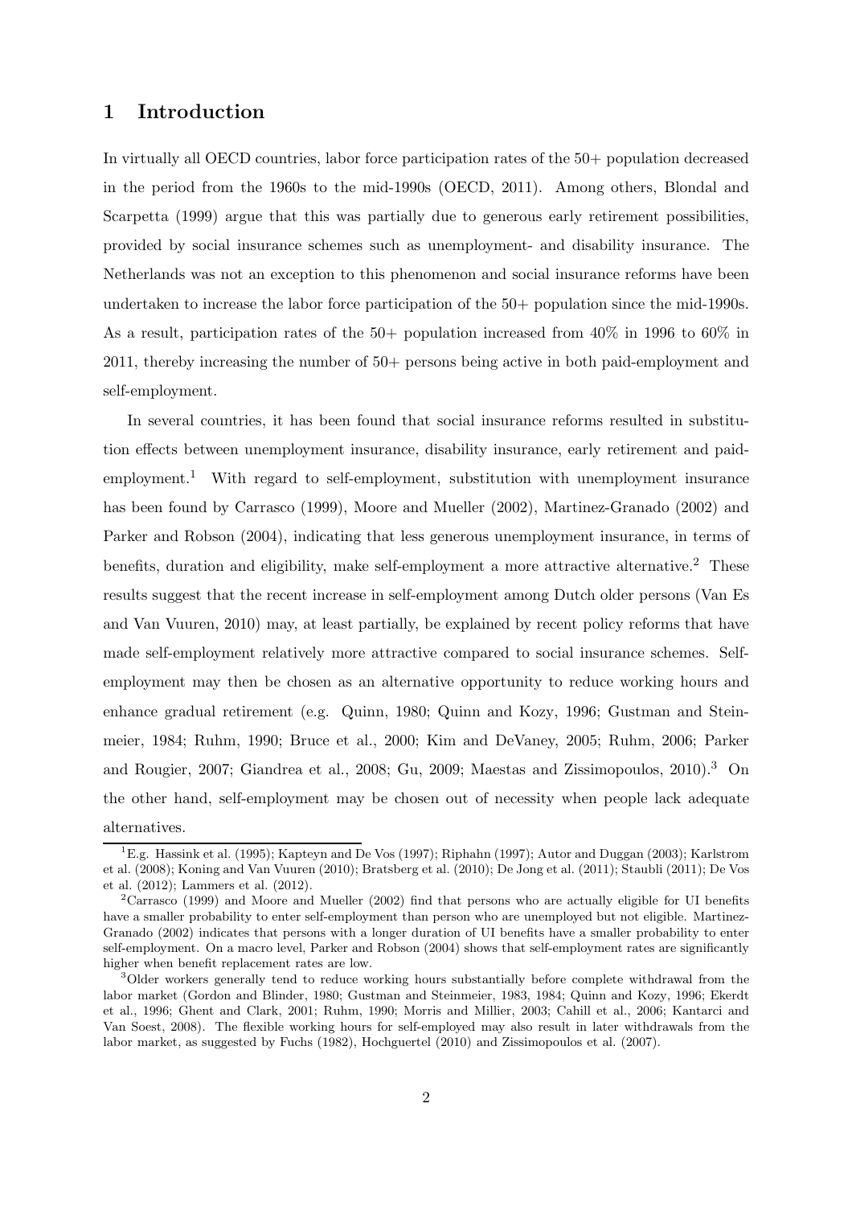## 1 Introduction

In virtually all OECD countries, labor force participation rates of the 50+ population decreased in the period from the 1960s to the mid-1990s (OECD, 2011). Among others, Blondal and Scarpetta (1999) argue that this was partially due to generous early retirement possibilities, provided by social insurance schemes such as unemployment- and disability insurance. The Netherlands was not an exception to this phenomenon and social insurance reforms have been undertaken to increase the labor force participation of the 50+ population since the mid-1990s. As a result, participation rates of the 50+ population increased from 40% in 1996 to 60% in 2011, thereby increasing the number of 50+ persons being active in both paid-employment and self-employment.

In several countries, it has been found that social insurance reforms resulted in substitution effects between unemployment insurance, disability insurance, early retirement and paid-employment.[1] With regard to self-employment, substitution with unemployment insurance has been found by Carrasco (1999), Moore and Mueller (2002), Martinez-Granado (2002) and Parker and Robson (2004), indicating that less generous unemployment insurance, in terms of benefits, duration and eligibility, make self-employment a more attractive alternative.[2] These results suggest that the recent increase in self-employment among Dutch older persons (Van Es and Van Vuuren, 2010) may, at least partially, be explained by recent policy reforms that have made self-employment relatively more attractive compared to social insurance schemes. Self-employment may then be chosen as an alternative opportunity to reduce working hours and enhance gradual retirement (e.g. Quinn, 1980; Quinn and Kozy, 1996; Gustman and Steinmeier, 1984; Ruhm, 1990; Bruce et al., 2000; Kim and DeVaney, 2005; Ruhm, 2006; Parker and Rougier, 2007; Giandrea et al., 2008; Gu, 2009; Maestas and Zissimopoulos, 2010).[3] On the other hand, self-employment may be chosen out of necessity when people lack adequate alternatives.

[1] E.g. Hassink et al. (1995); Kapteyn and De Vos (1997); Riphahn (1997); Autor and Duggan (2003); Karlstrom et al. (2008); Koning and Van Vuuren (2010); Bratsberg et al. (2010); De Jong et al. (2011); Staubli (2011); De Vos et al. (2012); Lammers et al. (2012).

[2] Carrasco (1999) and Moore and Mueller (2002) find that persons who are actually eligible for UI benefits have a smaller probability to enter self-employment than person who are unemployed but not eligible. Martinez-Granado (2002) indicates that persons with a longer duration of UI benefits have a smaller probability to enter self-employment. On a macro level, Parker and Robson (2004) shows that self-employment rates are significantly higher when benefit replacement rates are low.

[3] Older workers generally tend to reduce working hours substantially before complete withdrawal from the labor market (Gordon and Blinder, 1980; Gustman and Steinmeier, 1983, 1984; Quinn and Kozy, 1996; Ekerdt et al., 1996; Ghent and Clark, 2001; Ruhm, 1990; Morris and Millier, 2003; Cahill et al., 2006; Kantarci and Van Soest, 2008). The flexible working hours for self-employed may also result in later withdrawals from the labor market, as suggested by Fuchs (1982), Hochguertel (2010) and Zissimopoulos et al. (2007).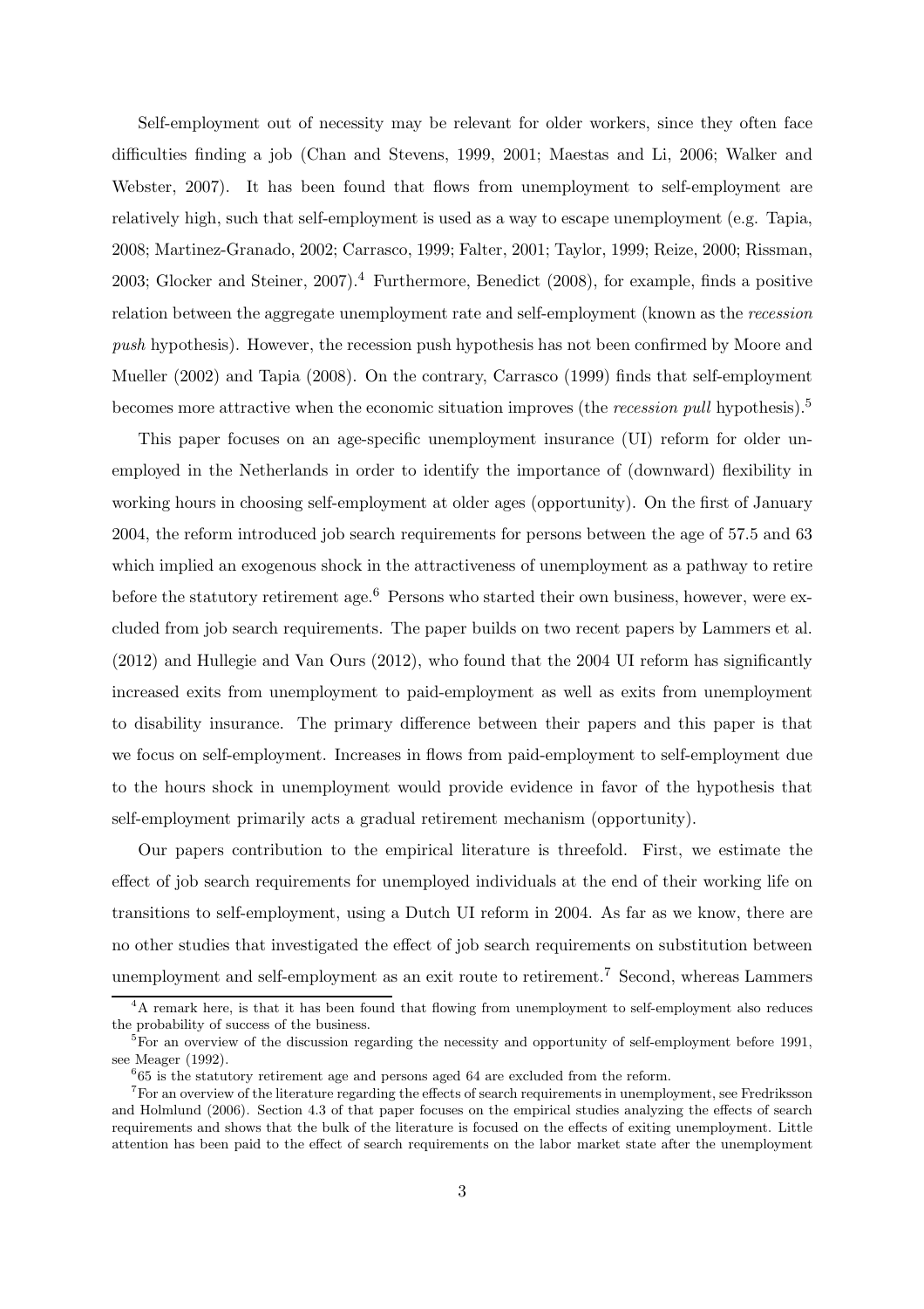Self-employment out of necessity may be relevant for older workers, since they often face difficulties finding a job (Chan and Stevens, 1999, 2001; Maestas and Li, 2006; Walker and Webster, 2007). It has been found that flows from unemployment to self-employment are relatively high, such that self-employment is used as a way to escape unemployment (e.g. Tapia, 2008; Martinez-Granado, 2002; Carrasco, 1999; Falter, 2001; Taylor, 1999; Reize, 2000; Rissman, 2003; Glocker and Steiner, 2007).[4] Furthermore, Benedict (2008), for example, finds a positive relation between the aggregate unemployment rate and self-employment (known as the *recession push* hypothesis). However, the recession push hypothesis has not been confirmed by Moore and Mueller (2002) and Tapia (2008). On the contrary, Carrasco (1999) finds that self-employment becomes more attractive when the economic situation improves (the *recession pull* hypothesis).[5]

This paper focuses on an age-specific unemployment insurance (UI) reform for older unemployed in the Netherlands in order to identify the importance of (downward) flexibility in working hours in choosing self-employment at older ages (opportunity). On the first of January 2004, the reform introduced job search requirements for persons between the age of 57.5 and 63 which implied an exogenous shock in the attractiveness of unemployment as a pathway to retire before the statutory retirement age.[6] Persons who started their own business, however, were excluded from job search requirements. The paper builds on two recent papers by Lammers et al. (2012) and Hullegie and Van Ours (2012), who found that the 2004 UI reform has significantly increased exits from unemployment to paid-employment as well as exits from unemployment to disability insurance. The primary difference between their papers and this paper is that we focus on self-employment. Increases in flows from paid-employment to self-employment due to the hours shock in unemployment would provide evidence in favor of the hypothesis that self-employment primarily acts a gradual retirement mechanism (opportunity).

Our papers contribution to the empirical literature is threefold. First, we estimate the effect of job search requirements for unemployed individuals at the end of their working life on transitions to self-employment, using a Dutch UI reform in 2004. As far as we know, there are no other studies that investigated the effect of job search requirements on substitution between unemployment and self-employment as an exit route to retirement.[7] Second, whereas Lammers

[4] A remark here, is that it has been found that flowing from unemployment to self-employment also reduces the probability of success of the business.

[5] For an overview of the discussion regarding the necessity and opportunity of self-employment before 1991, see Meager (1992).

[6] 65 is the statutory retirement age and persons aged 64 are excluded from the reform.

[7] For an overview of the literature regarding the effects of search requirements in unemployment, see Fredriksson and Holmlund (2006). Section 4.3 of that paper focuses on the empirical studies analyzing the effects of search requirements and shows that the bulk of the literature is focused on the effects of exiting unemployment. Little attention has been paid to the effect of search requirements on the labor market state after the unemployment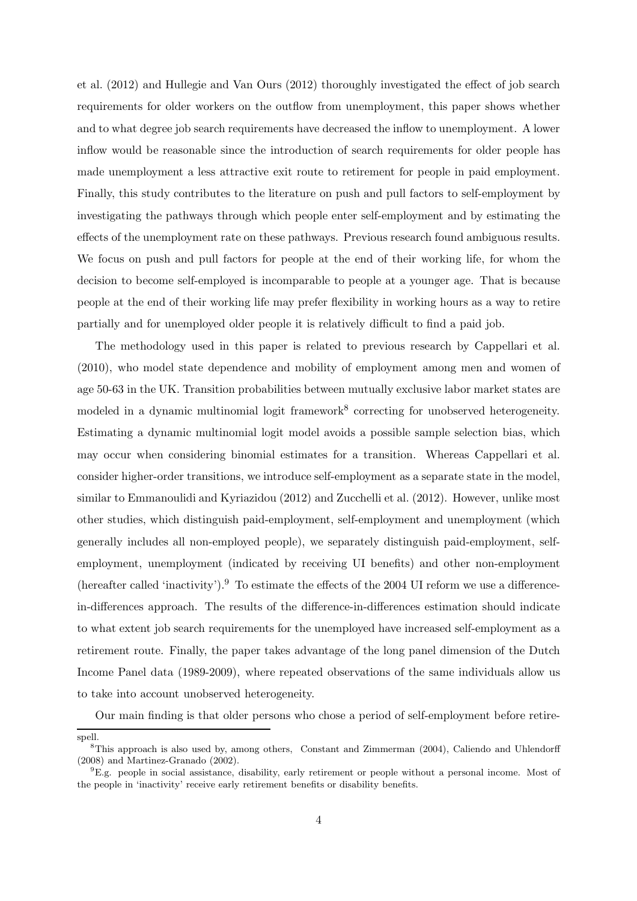et al. (2012) and Hullegie and Van Ours (2012) thoroughly investigated the effect of job search requirements for older workers on the outflow from unemployment, this paper shows whether and to what degree job search requirements have decreased the inflow to unemployment. A lower inflow would be reasonable since the introduction of search requirements for older people has made unemployment a less attractive exit route to retirement for people in paid employment. Finally, this study contributes to the literature on push and pull factors to self-employment by investigating the pathways through which people enter self-employment and by estimating the effects of the unemployment rate on these pathways. Previous research found ambiguous results. We focus on push and pull factors for people at the end of their working life, for whom the decision to become self-employed is incomparable to people at a younger age. That is because people at the end of their working life may prefer flexibility in working hours as a way to retire partially and for unemployed older people it is relatively difficult to find a paid job.

The methodology used in this paper is related to previous research by Cappellari et al. (2010), who model state dependence and mobility of employment among men and women of age 50-63 in the UK. Transition probabilities between mutually exclusive labor market states are modeled in a dynamic multinomial logit framework[8] correcting for unobserved heterogeneity. Estimating a dynamic multinomial logit model avoids a possible sample selection bias, which may occur when considering binomial estimates for a transition. Whereas Cappellari et al. consider higher-order transitions, we introduce self-employment as a separate state in the model, similar to Emmanoulidi and Kyriazidou (2012) and Zucchelli et al. (2012). However, unlike most other studies, which distinguish paid-employment, self-employment and unemployment (which generally includes all non-employed people), we separately distinguish paid-employment, self-employment, unemployment (indicated by receiving UI benefits) and other non-employment (hereafter called 'inactivity').[9] To estimate the effects of the 2004 UI reform we use a difference-in-differences approach. The results of the difference-in-differences estimation should indicate to what extent job search requirements for the unemployed have increased self-employment as a retirement route. Finally, the paper takes advantage of the long panel dimension of the Dutch Income Panel data (1989-2009), where repeated observations of the same individuals allow us to take into account unobserved heterogeneity.

Our main finding is that older persons who chose a period of self-employment before retire-

spell.

[8] This approach is also used by, among others, Constant and Zimmerman (2004), Caliendo and Uhlendorff (2008) and Martinez-Granado (2002).

[9] E.g. people in social assistance, disability, early retirement or people without a personal income. Most of the people in 'inactivity' receive early retirement benefits or disability benefits.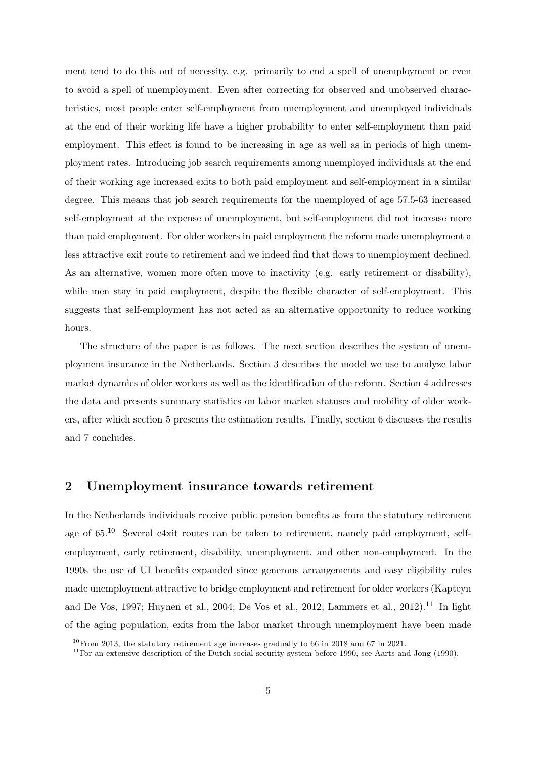ment tend to do this out of necessity, e.g. primarily to end a spell of unemployment or even to avoid a spell of unemployment. Even after correcting for observed and unobserved characteristics, most people enter self-employment from unemployment and unemployed individuals at the end of their working life have a higher probability to enter self-employment than paid employment. This effect is found to be increasing in age as well as in periods of high unemployment rates. Introducing job search requirements among unemployed individuals at the end of their working age increased exits to both paid employment and self-employment in a similar degree. This means that job search requirements for the unemployed of age 57.5-63 increased self-employment at the expense of unemployment, but self-employment did not increase more than paid employment. For older workers in paid employment the reform made unemployment a less attractive exit route to retirement and we indeed find that flows to unemployment declined. As an alternative, women more often move to inactivity (e.g. early retirement or disability), while men stay in paid employment, despite the flexible character of self-employment. This suggests that self-employment has not acted as an alternative opportunity to reduce working hours.

The structure of the paper is as follows. The next section describes the system of unemployment insurance in the Netherlands. Section 3 describes the model we use to analyze labor market dynamics of older workers as well as the identification of the reform. Section 4 addresses the data and presents summary statistics on labor market statuses and mobility of older workers, after which section 5 presents the estimation results. Finally, section 6 discusses the results and 7 concludes.

## 2 Unemployment insurance towards retirement

In the Netherlands individuals receive public pension benefits as from the statutory retirement age of 65.[10] Several e4xit routes can be taken to retirement, namely paid employment, self-employment, early retirement, disability, unemployment, and other non-employment. In the 1990s the use of UI benefits expanded since generous arrangements and easy eligibility rules made unemployment attractive to bridge employment and retirement for older workers (Kapteyn and De Vos, 1997; Huynen et al., 2004; De Vos et al., 2012; Lammers et al., 2012).[11] In light of the aging population, exits from the labor market through unemployment have been made

[10] From 2013, the statutory retirement age increases gradually to 66 in 2018 and 67 in 2021.

[11] For an extensive description of the Dutch social security system before 1990, see Aarts and Jong (1990).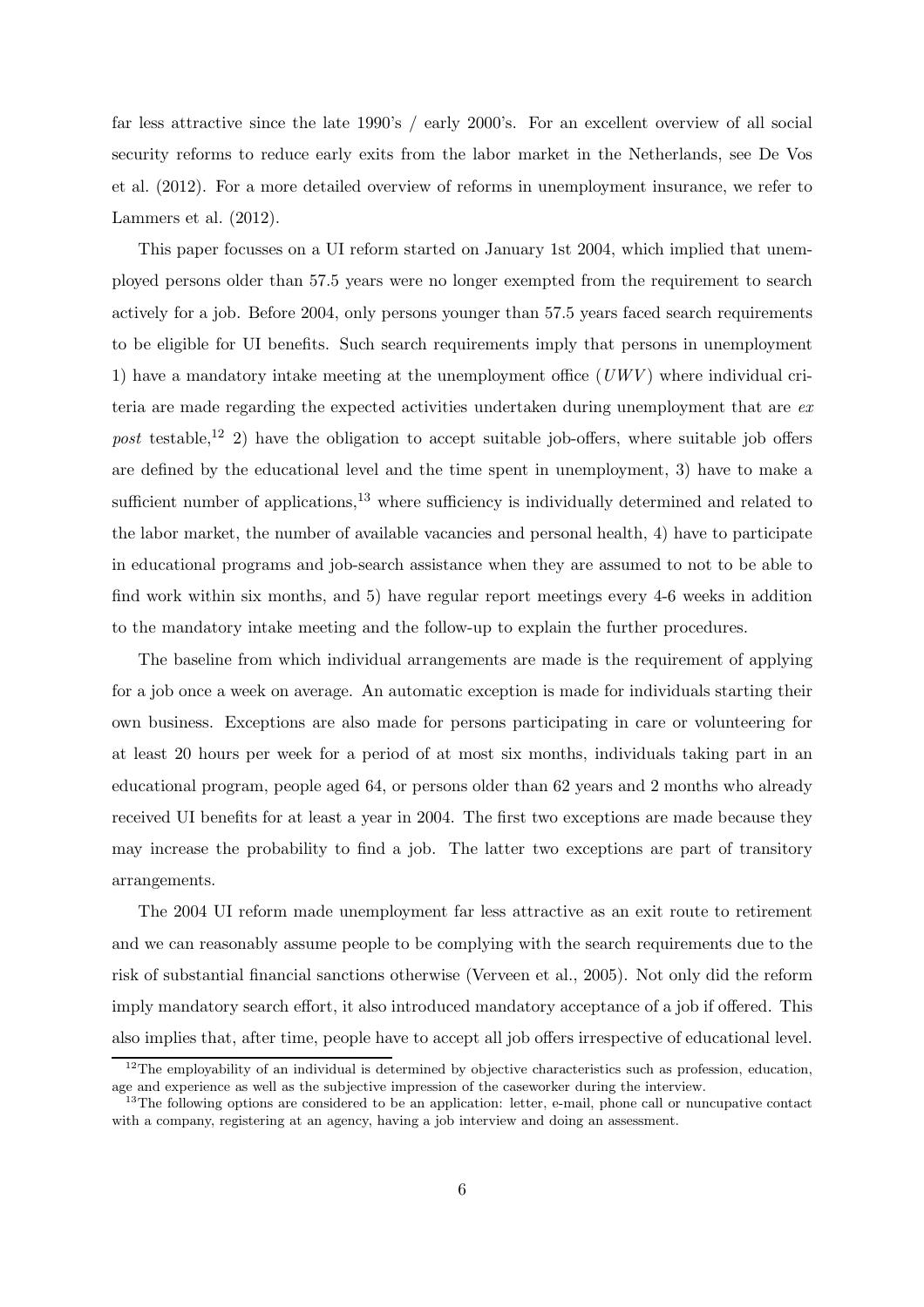far less attractive since the late 1990's / early 2000's. For an excellent overview of all social security reforms to reduce early exits from the labor market in the Netherlands, see De Vos et al. (2012). For a more detailed overview of reforms in unemployment insurance, we refer to Lammers et al. (2012).

This paper focusses on a UI reform started on January 1st 2004, which implied that unemployed persons older than 57.5 years were no longer exempted from the requirement to search actively for a job. Before 2004, only persons younger than 57.5 years faced search requirements to be eligible for UI benefits. Such search requirements imply that persons in unemployment 1) have a mandatory intake meeting at the unemployment office (*UWV*) where individual criteria are made regarding the expected activities undertaken during unemployment that are *ex post* testable,[12] 2) have the obligation to accept suitable job-offers, where suitable job offers are defined by the educational level and the time spent in unemployment, 3) have to make a sufficient number of applications,[13] where sufficiency is individually determined and related to the labor market, the number of available vacancies and personal health, 4) have to participate in educational programs and job-search assistance when they are assumed to not to be able to find work within six months, and 5) have regular report meetings every 4-6 weeks in addition to the mandatory intake meeting and the follow-up to explain the further procedures.

The baseline from which individual arrangements are made is the requirement of applying for a job once a week on average. An automatic exception is made for individuals starting their own business. Exceptions are also made for persons participating in care or volunteering for at least 20 hours per week for a period of at most six months, individuals taking part in an educational program, people aged 64, or persons older than 62 years and 2 months who already received UI benefits for at least a year in 2004. The first two exceptions are made because they may increase the probability to find a job. The latter two exceptions are part of transitory arrangements.

The 2004 UI reform made unemployment far less attractive as an exit route to retirement and we can reasonably assume people to be complying with the search requirements due to the risk of substantial financial sanctions otherwise (Verveen et al., 2005). Not only did the reform imply mandatory search effort, it also introduced mandatory acceptance of a job if offered. This also implies that, after time, people have to accept all job offers irrespective of educational level.

[12] The employability of an individual is determined by objective characteristics such as profession, education, age and experience as well as the subjective impression of the caseworker during the interview.

[13] The following options are considered to be an application: letter, e-mail, phone call or nuncupative contact with a company, registering at an agency, having a job interview and doing an assessment.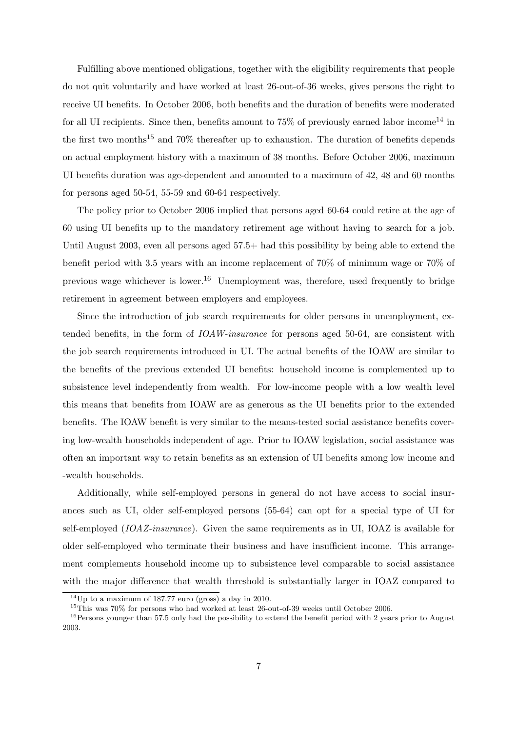Fulfilling above mentioned obligations, together with the eligibility requirements that people do not quit voluntarily and have worked at least 26-out-of-36 weeks, gives persons the right to receive UI benefits. In October 2006, both benefits and the duration of benefits were moderated for all UI recipients. Since then, benefits amount to 75% of previously earned labor income[14] in the first two months[15] and 70% thereafter up to exhaustion. The duration of benefits depends on actual employment history with a maximum of 38 months. Before October 2006, maximum UI benefits duration was age-dependent and amounted to a maximum of 42, 48 and 60 months for persons aged 50-54, 55-59 and 60-64 respectively.

The policy prior to October 2006 implied that persons aged 60-64 could retire at the age of 60 using UI benefits up to the mandatory retirement age without having to search for a job. Until August 2003, even all persons aged 57.5+ had this possibility by being able to extend the benefit period with 3.5 years with an income replacement of 70% of minimum wage or 70% of previous wage whichever is lower.[16] Unemployment was, therefore, used frequently to bridge retirement in agreement between employers and employees.

Since the introduction of job search requirements for older persons in unemployment, extended benefits, in the form of *IOAW-insurance* for persons aged 50-64, are consistent with the job search requirements introduced in UI. The actual benefits of the IOAW are similar to the benefits of the previous extended UI benefits: household income is complemented up to subsistence level independently from wealth. For low-income people with a low wealth level this means that benefits from IOAW are as generous as the UI benefits prior to the extended benefits. The IOAW benefit is very similar to the means-tested social assistance benefits covering low-wealth households independent of age. Prior to IOAW legislation, social assistance was often an important way to retain benefits as an extension of UI benefits among low income and -wealth households.

Additionally, while self-employed persons in general do not have access to social insurances such as UI, older self-employed persons (55-64) can opt for a special type of UI for self-employed (*IOAZ-insurance*). Given the same requirements as in UI, IOAZ is available for older self-employed who terminate their business and have insufficient income. This arrangement complements household income up to subsistence level comparable to social assistance with the major difference that wealth threshold is substantially larger in IOAZ compared to

[14] Up to a maximum of 187.77 euro (gross) a day in 2010.

[15] This was 70% for persons who had worked at least 26-out-of-39 weeks until October 2006.

[16] Persons younger than 57.5 only had the possibility to extend the benefit period with 2 years prior to August 2003.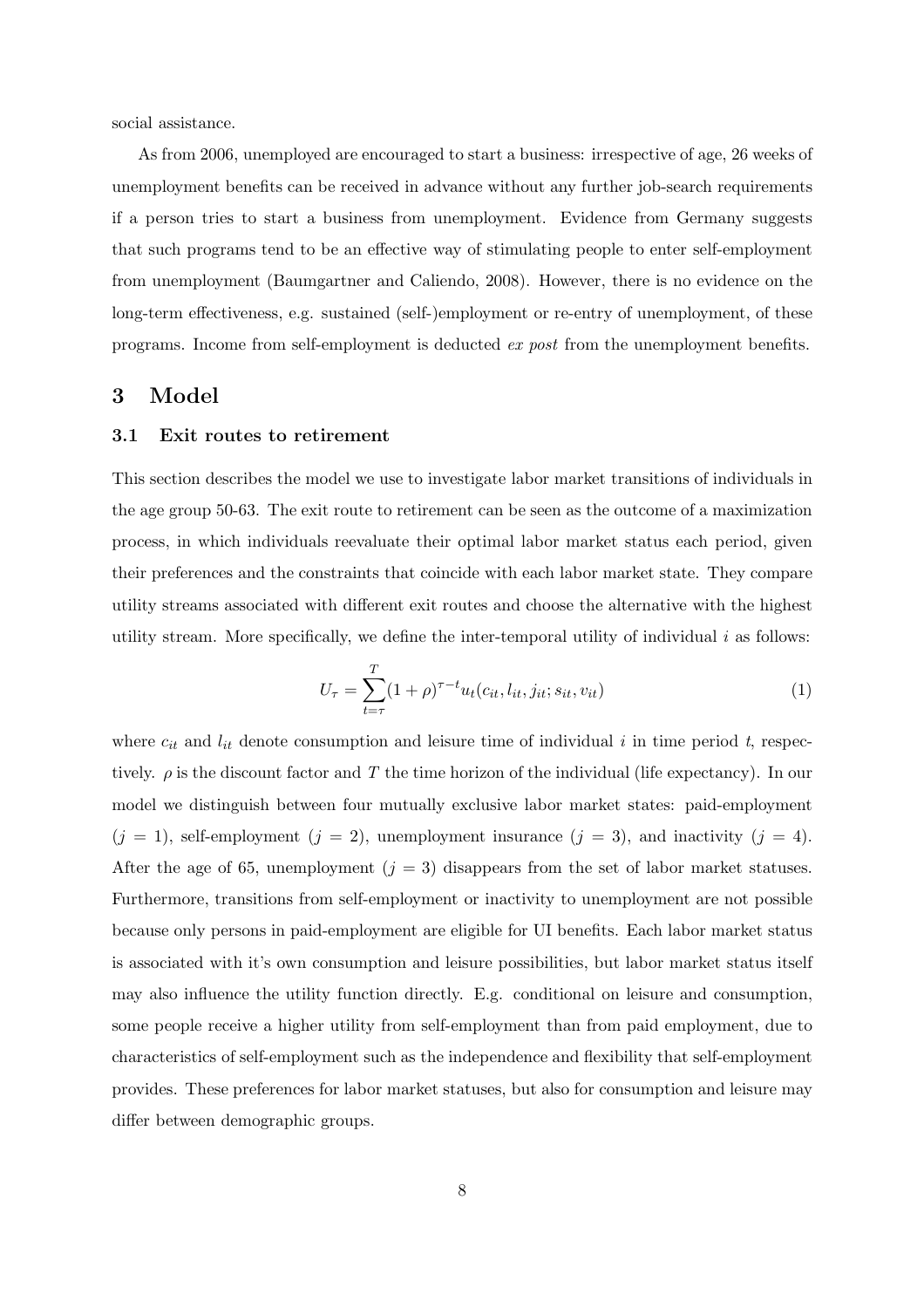social assistance.

As from 2006, unemployed are encouraged to start a business: irrespective of age, 26 weeks of unemployment benefits can be received in advance without any further job-search requirements if a person tries to start a business from unemployment. Evidence from Germany suggests that such programs tend to be an effective way of stimulating people to enter self-employment from unemployment (Baumgartner and Caliendo, 2008). However, there is no evidence on the long-term effectiveness, e.g. sustained (self-)employment or re-entry of unemployment, of these programs. Income from self-employment is deducted *ex post* from the unemployment benefits.

# 3 Model

## 3.1 Exit routes to retirement

This section describes the model we use to investigate labor market transitions of individuals in the age group 50-63. The exit route to retirement can be seen as the outcome of a maximization process, in which individuals reevaluate their optimal labor market status each period, given their preferences and the constraints that coincide with each labor market state. They compare utility streams associated with different exit routes and choose the alternative with the highest utility stream. More specifically, we define the inter-temporal utility of individual $i$ as follows:

$$U_\tau = \sum_{t=\tau}^{T} (1+\rho)^{\tau - t} u_t(c_{it}, l_{it}, j_{it}; s_{it}, v_{it}) \tag{1}$$

where $c_{it}$ and $l_{it}$ denote consumption and leisure time of individual $i$ in time period $t$, respectively. $\rho$ is the discount factor and $T$ the time horizon of the individual (life expectancy). In our model we distinguish between four mutually exclusive labor market states: paid-employment ($j = 1$), self-employment ($j = 2$), unemployment insurance ($j = 3$), and inactivity ($j = 4$). After the age of 65, unemployment ($j = 3$) disappears from the set of labor market statuses. Furthermore, transitions from self-employment or inactivity to unemployment are not possible because only persons in paid-employment are eligible for UI benefits. Each labor market status is associated with it's own consumption and leisure possibilities, but labor market status itself may also influence the utility function directly. E.g. conditional on leisure and consumption, some people receive a higher utility from self-employment than from paid employment, due to characteristics of self-employment such as the independence and flexibility that self-employment provides. These preferences for labor market statuses, but also for consumption and leisure may differ between demographic groups.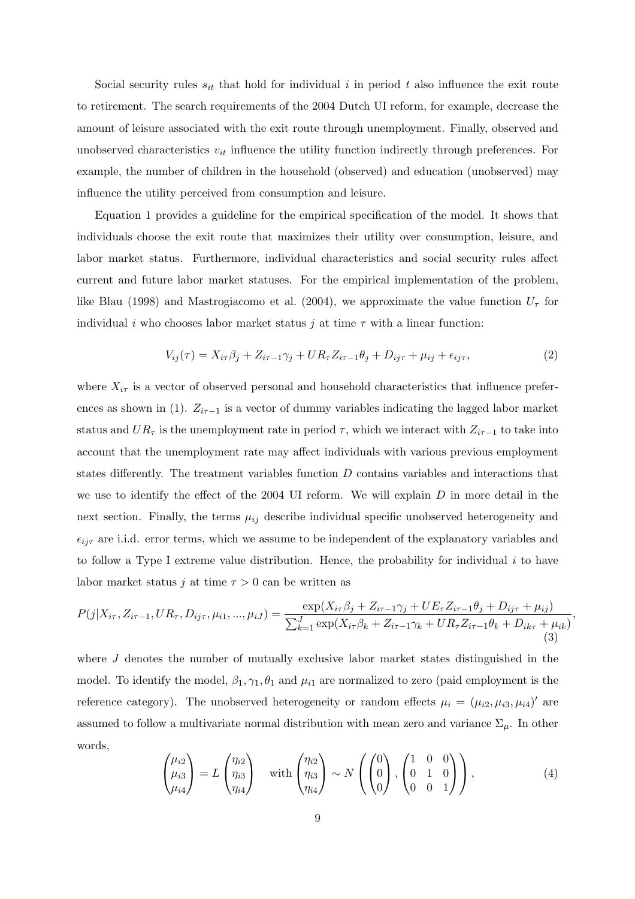Social security rules $s_{it}$ that hold for individual $i$ in period $t$ also influence the exit route to retirement. The search requirements of the 2004 Dutch UI reform, for example, decrease the amount of leisure associated with the exit route through unemployment. Finally, observed and unobserved characteristics $v_{it}$ influence the utility function indirectly through preferences. For example, the number of children in the household (observed) and education (unobserved) may influence the utility perceived from consumption and leisure.

Equation 1 provides a guideline for the empirical specification of the model. It shows that individuals choose the exit route that maximizes their utility over consumption, leisure, and labor market status. Furthermore, individual characteristics and social security rules affect current and future labor market statuses. For the empirical implementation of the problem, like Blau (1998) and Mastrogiacomo et al. (2004), we approximate the value function $U_\tau$ for individual $i$ who chooses labor market status $j$ at time $\tau$ with a linear function:

$$V_{ij}(\tau) = X_{i\tau}\beta_j + Z_{i\tau-1}\gamma_j + UR_\tau Z_{i\tau-1}\theta_j + D_{ij\tau} + \mu_{ij} + \epsilon_{ij\tau}, \tag{2}$$

where $X_{i\tau}$ is a vector of observed personal and household characteristics that influence preferences as shown in (1). $Z_{i\tau-1}$ is a vector of dummy variables indicating the lagged labor market status and $UR_\tau$ is the unemployment rate in period $\tau$, which we interact with $Z_{i\tau-1}$ to take into account that the unemployment rate may affect individuals with various previous employment states differently. The treatment variables function $D$ contains variables and interactions that we use to identify the effect of the 2004 UI reform. We will explain $D$ in more detail in the next section. Finally, the terms $\mu_{ij}$ describe individual specific unobserved heterogeneity and $\epsilon_{ij\tau}$ are i.i.d. error terms, which we assume to be independent of the explanatory variables and to follow a Type I extreme value distribution. Hence, the probability for individual $i$ to have labor market status $j$ at time $\tau > 0$ can be written as

$$P(j|X_{i\tau}, Z_{i\tau-1}, UR_\tau, D_{ij\tau}, \mu_{i1}, ..., \mu_{iJ}) = \frac{\exp(X_{i\tau}\beta_j + Z_{i\tau-1}\gamma_j + UE_\tau Z_{i\tau-1}\theta_j + D_{ij\tau} + \mu_{ij})}{\sum_{k=1}^{J} \exp(X_{i\tau}\beta_k + Z_{i\tau-1}\gamma_k + UR_\tau Z_{i\tau-1}\theta_k + D_{ik\tau} + \mu_{ik})}, \tag{3}$$

where $J$ denotes the number of mutually exclusive labor market states distinguished in the model. To identify the model, $\beta_1, \gamma_1, \theta_1$ and $\mu_{i1}$ are normalized to zero (paid employment is the reference category). The unobserved heterogeneity or random effects $\mu_i = (\mu_{i2}, \mu_{i3}, \mu_{i4})'$ are assumed to follow a multivariate normal distribution with mean zero and variance $\Sigma_\mu$. In other words,

$$\begin{pmatrix} \mu_{i2} \\ \mu_{i3} \\ \mu_{i4} \end{pmatrix} = L \begin{pmatrix} \eta_{i2} \\ \eta_{i3} \\ \eta_{i4} \end{pmatrix} \quad \text{with} \begin{pmatrix} \eta_{i2} \\ \eta_{i3} \\ \eta_{i4} \end{pmatrix} \sim N\left( \begin{pmatrix} 0 \\ 0 \\ 0 \end{pmatrix}, \begin{pmatrix} 1 & 0 & 0 \\ 0 & 1 & 0 \\ 0 & 0 & 1 \end{pmatrix} \right), \tag{4}$$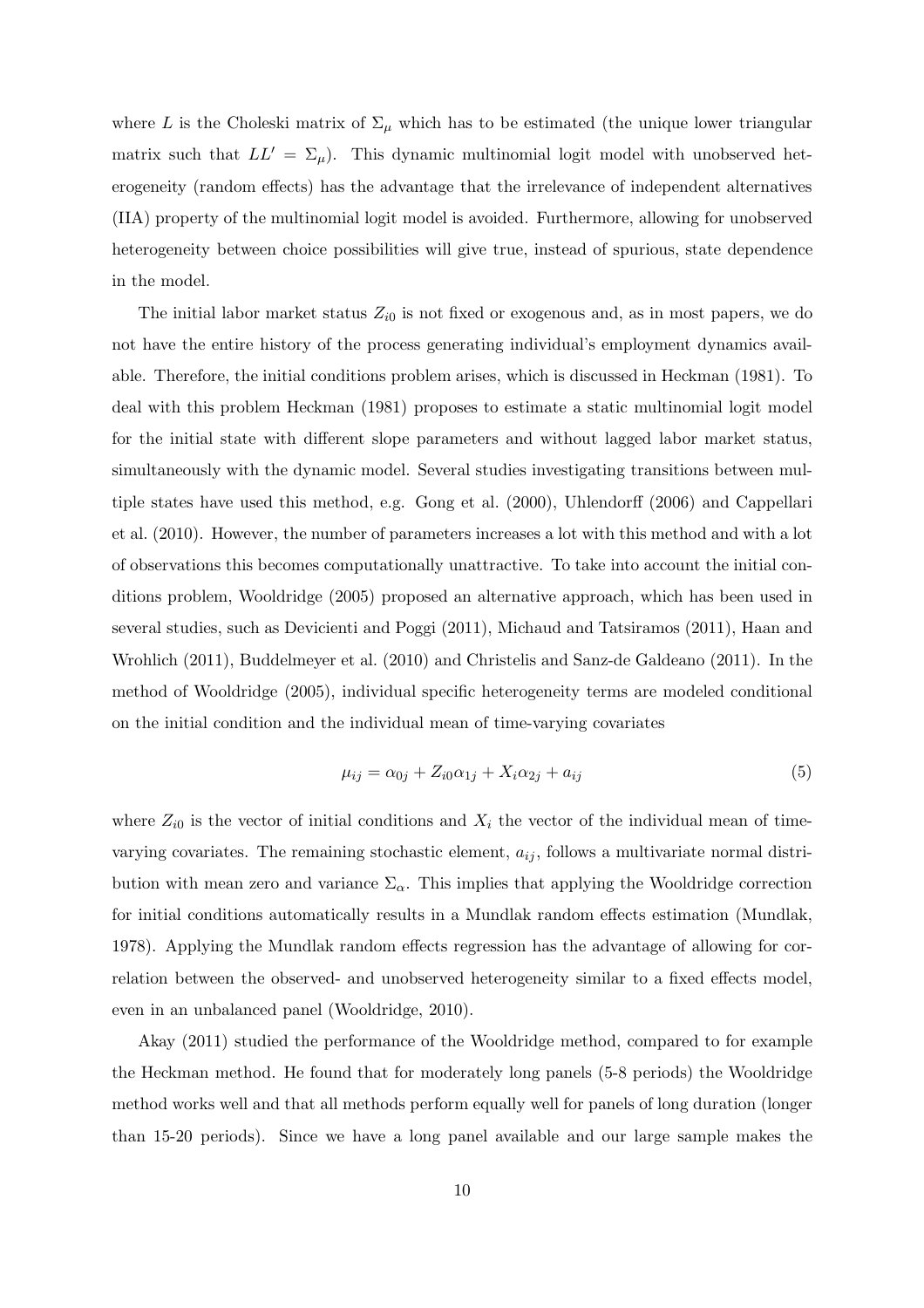where $L$ is the Choleski matrix of $\Sigma_\mu$ which has to be estimated (the unique lower triangular matrix such that $LL' = \Sigma_\mu$). This dynamic multinomial logit model with unobserved heterogeneity (random effects) has the advantage that the irrelevance of independent alternatives (IIA) property of the multinomial logit model is avoided. Furthermore, allowing for unobserved heterogeneity between choice possibilities will give true, instead of spurious, state dependence in the model.

The initial labor market status $Z_{i0}$ is not fixed or exogenous and, as in most papers, we do not have the entire history of the process generating individual's employment dynamics available. Therefore, the initial conditions problem arises, which is discussed in Heckman (1981). To deal with this problem Heckman (1981) proposes to estimate a static multinomial logit model for the initial state with different slope parameters and without lagged labor market status, simultaneously with the dynamic model. Several studies investigating transitions between multiple states have used this method, e.g. Gong et al. (2000), Uhlendorff (2006) and Cappellari et al. (2010). However, the number of parameters increases a lot with this method and with a lot of observations this becomes computationally unattractive. To take into account the initial conditions problem, Wooldridge (2005) proposed an alternative approach, which has been used in several studies, such as Devicienti and Poggi (2011), Michaud and Tatsiramos (2011), Haan and Wrohlich (2011), Buddelmeyer et al. (2010) and Christelis and Sanz-de Galdeano (2011). In the method of Wooldridge (2005), individual specific heterogeneity terms are modeled conditional on the initial condition and the individual mean of time-varying covariates

$$\mu_{ij} = \alpha_{0j} + Z_{i0}\alpha_{1j} + X_i\alpha_{2j} + a_{ij} \tag{5}$$

where $Z_{i0}$ is the vector of initial conditions and $X_i$ the vector of the individual mean of time-varying covariates. The remaining stochastic element, $a_{ij}$, follows a multivariate normal distribution with mean zero and variance $\Sigma_\alpha$. This implies that applying the Wooldridge correction for initial conditions automatically results in a Mundlak random effects estimation (Mundlak, 1978). Applying the Mundlak random effects regression has the advantage of allowing for correlation between the observed- and unobserved heterogeneity similar to a fixed effects model, even in an unbalanced panel (Wooldridge, 2010).

Akay (2011) studied the performance of the Wooldridge method, compared to for example the Heckman method. He found that for moderately long panels (5-8 periods) the Wooldridge method works well and that all methods perform equally well for panels of long duration (longer than 15-20 periods). Since we have a long panel available and our large sample makes the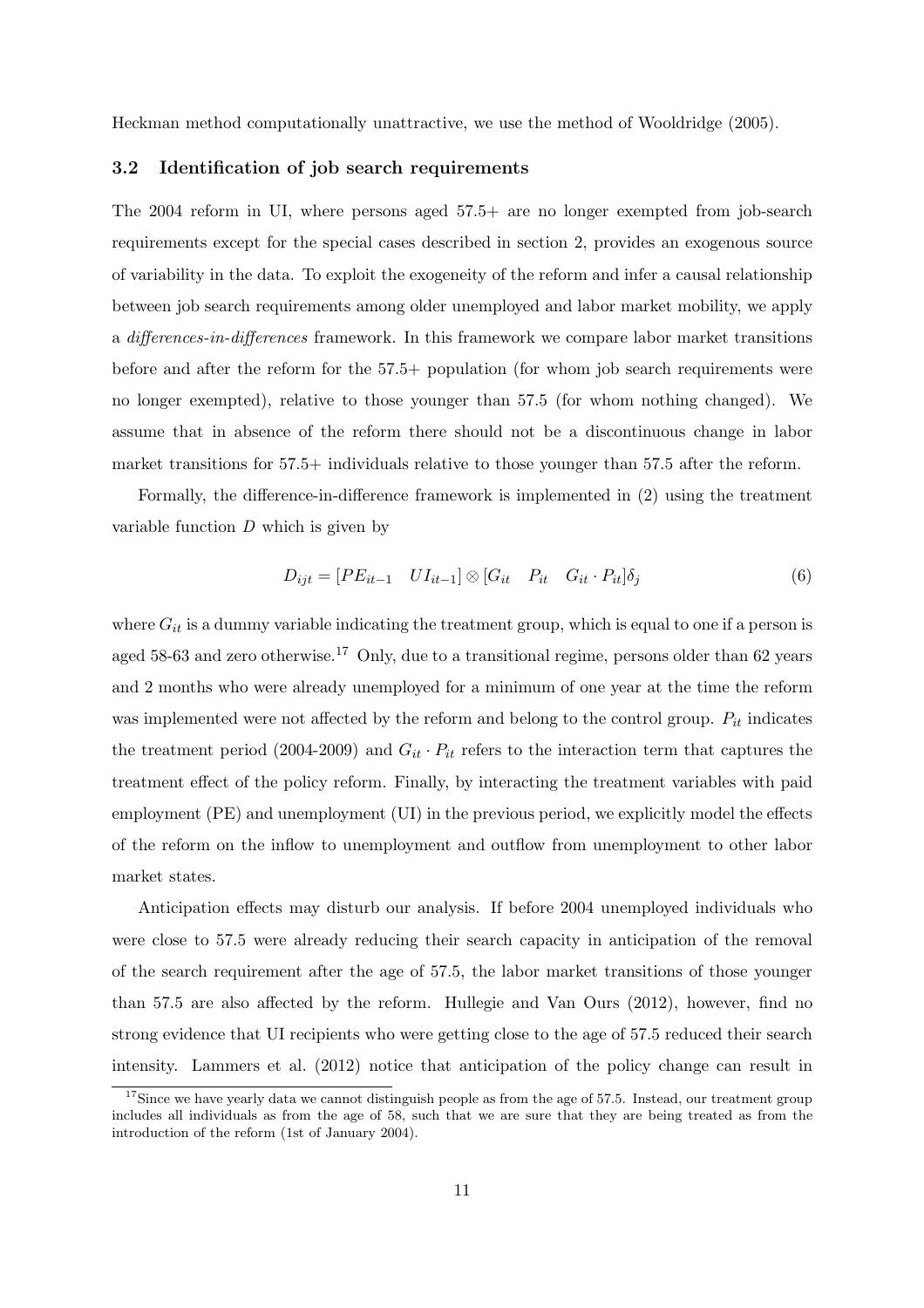Heckman method computationally unattractive, we use the method of Wooldridge (2005).

### 3.2 Identification of job search requirements

The 2004 reform in UI, where persons aged 57.5+ are no longer exempted from job-search requirements except for the special cases described in section 2, provides an exogenous source of variability in the data. To exploit the exogeneity of the reform and infer a causal relationship between job search requirements among older unemployed and labor market mobility, we apply a *differences-in-differences* framework. In this framework we compare labor market transitions before and after the reform for the 57.5+ population (for whom job search requirements were no longer exempted), relative to those younger than 57.5 (for whom nothing changed). We assume that in absence of the reform there should not be a discontinuous change in labor market transitions for 57.5+ individuals relative to those younger than 57.5 after the reform.

Formally, the difference-in-difference framework is implemented in (2) using the treatment variable function $D$ which is given by

$$D_{ijt} = [PE_{it-1} \quad UI_{it-1}] \otimes [G_{it} \quad P_{it} \quad G_{it} \cdot P_{it}]\delta_j \tag{6}$$

where $G_{it}$ is a dummy variable indicating the treatment group, which is equal to one if a person is aged 58-63 and zero otherwise.[17] Only, due to a transitional regime, persons older than 62 years and 2 months who were already unemployed for a minimum of one year at the time the reform was implemented were not affected by the reform and belong to the control group. $P_{it}$ indicates the treatment period (2004-2009) and $G_{it} \cdot P_{it}$ refers to the interaction term that captures the treatment effect of the policy reform. Finally, by interacting the treatment variables with paid employment (PE) and unemployment (UI) in the previous period, we explicitly model the effects of the reform on the inflow to unemployment and outflow from unemployment to other labor market states.

Anticipation effects may disturb our analysis. If before 2004 unemployed individuals who were close to 57.5 were already reducing their search capacity in anticipation of the removal of the search requirement after the age of 57.5, the labor market transitions of those younger than 57.5 are also affected by the reform. Hullegie and Van Ours (2012), however, find no strong evidence that UI recipients who were getting close to the age of 57.5 reduced their search intensity. Lammers et al. (2012) notice that anticipation of the policy change can result in

[17] Since we have yearly data we cannot distinguish people as from the age of 57.5. Instead, our treatment group includes all individuals as from the age of 58, such that we are sure that they are being treated as from the introduction of the reform (1st of January 2004).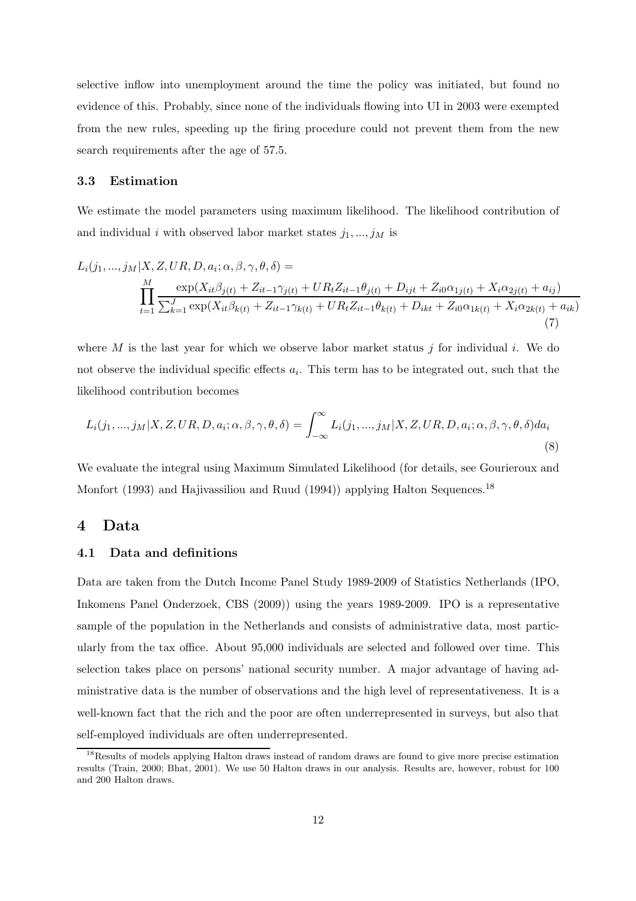selective inflow into unemployment around the time the policy was initiated, but found no evidence of this. Probably, since none of the individuals flowing into UI in 2003 were exempted from the new rules, speeding up the firing procedure could not prevent them from the new search requirements after the age of 57.5.

### 3.3 Estimation

We estimate the model parameters using maximum likelihood. The likelihood contribution of and individual $i$ with observed labor market states $j_1, ..., j_M$ is

$$L_i(j_1, ..., j_M | X, Z, UR, D, a_i; \alpha, \beta, \gamma, \theta, \delta) = \prod_{t=1}^{M} \frac{\exp(X_{it}\beta_{j(t)} + Z_{it-1}\gamma_{j(t)} + UR_t Z_{it-1}\theta_{j(t)} + D_{ijt} + Z_{i0}\alpha_{1j(t)} + X_i\alpha_{2j(t)} + a_{ij})}{\sum_{k=1}^{J} \exp(X_{it}\beta_{k(t)} + Z_{it-1}\gamma_{k(t)} + UR_t Z_{it-1}\theta_{k(t)} + D_{ikt} + Z_{i0}\alpha_{1k(t)} + X_i\alpha_{2k(t)} + a_{ik})} \tag{7}$$

where $M$ is the last year for which we observe labor market status $j$ for individual $i$. We do not observe the individual specific effects $a_i$. This term has to be integrated out, such that the likelihood contribution becomes

$$L_i(j_1, ..., j_M | X, Z, UR, D, a_i; \alpha, \beta, \gamma, \theta, \delta) = \int_{-\infty}^{\infty} L_i(j_1, ..., j_M | X, Z, UR, D, a_i; \alpha, \beta, \gamma, \theta, \delta) da_i \tag{8}$$

We evaluate the integral using Maximum Simulated Likelihood (for details, see Gourieroux and Monfort (1993) and Hajivassiliou and Ruud (1994)) applying Halton Sequences.[18]

## 4 Data

### 4.1 Data and definitions

Data are taken from the Dutch Income Panel Study 1989-2009 of Statistics Netherlands (IPO, Inkomens Panel Onderzoek, CBS (2009)) using the years 1989-2009. IPO is a representative sample of the population in the Netherlands and consists of administrative data, most particularly from the tax office. About 95,000 individuals are selected and followed over time. This selection takes place on persons' national security number. A major advantage of having administrative data is the number of observations and the high level of representativeness. It is a well-known fact that the rich and the poor are often underrepresented in surveys, but also that self-employed individuals are often underrepresented.

[18] Results of models applying Halton draws instead of random draws are found to give more precise estimation results (Train, 2000; Bhat, 2001). We use 50 Halton draws in our analysis. Results are, however, robust for 100 and 200 Halton draws.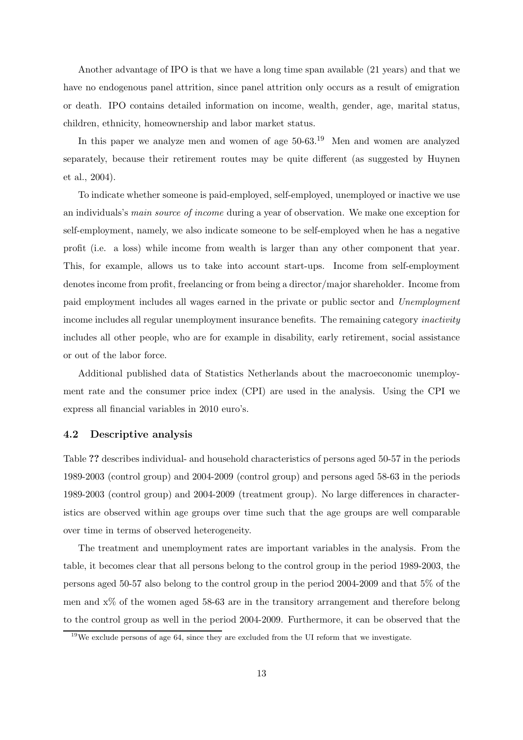Another advantage of IPO is that we have a long time span available (21 years) and that we have no endogenous panel attrition, since panel attrition only occurs as a result of emigration or death. IPO contains detailed information on income, wealth, gender, age, marital status, children, ethnicity, homeownership and labor market status.

In this paper we analyze men and women of age 50-63.[19] Men and women are analyzed separately, because their retirement routes may be quite different (as suggested by Huynen et al., 2004).

To indicate whether someone is paid-employed, self-employed, unemployed or inactive we use an individuals's *main source of income* during a year of observation. We make one exception for self-employment, namely, we also indicate someone to be self-employed when he has a negative profit (i.e. a loss) while income from wealth is larger than any other component that year. This, for example, allows us to take into account start-ups. Income from self-employment denotes income from profit, freelancing or from being a director/major shareholder. Income from paid employment includes all wages earned in the private or public sector and *Unemployment* income includes all regular unemployment insurance benefits. The remaining category *inactivity* includes all other people, who are for example in disability, early retirement, social assistance or out of the labor force.

Additional published data of Statistics Netherlands about the macroeconomic unemployment rate and the consumer price index (CPI) are used in the analysis. Using the CPI we express all financial variables in 2010 euro's.

### 4.2 Descriptive analysis

Table **??** describes individual- and household characteristics of persons aged 50-57 in the periods 1989-2003 (control group) and 2004-2009 (control group) and persons aged 58-63 in the periods 1989-2003 (control group) and 2004-2009 (treatment group). No large differences in characteristics are observed within age groups over time such that the age groups are well comparable over time in terms of observed heterogeneity.

The treatment and unemployment rates are important variables in the analysis. From the table, it becomes clear that all persons belong to the control group in the period 1989-2003, the persons aged 50-57 also belong to the control group in the period 2004-2009 and that 5% of the men and x% of the women aged 58-63 are in the transitory arrangement and therefore belong to the control group as well in the period 2004-2009. Furthermore, it can be observed that the

[19] We exclude persons of age 64, since they are excluded from the UI reform that we investigate.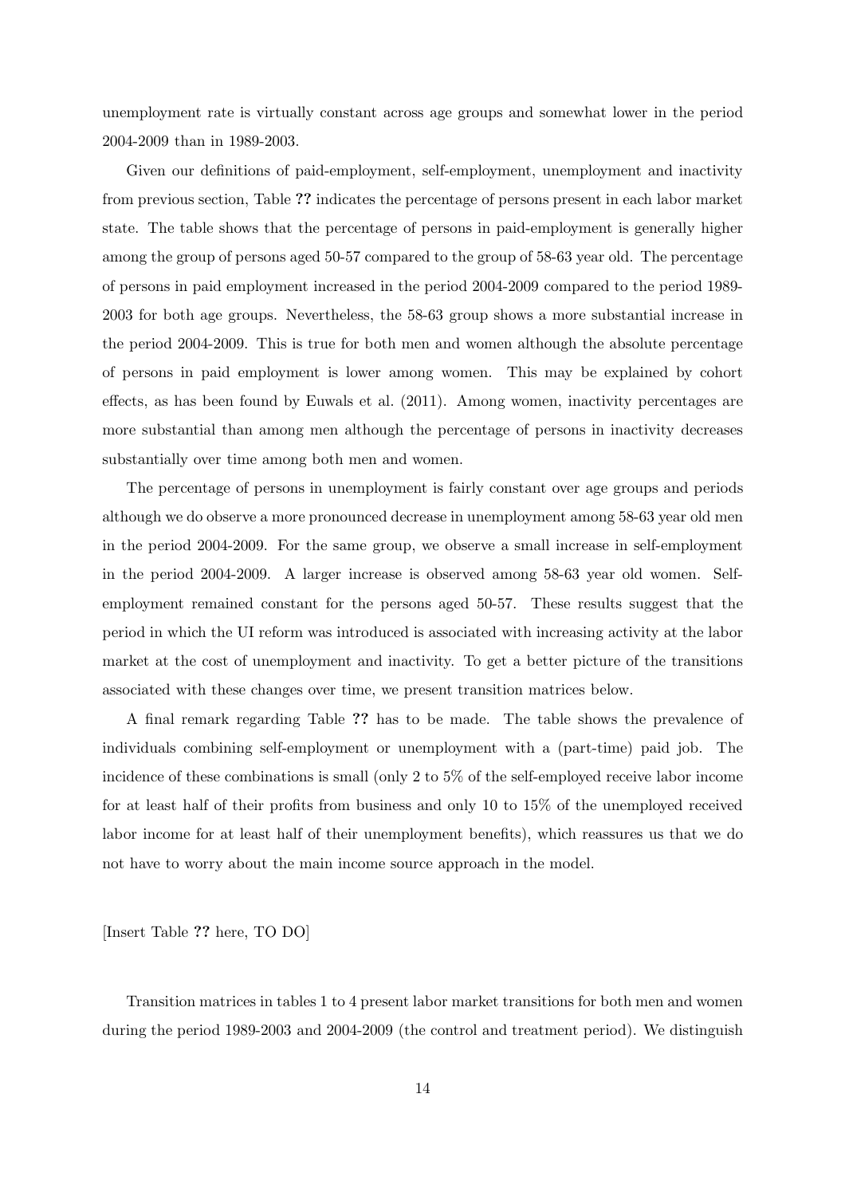unemployment rate is virtually constant across age groups and somewhat lower in the period 2004-2009 than in 1989-2003.

Given our definitions of paid-employment, self-employment, unemployment and inactivity from previous section, Table **??** indicates the percentage of persons present in each labor market state. The table shows that the percentage of persons in paid-employment is generally higher among the group of persons aged 50-57 compared to the group of 58-63 year old. The percentage of persons in paid employment increased in the period 2004-2009 compared to the period 1989-2003 for both age groups. Nevertheless, the 58-63 group shows a more substantial increase in the period 2004-2009. This is true for both men and women although the absolute percentage of persons in paid employment is lower among women. This may be explained by cohort effects, as has been found by Euwals et al. (2011). Among women, inactivity percentages are more substantial than among men although the percentage of persons in inactivity decreases substantially over time among both men and women.

The percentage of persons in unemployment is fairly constant over age groups and periods although we do observe a more pronounced decrease in unemployment among 58-63 year old men in the period 2004-2009. For the same group, we observe a small increase in self-employment in the period 2004-2009. A larger increase is observed among 58-63 year old women. Self-employment remained constant for the persons aged 50-57. These results suggest that the period in which the UI reform was introduced is associated with increasing activity at the labor market at the cost of unemployment and inactivity. To get a better picture of the transitions associated with these changes over time, we present transition matrices below.

A final remark regarding Table **??** has to be made. The table shows the prevalence of individuals combining self-employment or unemployment with a (part-time) paid job. The incidence of these combinations is small (only 2 to 5% of the self-employed receive labor income for at least half of their profits from business and only 10 to 15% of the unemployed received labor income for at least half of their unemployment benefits), which reassures us that we do not have to worry about the main income source approach in the model.

[Insert Table **??** here, TO DO]

Transition matrices in tables 1 to 4 present labor market transitions for both men and women during the period 1989-2003 and 2004-2009 (the control and treatment period). We distinguish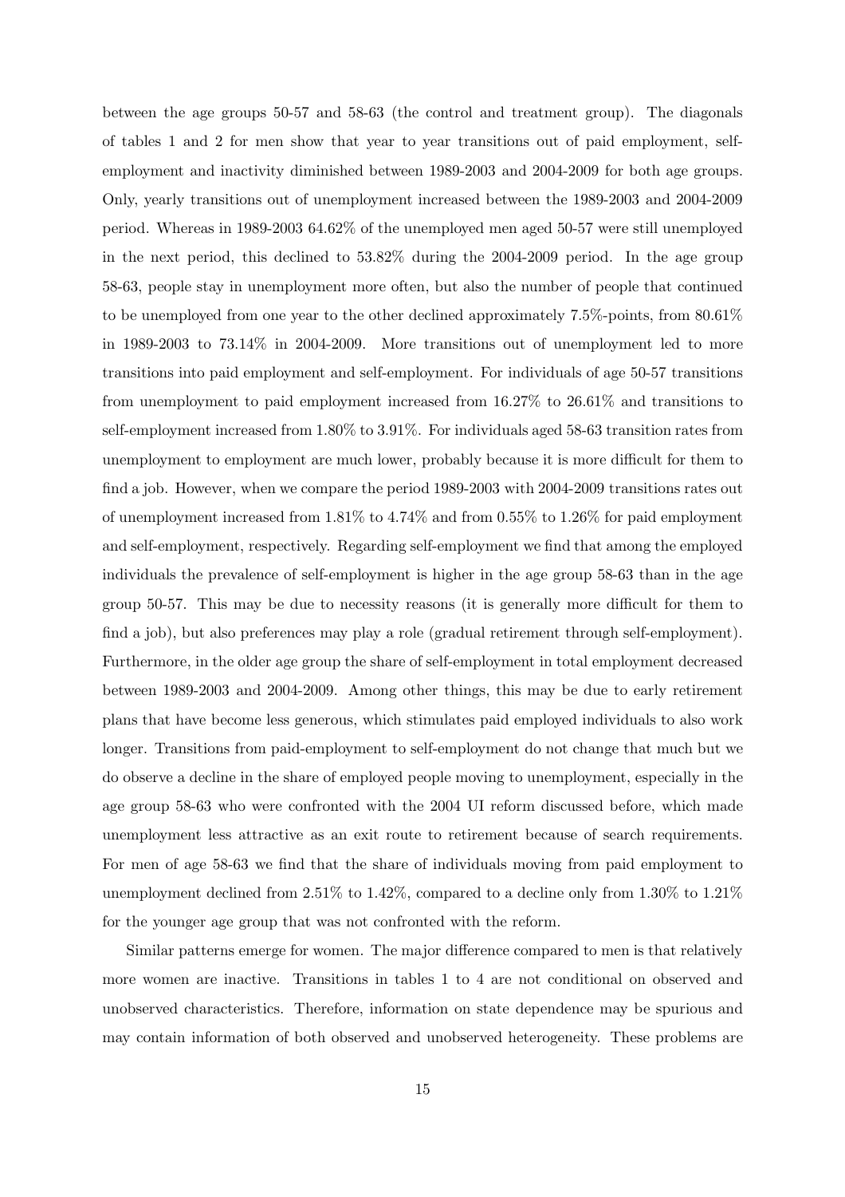between the age groups 50-57 and 58-63 (the control and treatment group). The diagonals of tables 1 and 2 for men show that year to year transitions out of paid employment, self-employment and inactivity diminished between 1989-2003 and 2004-2009 for both age groups. Only, yearly transitions out of unemployment increased between the 1989-2003 and 2004-2009 period. Whereas in 1989-2003 64.62% of the unemployed men aged 50-57 were still unemployed in the next period, this declined to 53.82% during the 2004-2009 period. In the age group 58-63, people stay in unemployment more often, but also the number of people that continued to be unemployed from one year to the other declined approximately 7.5%-points, from 80.61% in 1989-2003 to 73.14% in 2004-2009. More transitions out of unemployment led to more transitions into paid employment and self-employment. For individuals of age 50-57 transitions from unemployment to paid employment increased from 16.27% to 26.61% and transitions to self-employment increased from 1.80% to 3.91%. For individuals aged 58-63 transition rates from unemployment to employment are much lower, probably because it is more difficult for them to find a job. However, when we compare the period 1989-2003 with 2004-2009 transitions rates out of unemployment increased from 1.81% to 4.74% and from 0.55% to 1.26% for paid employment and self-employment, respectively. Regarding self-employment we find that among the employed individuals the prevalence of self-employment is higher in the age group 58-63 than in the age group 50-57. This may be due to necessity reasons (it is generally more difficult for them to find a job), but also preferences may play a role (gradual retirement through self-employment). Furthermore, in the older age group the share of self-employment in total employment decreased between 1989-2003 and 2004-2009. Among other things, this may be due to early retirement plans that have become less generous, which stimulates paid employed individuals to also work longer. Transitions from paid-employment to self-employment do not change that much but we do observe a decline in the share of employed people moving to unemployment, especially in the age group 58-63 who were confronted with the 2004 UI reform discussed before, which made unemployment less attractive as an exit route to retirement because of search requirements. For men of age 58-63 we find that the share of individuals moving from paid employment to unemployment declined from 2.51% to 1.42%, compared to a decline only from 1.30% to 1.21% for the younger age group that was not confronted with the reform.

Similar patterns emerge for women. The major difference compared to men is that relatively more women are inactive. Transitions in tables 1 to 4 are not conditional on observed and unobserved characteristics. Therefore, information on state dependence may be spurious and may contain information of both observed and unobserved heterogeneity. These problems are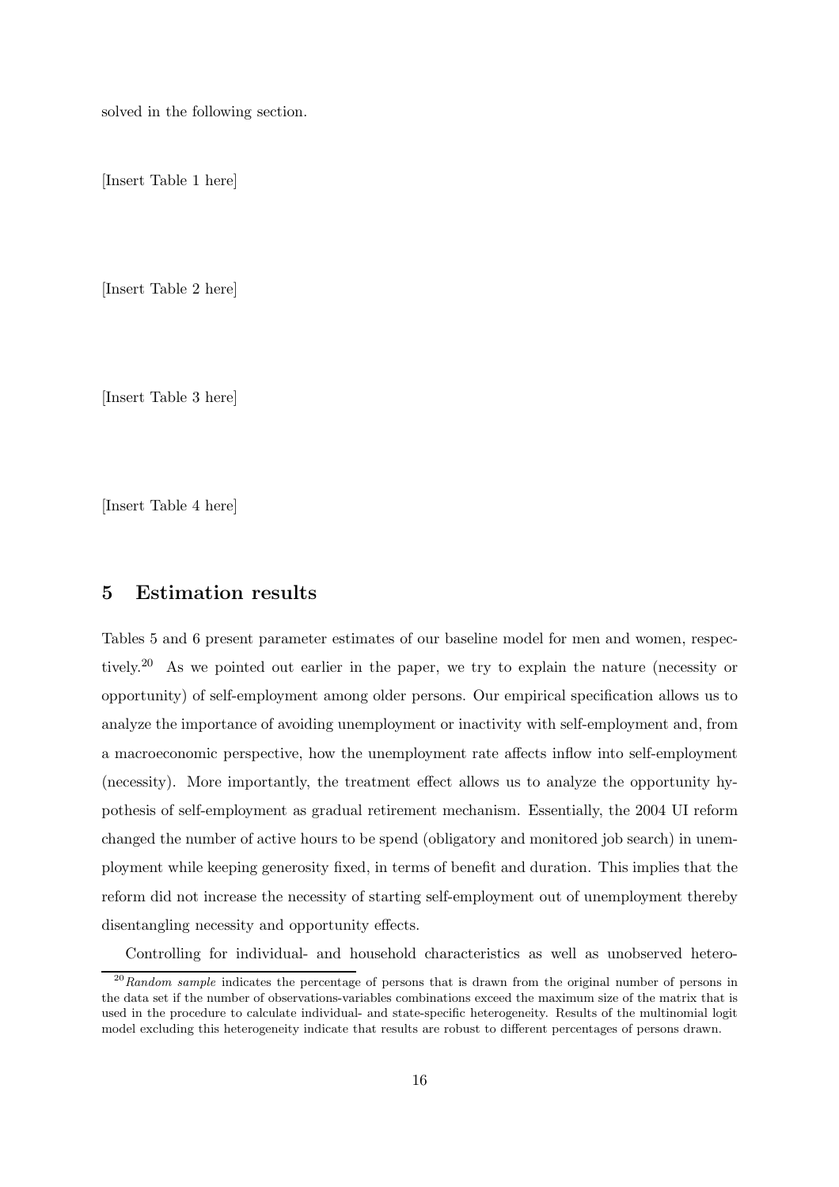solved in the following section.

[Insert Table 1 here]

[Insert Table 2 here]

[Insert Table 3 here]

[Insert Table 4 here]

## 5 Estimation results

Tables 5 and 6 present parameter estimates of our baseline model for men and women, respectively.[20] As we pointed out earlier in the paper, we try to explain the nature (necessity or opportunity) of self-employment among older persons. Our empirical specification allows us to analyze the importance of avoiding unemployment or inactivity with self-employment and, from a macroeconomic perspective, how the unemployment rate affects inflow into self-employment (necessity). More importantly, the treatment effect allows us to analyze the opportunity hypothesis of self-employment as gradual retirement mechanism. Essentially, the 2004 UI reform changed the number of active hours to be spend (obligatory and monitored job search) in unemployment while keeping generosity fixed, in terms of benefit and duration. This implies that the reform did not increase the necessity of starting self-employment out of unemployment thereby disentangling necessity and opportunity effects.

Controlling for individual- and household characteristics as well as unobserved hetero-

[20] *Random sample* indicates the percentage of persons that is drawn from the original number of persons in the data set if the number of observations-variables combinations exceed the maximum size of the matrix that is used in the procedure to calculate individual- and state-specific heterogeneity. Results of the multinomial logit model excluding this heterogeneity indicate that results are robust to different percentages of persons drawn.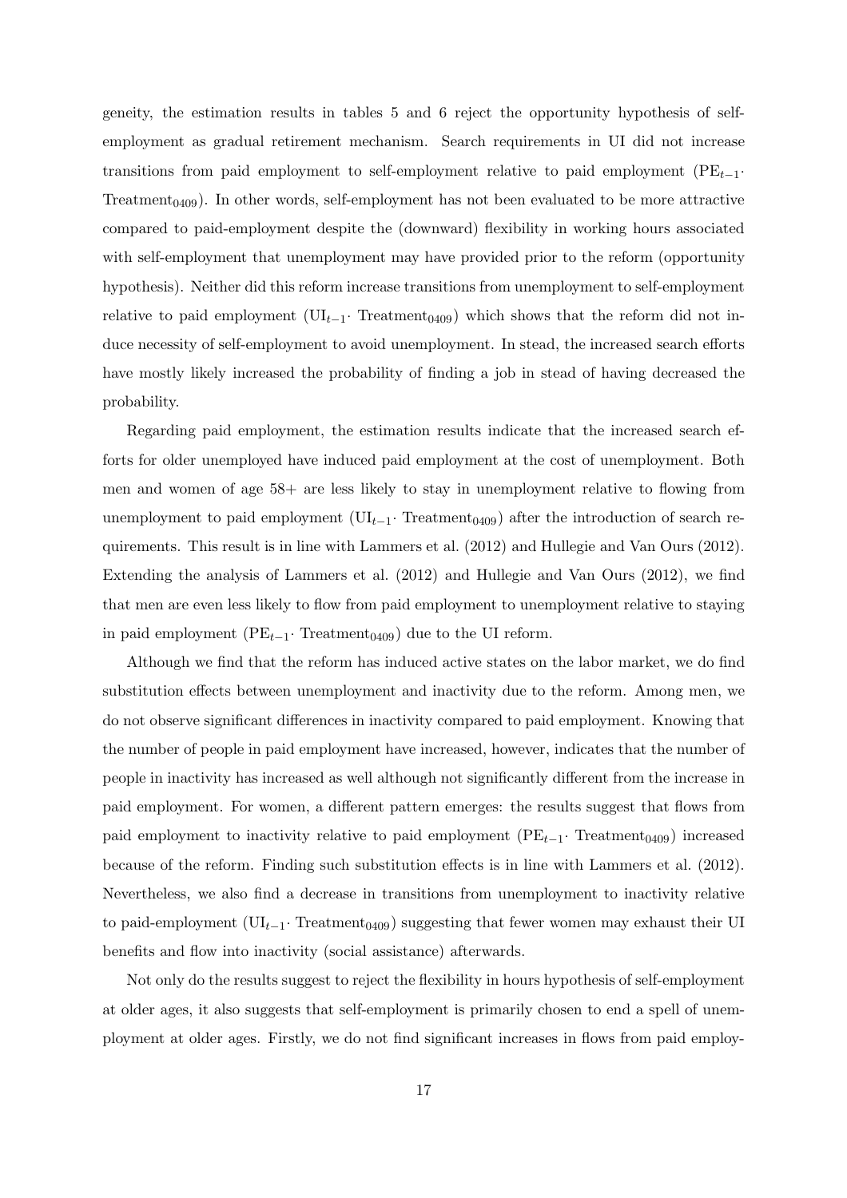geneity, the estimation results in tables 5 and 6 reject the opportunity hypothesis of self-employment as gradual retirement mechanism. Search requirements in UI did not increase transitions from paid employment to self-employment relative to paid employment ($\text{PE}_{t-1}\cdot$ $\text{Treatment}_{0409}$). In other words, self-employment has not been evaluated to be more attractive compared to paid-employment despite the (downward) flexibility in working hours associated with self-employment that unemployment may have provided prior to the reform (opportunity hypothesis). Neither did this reform increase transitions from unemployment to self-employment relative to paid employment ($\text{UI}_{t-1}\cdot$ $\text{Treatment}_{0409}$) which shows that the reform did not induce necessity of self-employment to avoid unemployment. In stead, the increased search efforts have mostly likely increased the probability of finding a job in stead of having decreased the probability.

Regarding paid employment, the estimation results indicate that the increased search efforts for older unemployed have induced paid employment at the cost of unemployment. Both men and women of age 58+ are less likely to stay in unemployment relative to flowing from unemployment to paid employment ($\text{UI}_{t-1}\cdot$ $\text{Treatment}_{0409}$) after the introduction of search requirements. This result is in line with Lammers et al. (2012) and Hullegie and Van Ours (2012). Extending the analysis of Lammers et al. (2012) and Hullegie and Van Ours (2012), we find that men are even less likely to flow from paid employment to unemployment relative to staying in paid employment ($\text{PE}_{t-1}\cdot$ $\text{Treatment}_{0409}$) due to the UI reform.

Although we find that the reform has induced active states on the labor market, we do find substitution effects between unemployment and inactivity due to the reform. Among men, we do not observe significant differences in inactivity compared to paid employment. Knowing that the number of people in paid employment have increased, however, indicates that the number of people in inactivity has increased as well although not significantly different from the increase in paid employment. For women, a different pattern emerges: the results suggest that flows from paid employment to inactivity relative to paid employment ($\text{PE}_{t-1}\cdot$ $\text{Treatment}_{0409}$) increased because of the reform. Finding such substitution effects is in line with Lammers et al. (2012). Nevertheless, we also find a decrease in transitions from unemployment to inactivity relative to paid-employment ($\text{UI}_{t-1}\cdot$ $\text{Treatment}_{0409}$) suggesting that fewer women may exhaust their UI benefits and flow into inactivity (social assistance) afterwards.

Not only do the results suggest to reject the flexibility in hours hypothesis of self-employment at older ages, it also suggests that self-employment is primarily chosen to end a spell of unemployment at older ages. Firstly, we do not find significant increases in flows from paid employ-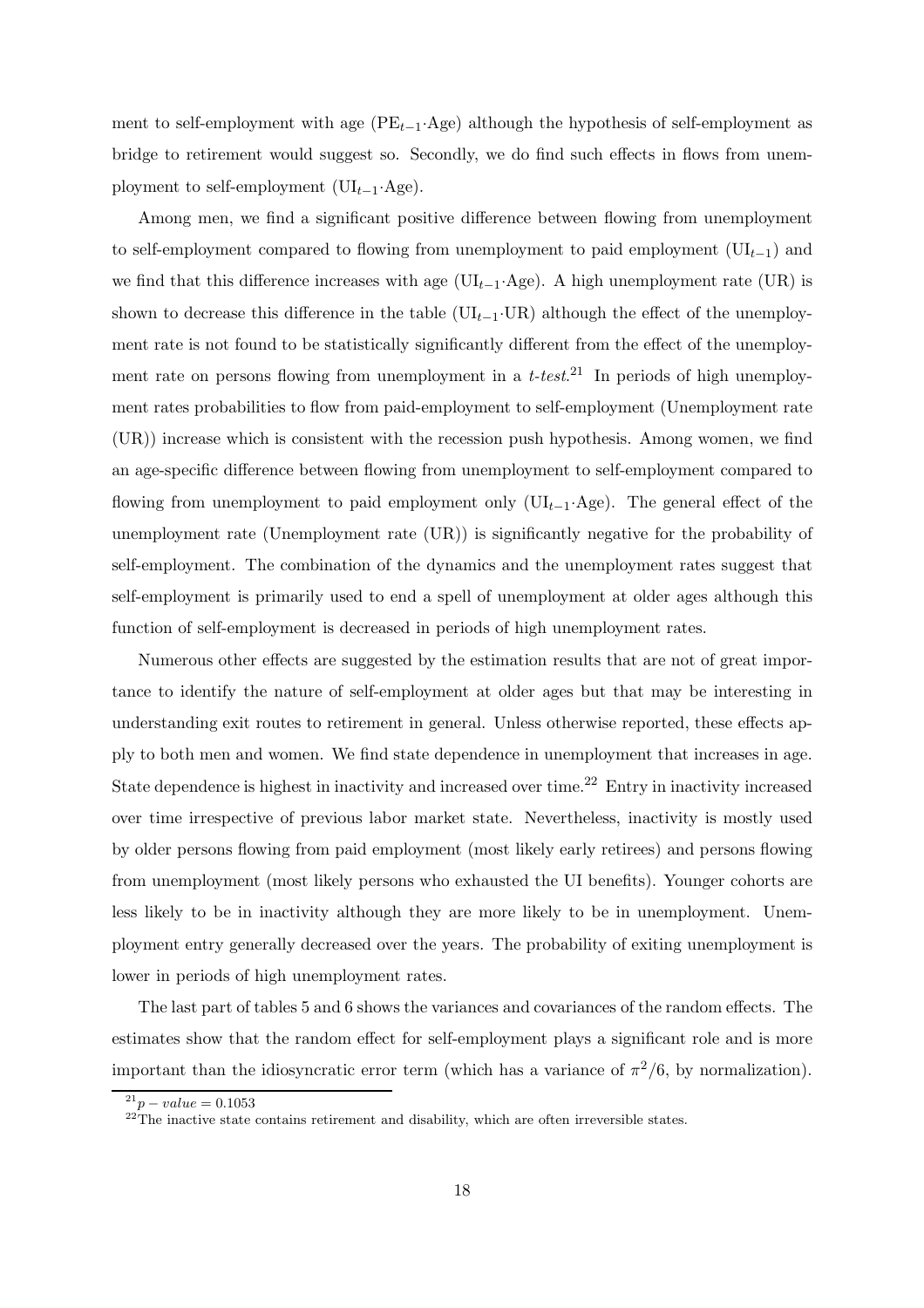ment to self-employment with age ($\text{PE}_{t-1}\cdot\text{Age}$) although the hypothesis of self-employment as bridge to retirement would suggest so. Secondly, we do find such effects in flows from unemployment to self-employment ($\text{UI}_{t-1}\cdot\text{Age}$).

Among men, we find a significant positive difference between flowing from unemployment to self-employment compared to flowing from unemployment to paid employment ($\text{UI}_{t-1}$) and we find that this difference increases with age ($\text{UI}_{t-1}\cdot\text{Age}$). A high unemployment rate (UR) is shown to decrease this difference in the table ($\text{UI}_{t-1}\cdot\text{UR}$) although the effect of the unemployment rate is not found to be statistically significantly different from the effect of the unemployment rate on persons flowing from unemployment in a *t-test*.[21] In periods of high unemployment rates probabilities to flow from paid-employment to self-employment (Unemployment rate (UR)) increase which is consistent with the recession push hypothesis. Among women, we find an age-specific difference between flowing from unemployment to self-employment compared to flowing from unemployment to paid employment only ($\text{UI}_{t-1}\cdot\text{Age}$). The general effect of the unemployment rate (Unemployment rate (UR)) is significantly negative for the probability of self-employment. The combination of the dynamics and the unemployment rates suggest that self-employment is primarily used to end a spell of unemployment at older ages although this function of self-employment is decreased in periods of high unemployment rates.

Numerous other effects are suggested by the estimation results that are not of great importance to identify the nature of self-employment at older ages but that may be interesting in understanding exit routes to retirement in general. Unless otherwise reported, these effects apply to both men and women. We find state dependence in unemployment that increases in age. State dependence is highest in inactivity and increased over time.[22] Entry in inactivity increased over time irrespective of previous labor market state. Nevertheless, inactivity is mostly used by older persons flowing from paid employment (most likely early retirees) and persons flowing from unemployment (most likely persons who exhausted the UI benefits). Younger cohorts are less likely to be in inactivity although they are more likely to be in unemployment. Unemployment entry generally decreased over the years. The probability of exiting unemployment is lower in periods of high unemployment rates.

The last part of tables 5 and 6 shows the variances and covariances of the random effects. The estimates show that the random effect for self-employment plays a significant role and is more important than the idiosyncratic error term (which has a variance of $\pi^2/6$, by normalization).

[21] $p - value = 0.1053$

[22] The inactive state contains retirement and disability, which are often irreversible states.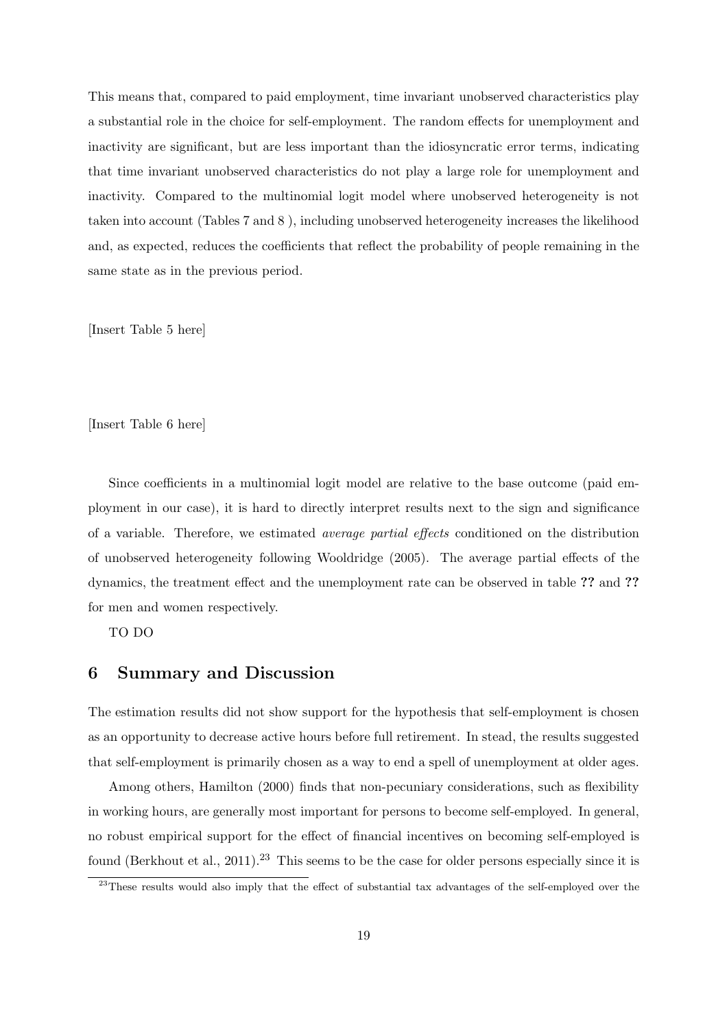This means that, compared to paid employment, time invariant unobserved characteristics play a substantial role in the choice for self-employment. The random effects for unemployment and inactivity are significant, but are less important than the idiosyncratic error terms, indicating that time invariant unobserved characteristics do not play a large role for unemployment and inactivity. Compared to the multinomial logit model where unobserved heterogeneity is not taken into account (Tables 7 and 8 ), including unobserved heterogeneity increases the likelihood and, as expected, reduces the coefficients that reflect the probability of people remaining in the same state as in the previous period.

[Insert Table 5 here]

[Insert Table 6 here]

Since coefficients in a multinomial logit model are relative to the base outcome (paid employment in our case), it is hard to directly interpret results next to the sign and significance of a variable. Therefore, we estimated *average partial effects* conditioned on the distribution of unobserved heterogeneity following Wooldridge (2005). The average partial effects of the dynamics, the treatment effect and the unemployment rate can be observed in table **??** and **??** for men and women respectively.

TO DO

## 6 Summary and Discussion

The estimation results did not show support for the hypothesis that self-employment is chosen as an opportunity to decrease active hours before full retirement. In stead, the results suggested that self-employment is primarily chosen as a way to end a spell of unemployment at older ages.

Among others, Hamilton (2000) finds that non-pecuniary considerations, such as flexibility in working hours, are generally most important for persons to become self-employed. In general, no robust empirical support for the effect of financial incentives on becoming self-employed is found (Berkhout et al., 2011).[23] This seems to be the case for older persons especially since it is

[23] These results would also imply that the effect of substantial tax advantages of the self-employed over the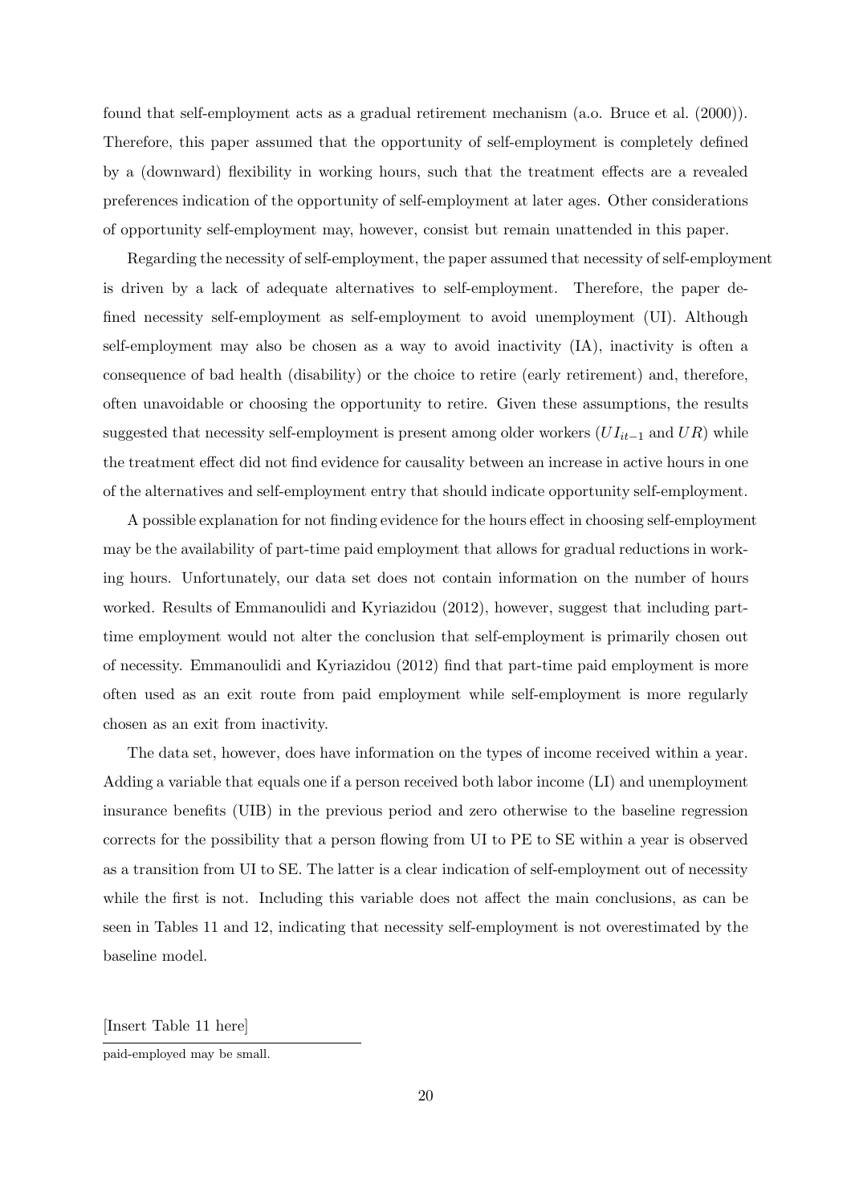found that self-employment acts as a gradual retirement mechanism (a.o. Bruce et al. (2000)). Therefore, this paper assumed that the opportunity of self-employment is completely defined by a (downward) flexibility in working hours, such that the treatment effects are a revealed preferences indication of the opportunity of self-employment at later ages. Other considerations of opportunity self-employment may, however, consist but remain unattended in this paper.

Regarding the necessity of self-employment, the paper assumed that necessity of self-employment is driven by a lack of adequate alternatives to self-employment. Therefore, the paper defined necessity self-employment as self-employment to avoid unemployment (UI). Although self-employment may also be chosen as a way to avoid inactivity (IA), inactivity is often a consequence of bad health (disability) or the choice to retire (early retirement) and, therefore, often unavoidable or choosing the opportunity to retire. Given these assumptions, the results suggested that necessity self-employment is present among older workers ($UI_{it-1}$ and $UR$) while the treatment effect did not find evidence for causality between an increase in active hours in one of the alternatives and self-employment entry that should indicate opportunity self-employment.

A possible explanation for not finding evidence for the hours effect in choosing self-employment may be the availability of part-time paid employment that allows for gradual reductions in working hours. Unfortunately, our data set does not contain information on the number of hours worked. Results of Emmanoulidi and Kyriazidou (2012), however, suggest that including part-time employment would not alter the conclusion that self-employment is primarily chosen out of necessity. Emmanoulidi and Kyriazidou (2012) find that part-time paid employment is more often used as an exit route from paid employment while self-employment is more regularly chosen as an exit from inactivity.

The data set, however, does have information on the types of income received within a year. Adding a variable that equals one if a person received both labor income (LI) and unemployment insurance benefits (UIB) in the previous period and zero otherwise to the baseline regression corrects for the possibility that a person flowing from UI to PE to SE within a year is observed as a transition from UI to SE. The latter is a clear indication of self-employment out of necessity while the first is not. Including this variable does not affect the main conclusions, as can be seen in Tables 11 and 12, indicating that necessity self-employment is not overestimated by the baseline model.

[Insert Table 11 here]

paid-employed may be small.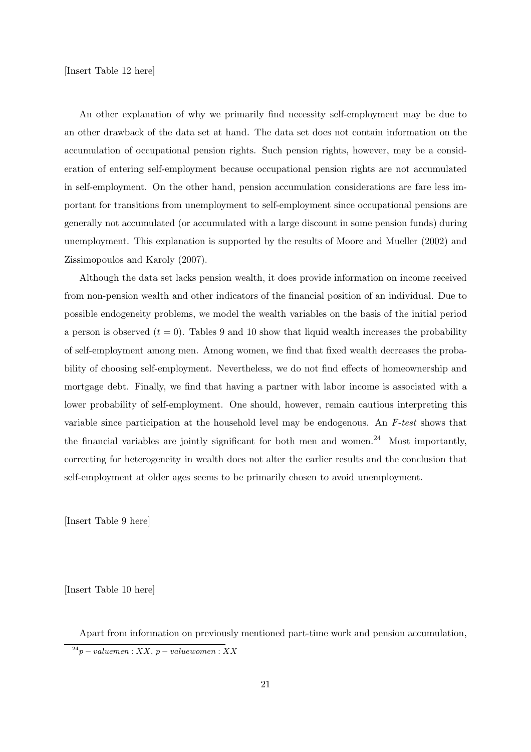[Insert Table 12 here]

An other explanation of why we primarily find necessity self-employment may be due to an other drawback of the data set at hand. The data set does not contain information on the accumulation of occupational pension rights. Such pension rights, however, may be a consideration of entering self-employment because occupational pension rights are not accumulated in self-employment. On the other hand, pension accumulation considerations are fare less important for transitions from unemployment to self-employment since occupational pensions are generally not accumulated (or accumulated with a large discount in some pension funds) during unemployment. This explanation is supported by the results of Moore and Mueller (2002) and Zissimopoulos and Karoly (2007).

Although the data set lacks pension wealth, it does provide information on income received from non-pension wealth and other indicators of the financial position of an individual. Due to possible endogeneity problems, we model the wealth variables on the basis of the initial period a person is observed ($t = 0$). Tables 9 and 10 show that liquid wealth increases the probability of self-employment among men. Among women, we find that fixed wealth decreases the probability of choosing self-employment. Nevertheless, we do not find effects of homeownership and mortgage debt. Finally, we find that having a partner with labor income is associated with a lower probability of self-employment. One should, however, remain cautious interpreting this variable since participation at the household level may be endogenous. An *F-test* shows that the financial variables are jointly significant for both men and women.[24] Most importantly, correcting for heterogeneity in wealth does not alter the earlier results and the conclusion that self-employment at older ages seems to be primarily chosen to avoid unemployment.

[Insert Table 9 here]

[Insert Table 10 here]

Apart from information on previously mentioned part-time work and pension accumulation,

[24] $p - valuemen : XX$, $p - valuewomen : XX$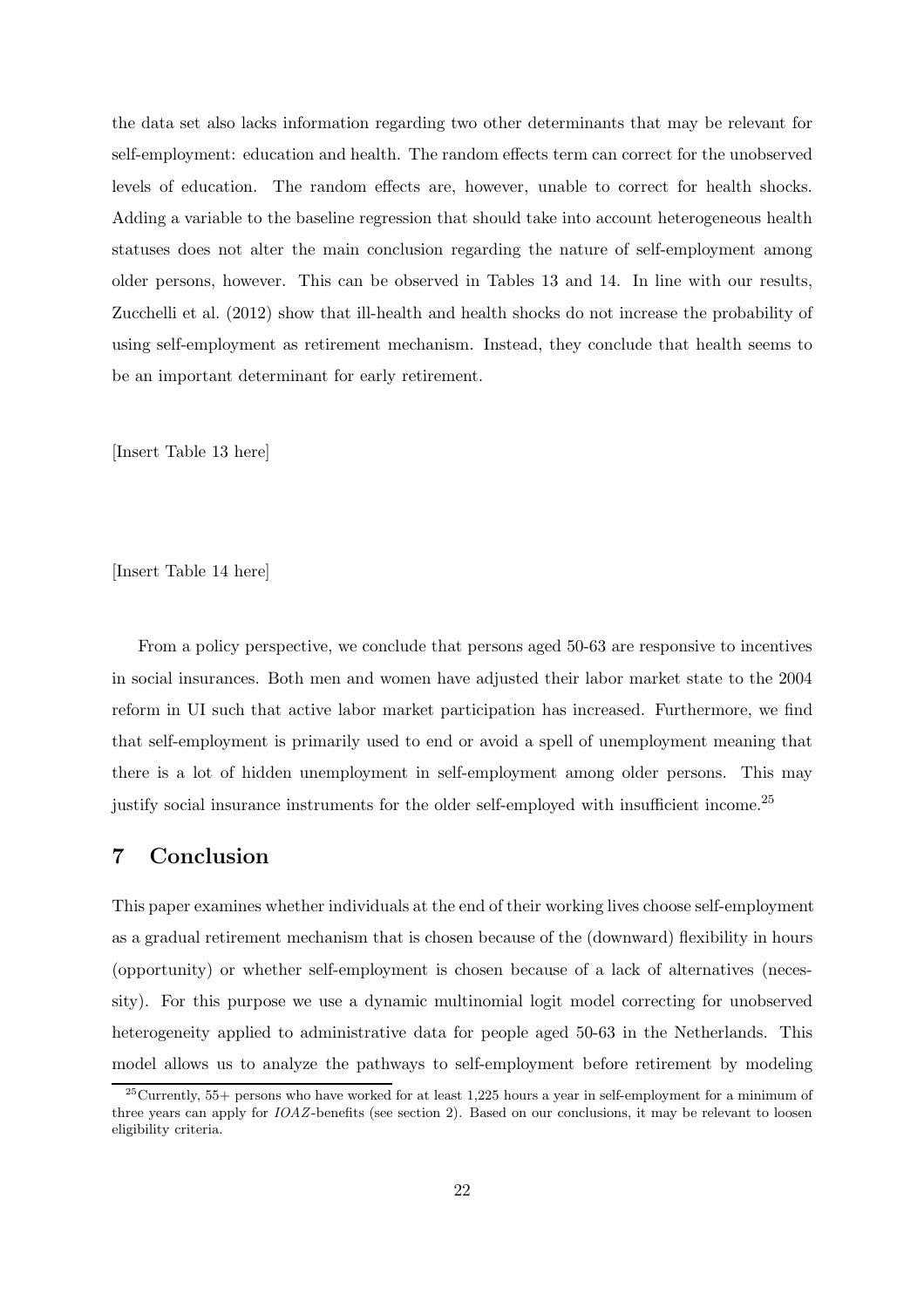the data set also lacks information regarding two other determinants that may be relevant for self-employment: education and health. The random effects term can correct for the unobserved levels of education. The random effects are, however, unable to correct for health shocks. Adding a variable to the baseline regression that should take into account heterogeneous health statuses does not alter the main conclusion regarding the nature of self-employment among older persons, however. This can be observed in Tables 13 and 14. In line with our results, Zucchelli et al. (2012) show that ill-health and health shocks do not increase the probability of using self-employment as retirement mechanism. Instead, they conclude that health seems to be an important determinant for early retirement.

[Insert Table 13 here]

[Insert Table 14 here]

From a policy perspective, we conclude that persons aged 50-63 are responsive to incentives in social insurances. Both men and women have adjusted their labor market state to the 2004 reform in UI such that active labor market participation has increased. Furthermore, we find that self-employment is primarily used to end or avoid a spell of unemployment meaning that there is a lot of hidden unemployment in self-employment among older persons. This may justify social insurance instruments for the older self-employed with insufficient income.[25]

## 7 Conclusion

This paper examines whether individuals at the end of their working lives choose self-employment as a gradual retirement mechanism that is chosen because of the (downward) flexibility in hours (opportunity) or whether self-employment is chosen because of a lack of alternatives (necessity). For this purpose we use a dynamic multinomial logit model correcting for unobserved heterogeneity applied to administrative data for people aged 50-63 in the Netherlands. This model allows us to analyze the pathways to self-employment before retirement by modeling

[25] Currently, 55+ persons who have worked for at least 1,225 hours a year in self-employment for a minimum of three years can apply for *IOAZ*-benefits (see section 2). Based on our conclusions, it may be relevant to loosen eligibility criteria.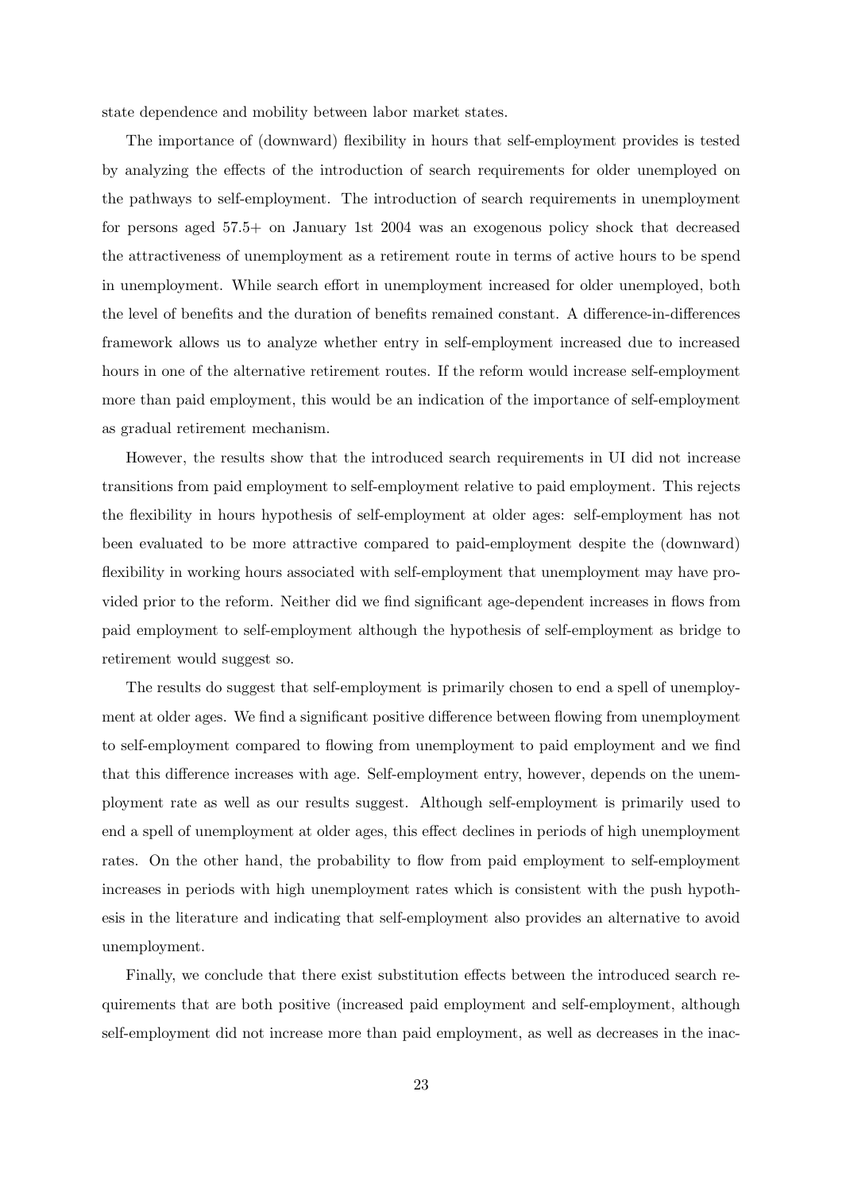state dependence and mobility between labor market states.

The importance of (downward) flexibility in hours that self-employment provides is tested by analyzing the effects of the introduction of search requirements for older unemployed on the pathways to self-employment. The introduction of search requirements in unemployment for persons aged 57.5+ on January 1st 2004 was an exogenous policy shock that decreased the attractiveness of unemployment as a retirement route in terms of active hours to be spend in unemployment. While search effort in unemployment increased for older unemployed, both the level of benefits and the duration of benefits remained constant. A difference-in-differences framework allows us to analyze whether entry in self-employment increased due to increased hours in one of the alternative retirement routes. If the reform would increase self-employment more than paid employment, this would be an indication of the importance of self-employment as gradual retirement mechanism.

However, the results show that the introduced search requirements in UI did not increase transitions from paid employment to self-employment relative to paid employment. This rejects the flexibility in hours hypothesis of self-employment at older ages: self-employment has not been evaluated to be more attractive compared to paid-employment despite the (downward) flexibility in working hours associated with self-employment that unemployment may have provided prior to the reform. Neither did we find significant age-dependent increases in flows from paid employment to self-employment although the hypothesis of self-employment as bridge to retirement would suggest so.

The results do suggest that self-employment is primarily chosen to end a spell of unemployment at older ages. We find a significant positive difference between flowing from unemployment to self-employment compared to flowing from unemployment to paid employment and we find that this difference increases with age. Self-employment entry, however, depends on the unemployment rate as well as our results suggest. Although self-employment is primarily used to end a spell of unemployment at older ages, this effect declines in periods of high unemployment rates. On the other hand, the probability to flow from paid employment to self-employment increases in periods with high unemployment rates which is consistent with the push hypothesis in the literature and indicating that self-employment also provides an alternative to avoid unemployment.

Finally, we conclude that there exist substitution effects between the introduced search requirements that are both positive (increased paid employment and self-employment, although self-employment did not increase more than paid employment, as well as decreases in the inac-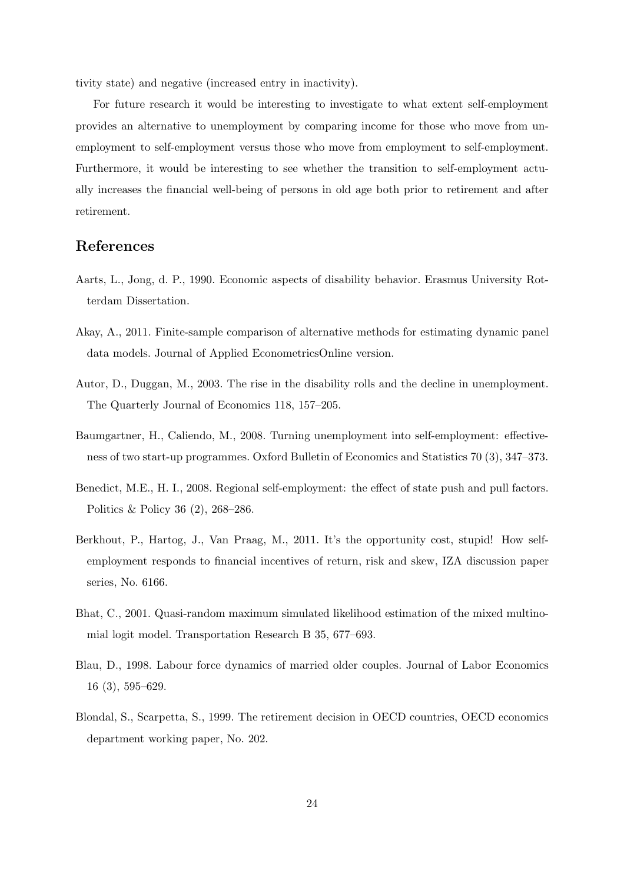tivity state) and negative (increased entry in inactivity).

For future research it would be interesting to investigate to what extent self-employment provides an alternative to unemployment by comparing income for those who move from unemployment to self-employment versus those who move from employment to self-employment. Furthermore, it would be interesting to see whether the transition to self-employment actually increases the financial well-being of persons in old age both prior to retirement and after retirement.

## References

Aarts, L., Jong, d. P., 1990. Economic aspects of disability behavior. Erasmus University Rotterdam Dissertation.

Akay, A., 2011. Finite-sample comparison of alternative methods for estimating dynamic panel data models. Journal of Applied EconometricsOnline version.

Autor, D., Duggan, M., 2003. The rise in the disability rolls and the decline in unemployment. The Quarterly Journal of Economics 118, 157–205.

Baumgartner, H., Caliendo, M., 2008. Turning unemployment into self-employment: effectiveness of two start-up programmes. Oxford Bulletin of Economics and Statistics 70 (3), 347–373.

Benedict, M.E., H. I., 2008. Regional self-employment: the effect of state push and pull factors. Politics & Policy 36 (2), 268–286.

Berkhout, P., Hartog, J., Van Praag, M., 2011. It's the opportunity cost, stupid! How self-employment responds to financial incentives of return, risk and skew, IZA discussion paper series, No. 6166.

Bhat, C., 2001. Quasi-random maximum simulated likelihood estimation of the mixed multinomial logit model. Transportation Research B 35, 677–693.

Blau, D., 1998. Labour force dynamics of married older couples. Journal of Labor Economics 16 (3), 595–629.

Blondal, S., Scarpetta, S., 1999. The retirement decision in OECD countries, OECD economics department working paper, No. 202.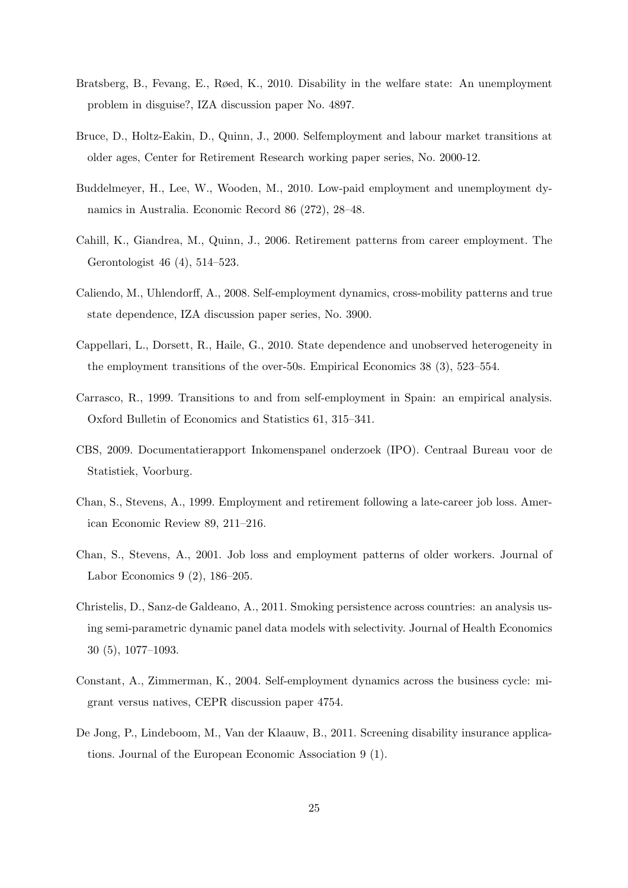Bratsberg, B., Fevang, E., Røed, K., 2010. Disability in the welfare state: An unemployment problem in disguise?, IZA discussion paper No. 4897.

Bruce, D., Holtz-Eakin, D., Quinn, J., 2000. Selfemployment and labour market transitions at older ages, Center for Retirement Research working paper series, No. 2000-12.

Buddelmeyer, H., Lee, W., Wooden, M., 2010. Low-paid employment and unemployment dynamics in Australia. Economic Record 86 (272), 28–48.

Cahill, K., Giandrea, M., Quinn, J., 2006. Retirement patterns from career employment. The Gerontologist 46 (4), 514–523.

Caliendo, M., Uhlendorff, A., 2008. Self-employment dynamics, cross-mobility patterns and true state dependence, IZA discussion paper series, No. 3900.

Cappellari, L., Dorsett, R., Haile, G., 2010. State dependence and unobserved heterogeneity in the employment transitions of the over-50s. Empirical Economics 38 (3), 523–554.

Carrasco, R., 1999. Transitions to and from self-employment in Spain: an empirical analysis. Oxford Bulletin of Economics and Statistics 61, 315–341.

CBS, 2009. Documentatierapport Inkomenspanel onderzoek (IPO). Centraal Bureau voor de Statistiek, Voorburg.

Chan, S., Stevens, A., 1999. Employment and retirement following a late-career job loss. American Economic Review 89, 211–216.

Chan, S., Stevens, A., 2001. Job loss and employment patterns of older workers. Journal of Labor Economics 9 (2), 186–205.

Christelis, D., Sanz-de Galdeano, A., 2011. Smoking persistence across countries: an analysis using semi-parametric dynamic panel data models with selectivity. Journal of Health Economics 30 (5), 1077–1093.

Constant, A., Zimmerman, K., 2004. Self-employment dynamics across the business cycle: migrant versus natives, CEPR discussion paper 4754.

De Jong, P., Lindeboom, M., Van der Klaauw, B., 2011. Screening disability insurance applications. Journal of the European Economic Association 9 (1).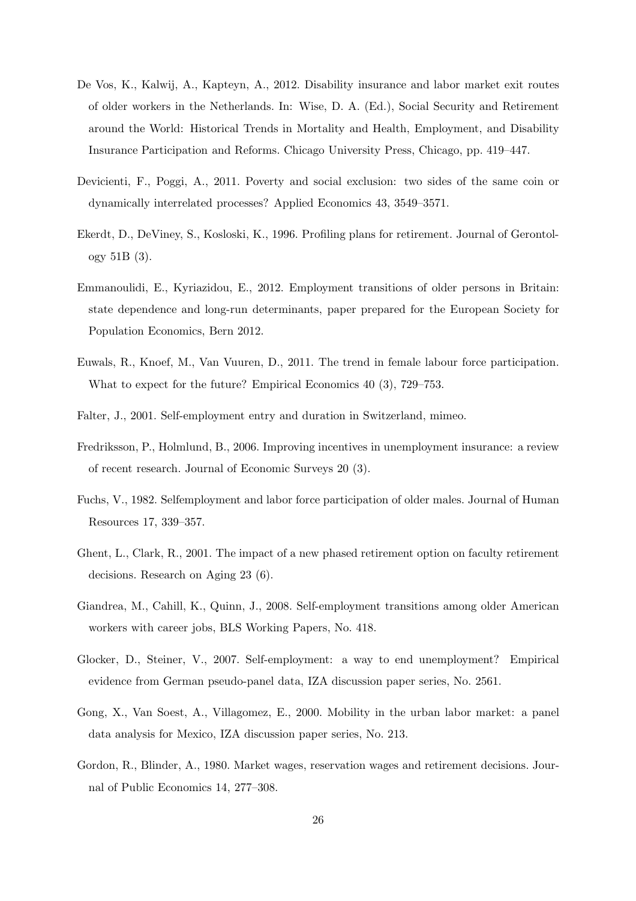De Vos, K., Kalwij, A., Kapteyn, A., 2012. Disability insurance and labor market exit routes of older workers in the Netherlands. In: Wise, D. A. (Ed.), Social Security and Retirement around the World: Historical Trends in Mortality and Health, Employment, and Disability Insurance Participation and Reforms. Chicago University Press, Chicago, pp. 419–447.

Devicienti, F., Poggi, A., 2011. Poverty and social exclusion: two sides of the same coin or dynamically interrelated processes? Applied Economics 43, 3549–3571.

Ekerdt, D., DeViney, S., Kosloski, K., 1996. Profiling plans for retirement. Journal of Gerontology 51B (3).

Emmanoulidi, E., Kyriazidou, E., 2012. Employment transitions of older persons in Britain: state dependence and long-run determinants, paper prepared for the European Society for Population Economics, Bern 2012.

Euwals, R., Knoef, M., Van Vuuren, D., 2011. The trend in female labour force participation. What to expect for the future? Empirical Economics 40 (3), 729–753.

Falter, J., 2001. Self-employment entry and duration in Switzerland, mimeo.

Fredriksson, P., Holmlund, B., 2006. Improving incentives in unemployment insurance: a review of recent research. Journal of Economic Surveys 20 (3).

Fuchs, V., 1982. Selfemployment and labor force participation of older males. Journal of Human Resources 17, 339–357.

Ghent, L., Clark, R., 2001. The impact of a new phased retirement option on faculty retirement decisions. Research on Aging 23 (6).

Giandrea, M., Cahill, K., Quinn, J., 2008. Self-employment transitions among older American workers with career jobs, BLS Working Papers, No. 418.

Glocker, D., Steiner, V., 2007. Self-employment: a way to end unemployment? Empirical evidence from German pseudo-panel data, IZA discussion paper series, No. 2561.

Gong, X., Van Soest, A., Villagomez, E., 2000. Mobility in the urban labor market: a panel data analysis for Mexico, IZA discussion paper series, No. 213.

Gordon, R., Blinder, A., 1980. Market wages, reservation wages and retirement decisions. Journal of Public Economics 14, 277–308.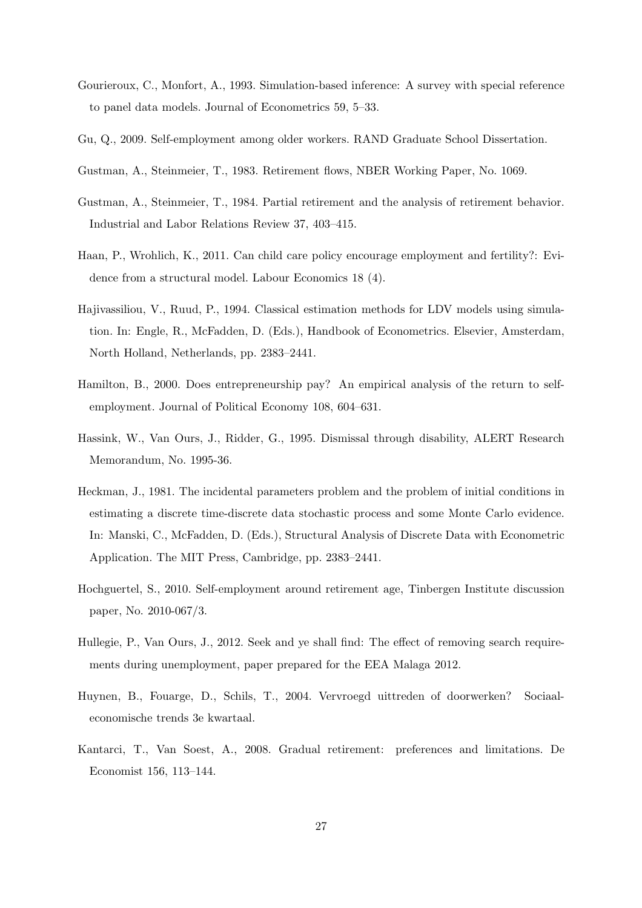Gourieroux, C., Monfort, A., 1993. Simulation-based inference: A survey with special reference to panel data models. Journal of Econometrics 59, 5–33.

Gu, Q., 2009. Self-employment among older workers. RAND Graduate School Dissertation.

Gustman, A., Steinmeier, T., 1983. Retirement flows, NBER Working Paper, No. 1069.

Gustman, A., Steinmeier, T., 1984. Partial retirement and the analysis of retirement behavior. Industrial and Labor Relations Review 37, 403–415.

Haan, P., Wrohlich, K., 2011. Can child care policy encourage employment and fertility?: Evidence from a structural model. Labour Economics 18 (4).

Hajivassiliou, V., Ruud, P., 1994. Classical estimation methods for LDV models using simulation. In: Engle, R., McFadden, D. (Eds.), Handbook of Econometrics. Elsevier, Amsterdam, North Holland, Netherlands, pp. 2383–2441.

Hamilton, B., 2000. Does entrepreneurship pay? An empirical analysis of the return to self-employment. Journal of Political Economy 108, 604–631.

Hassink, W., Van Ours, J., Ridder, G., 1995. Dismissal through disability, ALERT Research Memorandum, No. 1995-36.

Heckman, J., 1981. The incidental parameters problem and the problem of initial conditions in estimating a discrete time-discrete data stochastic process and some Monte Carlo evidence. In: Manski, C., McFadden, D. (Eds.), Structural Analysis of Discrete Data with Econometric Application. The MIT Press, Cambridge, pp. 2383–2441.

Hochguertel, S., 2010. Self-employment around retirement age, Tinbergen Institute discussion paper, No. 2010-067/3.

Hullegie, P., Van Ours, J., 2012. Seek and ye shall find: The effect of removing search requirements during unemployment, paper prepared for the EEA Malaga 2012.

Huynen, B., Fouarge, D., Schils, T., 2004. Vervroegd uittreden of doorwerken? Sociaal-economische trends 3e kwartaal.

Kantarci, T., Van Soest, A., 2008. Gradual retirement: preferences and limitations. De Economist 156, 113–144.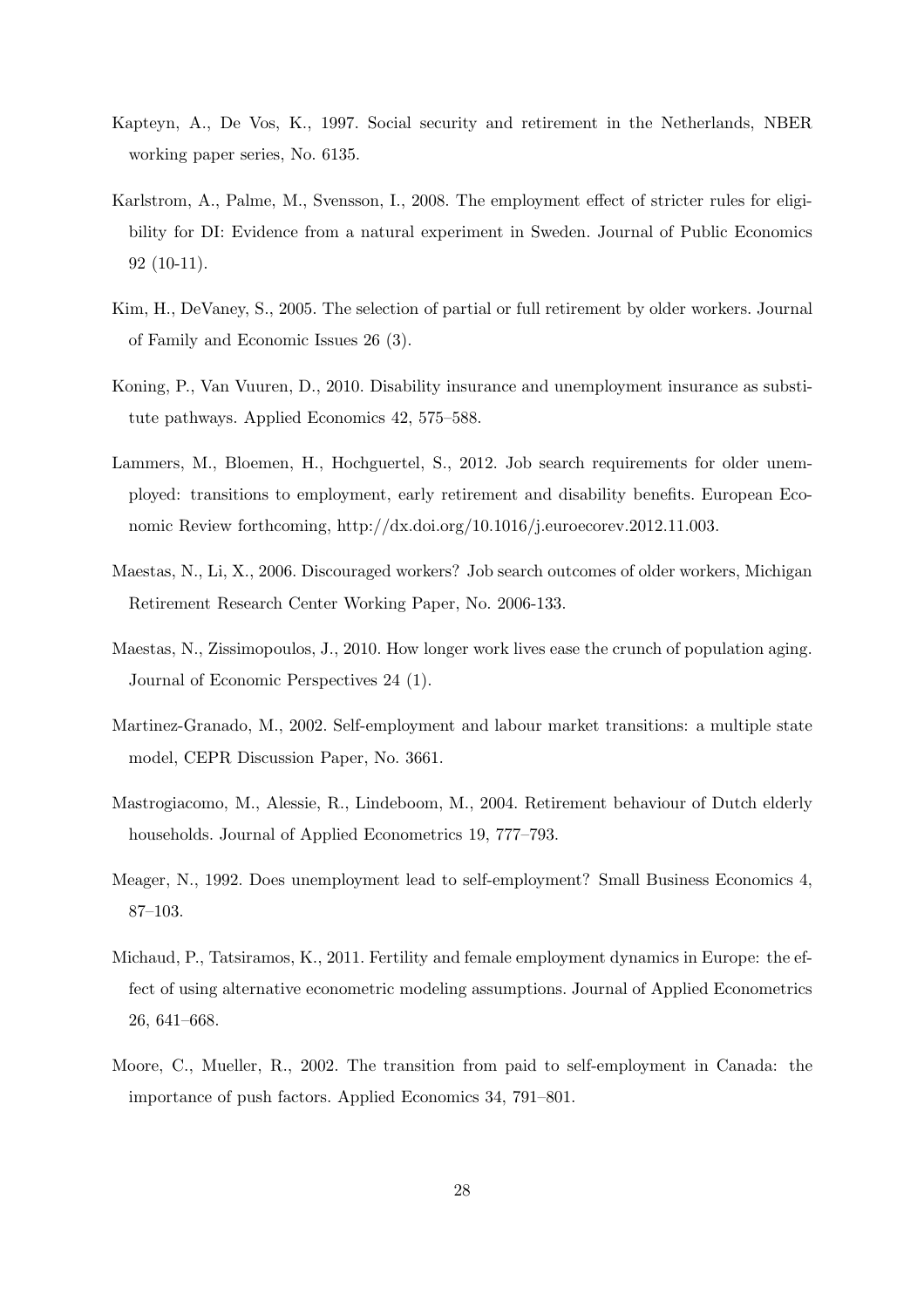Kapteyn, A., De Vos, K., 1997. Social security and retirement in the Netherlands, NBER working paper series, No. 6135.

Karlstrom, A., Palme, M., Svensson, I., 2008. The employment effect of stricter rules for eligibility for DI: Evidence from a natural experiment in Sweden. Journal of Public Economics 92 (10-11).

Kim, H., DeVaney, S., 2005. The selection of partial or full retirement by older workers. Journal of Family and Economic Issues 26 (3).

Koning, P., Van Vuuren, D., 2010. Disability insurance and unemployment insurance as substitute pathways. Applied Economics 42, 575–588.

Lammers, M., Bloemen, H., Hochguertel, S., 2012. Job search requirements for older unemployed: transitions to employment, early retirement and disability benefits. European Economic Review forthcoming, http://dx.doi.org/10.1016/j.euroecorev.2012.11.003.

Maestas, N., Li, X., 2006. Discouraged workers? Job search outcomes of older workers, Michigan Retirement Research Center Working Paper, No. 2006-133.

Maestas, N., Zissimopoulos, J., 2010. How longer work lives ease the crunch of population aging. Journal of Economic Perspectives 24 (1).

Martinez-Granado, M., 2002. Self-employment and labour market transitions: a multiple state model, CEPR Discussion Paper, No. 3661.

Mastrogiacomo, M., Alessie, R., Lindeboom, M., 2004. Retirement behaviour of Dutch elderly households. Journal of Applied Econometrics 19, 777–793.

Meager, N., 1992. Does unemployment lead to self-employment? Small Business Economics 4, 87–103.

Michaud, P., Tatsiramos, K., 2011. Fertility and female employment dynamics in Europe: the effect of using alternative econometric modeling assumptions. Journal of Applied Econometrics 26, 641–668.

Moore, C., Mueller, R., 2002. The transition from paid to self-employment in Canada: the importance of push factors. Applied Economics 34, 791–801.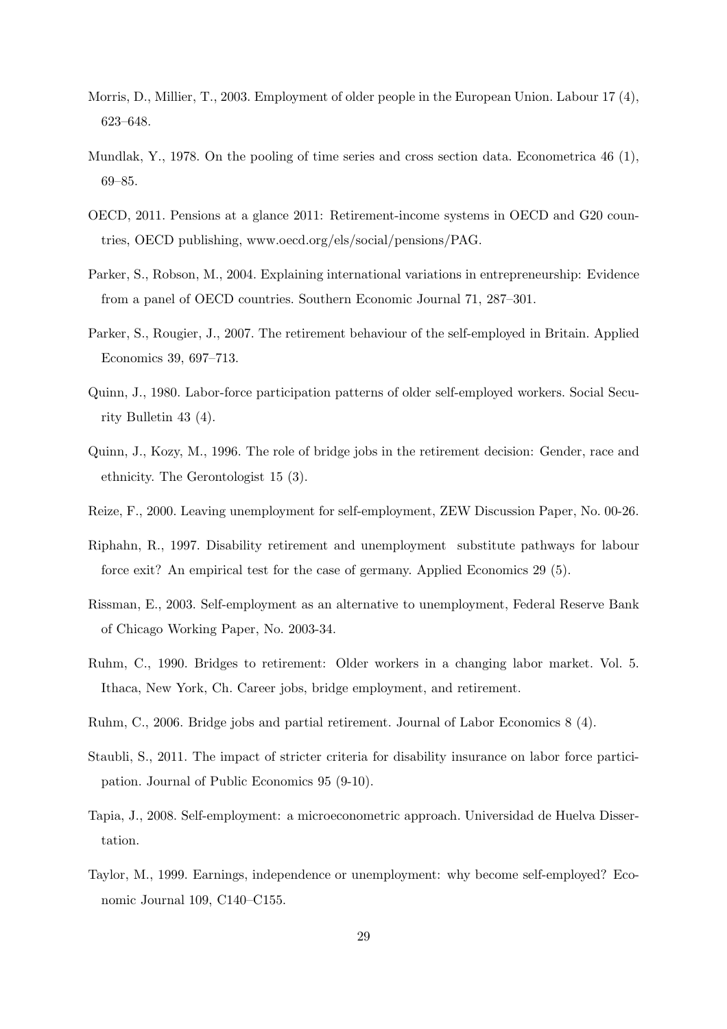Morris, D., Millier, T., 2003. Employment of older people in the European Union. Labour 17 (4), 623–648.

Mundlak, Y., 1978. On the pooling of time series and cross section data. Econometrica 46 (1), 69–85.

OECD, 2011. Pensions at a glance 2011: Retirement-income systems in OECD and G20 countries, OECD publishing, www.oecd.org/els/social/pensions/PAG.

Parker, S., Robson, M., 2004. Explaining international variations in entrepreneurship: Evidence from a panel of OECD countries. Southern Economic Journal 71, 287–301.

Parker, S., Rougier, J., 2007. The retirement behaviour of the self-employed in Britain. Applied Economics 39, 697–713.

Quinn, J., 1980. Labor-force participation patterns of older self-employed workers. Social Security Bulletin 43 (4).

Quinn, J., Kozy, M., 1996. The role of bridge jobs in the retirement decision: Gender, race and ethnicity. The Gerontologist 15 (3).

Reize, F., 2000. Leaving unemployment for self-employment, ZEW Discussion Paper, No. 00-26.

Riphahn, R., 1997. Disability retirement and unemployment substitute pathways for labour force exit? An empirical test for the case of germany. Applied Economics 29 (5).

Rissman, E., 2003. Self-employment as an alternative to unemployment, Federal Reserve Bank of Chicago Working Paper, No. 2003-34.

Ruhm, C., 1990. Bridges to retirement: Older workers in a changing labor market. Vol. 5. Ithaca, New York, Ch. Career jobs, bridge employment, and retirement.

Ruhm, C., 2006. Bridge jobs and partial retirement. Journal of Labor Economics 8 (4).

Staubli, S., 2011. The impact of stricter criteria for disability insurance on labor force participation. Journal of Public Economics 95 (9-10).

Tapia, J., 2008. Self-employment: a microeconometric approach. Universidad de Huelva Dissertation.

Taylor, M., 1999. Earnings, independence or unemployment: why become self-employed? Economic Journal 109, C140–C155.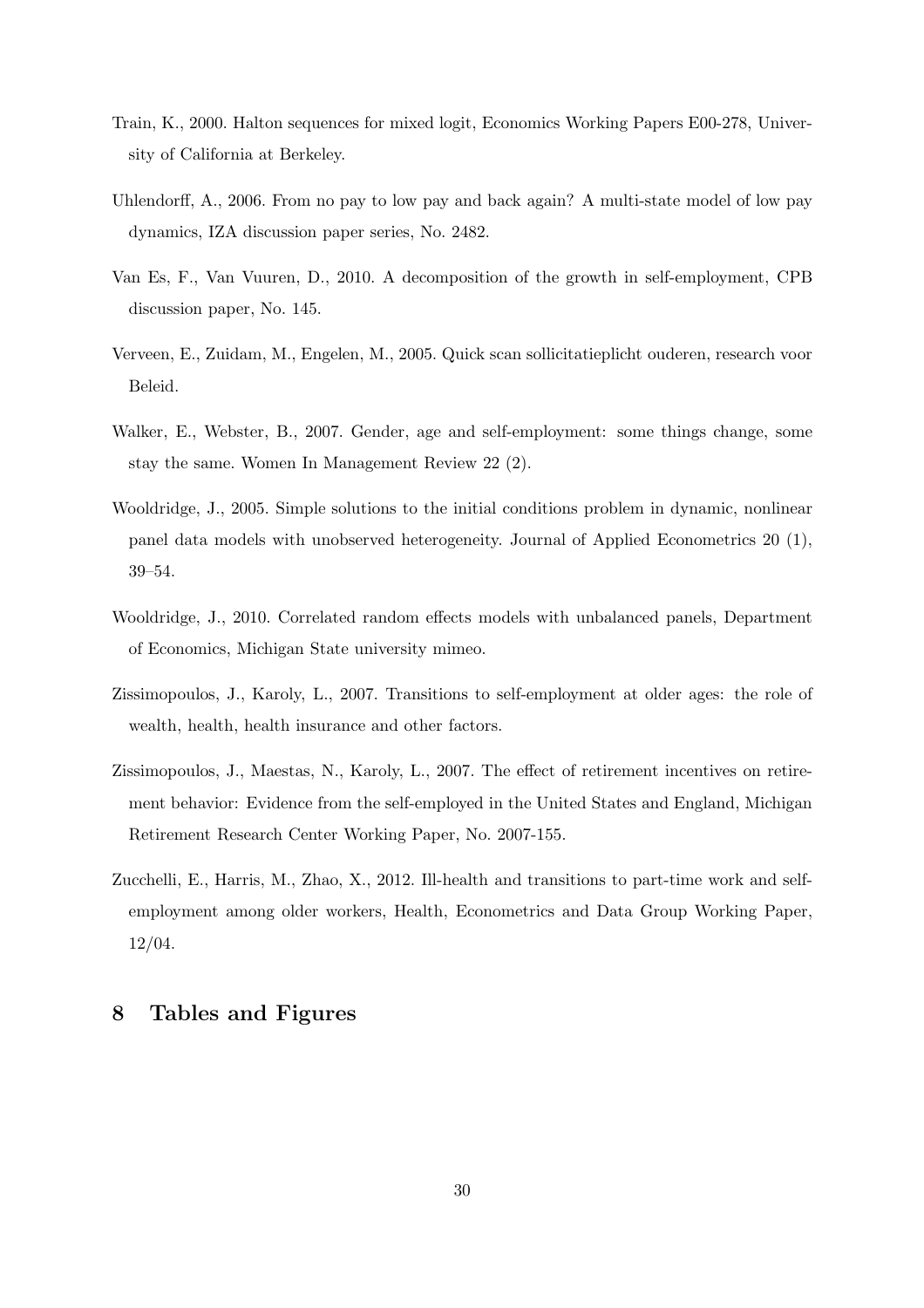Train, K., 2000. Halton sequences for mixed logit, Economics Working Papers E00-278, University of California at Berkeley.

Uhlendorff, A., 2006. From no pay to low pay and back again? A multi-state model of low pay dynamics, IZA discussion paper series, No. 2482.

Van Es, F., Van Vuuren, D., 2010. A decomposition of the growth in self-employment, CPB discussion paper, No. 145.

Verveen, E., Zuidam, M., Engelen, M., 2005. Quick scan sollicitatieplicht ouderen, research voor Beleid.

Walker, E., Webster, B., 2007. Gender, age and self-employment: some things change, some stay the same. Women In Management Review 22 (2).

Wooldridge, J., 2005. Simple solutions to the initial conditions problem in dynamic, nonlinear panel data models with unobserved heterogeneity. Journal of Applied Econometrics 20 (1), 39–54.

Wooldridge, J., 2010. Correlated random effects models with unbalanced panels, Department of Economics, Michigan State university mimeo.

Zissimopoulos, J., Karoly, L., 2007. Transitions to self-employment at older ages: the role of wealth, health, health insurance and other factors.

Zissimopoulos, J., Maestas, N., Karoly, L., 2007. The effect of retirement incentives on retirement behavior: Evidence from the self-employed in the United States and England, Michigan Retirement Research Center Working Paper, No. 2007-155.

Zucchelli, E., Harris, M., Zhao, X., 2012. Ill-health and transitions to part-time work and self-employment among older workers, Health, Econometrics and Data Group Working Paper, 12/04.

# 8 Tables and Figures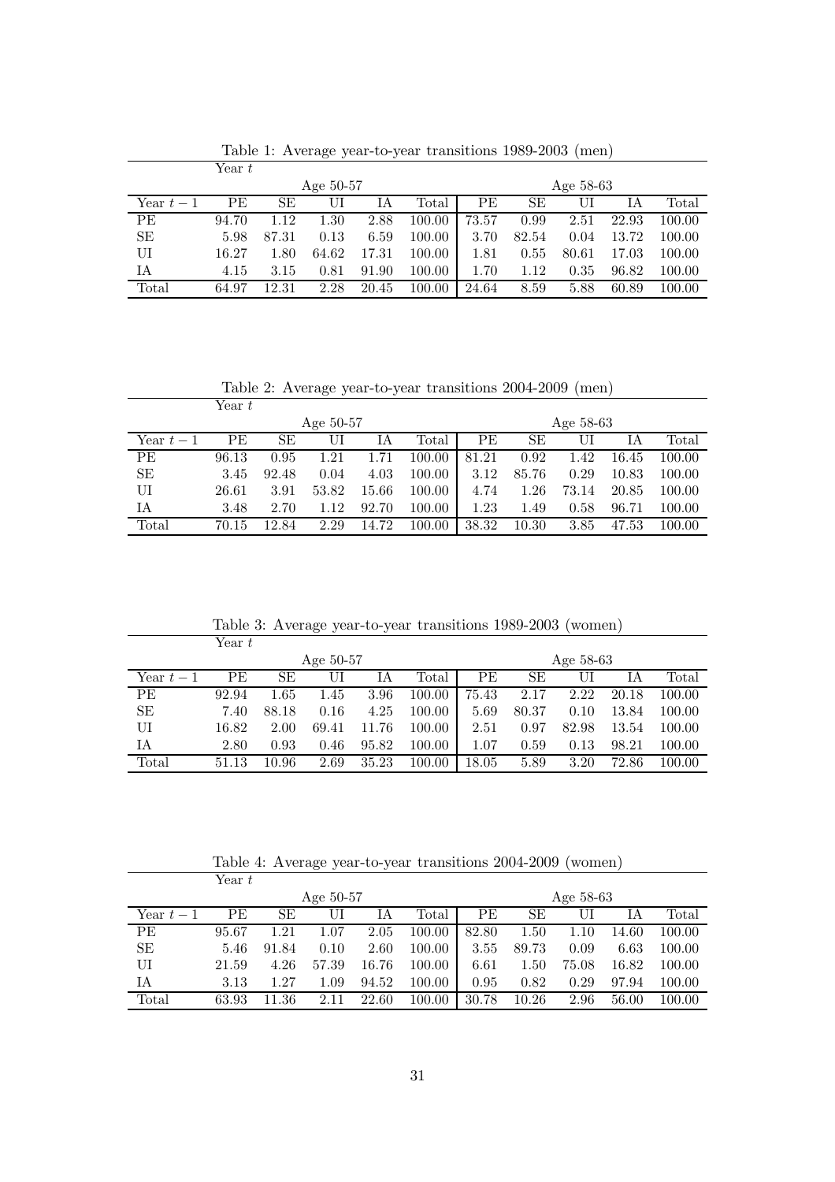Table 1: Average year-to-year transitions 1989-2003 (men)

| | Year $t$ | | | | | | | | | |
|---|---|---|---|---|---|---|---|---|---|---|
| | Age 50-57 | | | | | Age 58-63 | | | | |
| Year $t-1$ | PE | SE | UI | IA | Total | PE | SE | UI | IA | Total |
| PE | 94.70 | 1.12 | 1.30 | 2.88 | 100.00 | 73.57 | 0.99 | 2.51 | 22.93 | 100.00 |
| SE | 5.98 | 87.31 | 0.13 | 6.59 | 100.00 | 3.70 | 82.54 | 0.04 | 13.72 | 100.00 |
| UI | 16.27 | 1.80 | 64.62 | 17.31 | 100.00 | 1.81 | 0.55 | 80.61 | 17.03 | 100.00 |
| IA | 4.15 | 3.15 | 0.81 | 91.90 | 100.00 | 1.70 | 1.12 | 0.35 | 96.82 | 100.00 |
| Total | 64.97 | 12.31 | 2.28 | 20.45 | 100.00 | 24.64 | 8.59 | 5.88 | 60.89 | 100.00 |

Table 2: Average year-to-year transitions 2004-2009 (men)

| | Year $t$ | | | | | | | | | |
|---|---|---|---|---|---|---|---|---|---|---|
| | Age 50-57 | | | | | Age 58-63 | | | | |
| Year $t-1$ | PE | SE | UI | IA | Total | PE | SE | UI | IA | Total |
| PE | 96.13 | 0.95 | 1.21 | 1.71 | 100.00 | 81.21 | 0.92 | 1.42 | 16.45 | 100.00 |
| SE | 3.45 | 92.48 | 0.04 | 4.03 | 100.00 | 3.12 | 85.76 | 0.29 | 10.83 | 100.00 |
| UI | 26.61 | 3.91 | 53.82 | 15.66 | 100.00 | 4.74 | 1.26 | 73.14 | 20.85 | 100.00 |
| IA | 3.48 | 2.70 | 1.12 | 92.70 | 100.00 | 1.23 | 1.49 | 0.58 | 96.71 | 100.00 |
| Total | 70.15 | 12.84 | 2.29 | 14.72 | 100.00 | 38.32 | 10.30 | 3.85 | 47.53 | 100.00 |

Table 3: Average year-to-year transitions 1989-2003 (women)

| | Year $t$ | | | | | | | | | |
|---|---|---|---|---|---|---|---|---|---|---|
| | Age 50-57 | | | | | Age 58-63 | | | | |
| Year $t-1$ | PE | SE | UI | IA | Total | PE | SE | UI | IA | Total |
| PE | 92.94 | 1.65 | 1.45 | 3.96 | 100.00 | 75.43 | 2.17 | 2.22 | 20.18 | 100.00 |
| SE | 7.40 | 88.18 | 0.16 | 4.25 | 100.00 | 5.69 | 80.37 | 0.10 | 13.84 | 100.00 |
| UI | 16.82 | 2.00 | 69.41 | 11.76 | 100.00 | 2.51 | 0.97 | 82.98 | 13.54 | 100.00 |
| IA | 2.80 | 0.93 | 0.46 | 95.82 | 100.00 | 1.07 | 0.59 | 0.13 | 98.21 | 100.00 |
| Total | 51.13 | 10.96 | 2.69 | 35.23 | 100.00 | 18.05 | 5.89 | 3.20 | 72.86 | 100.00 |

Table 4: Average year-to-year transitions 2004-2009 (women)

| | Year $t$ | | | | | | | | | |
|---|---|---|---|---|---|---|---|---|---|---|
| | Age 50-57 | | | | | Age 58-63 | | | | |
| Year $t-1$ | PE | SE | UI | IA | Total | PE | SE | UI | IA | Total |
| PE | 95.67 | 1.21 | 1.07 | 2.05 | 100.00 | 82.80 | 1.50 | 1.10 | 14.60 | 100.00 |
| SE | 5.46 | 91.84 | 0.10 | 2.60 | 100.00 | 3.55 | 89.73 | 0.09 | 6.63 | 100.00 |
| UI | 21.59 | 4.26 | 57.39 | 16.76 | 100.00 | 6.61 | 1.50 | 75.08 | 16.82 | 100.00 |
| IA | 3.13 | 1.27 | 1.09 | 94.52 | 100.00 | 0.95 | 0.82 | 0.29 | 97.94 | 100.00 |
| Total | 63.93 | 11.36 | 2.11 | 22.60 | 100.00 | 30.78 | 10.26 | 2.96 | 56.00 | 100.00 |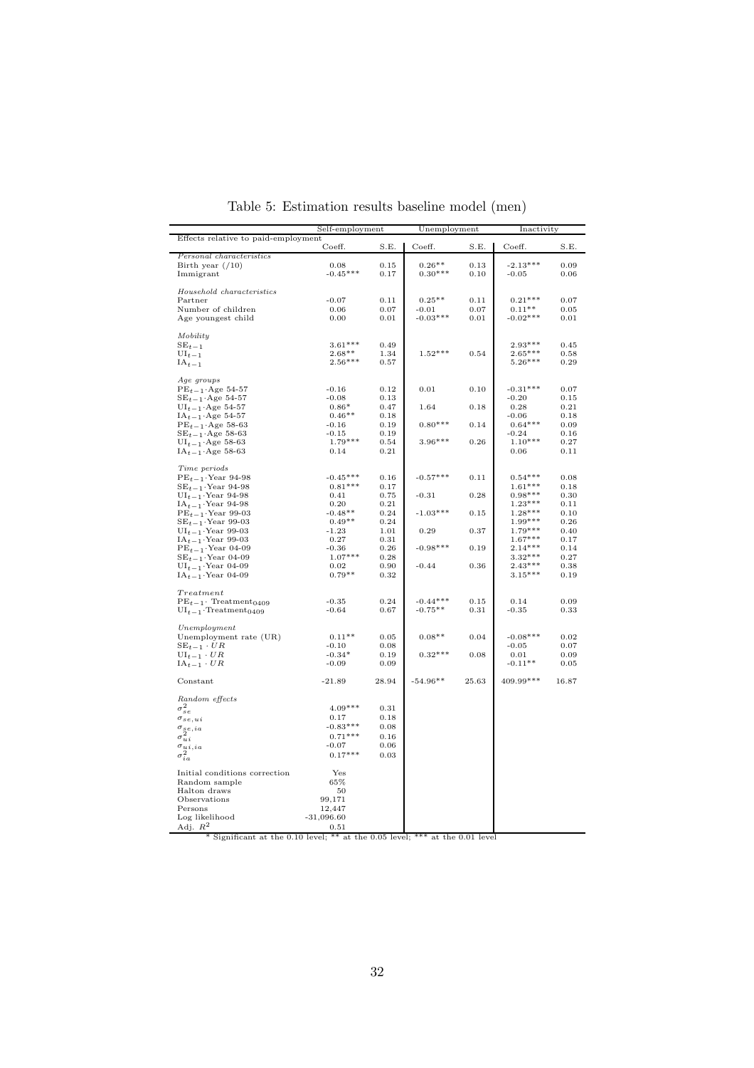Table 5: Estimation results baseline model (men)

| | Self-employment | | Unemployment | | Inactivity | |
|---|---|---|---|---|---|---|
| Effects relative to paid-employment | Coeff. | S.E. | Coeff. | S.E. | Coeff. | S.E. |
| *Personal characteristics* | | | | | | |
| Birth year (/10) | 0.08 | 0.15 | 0.26** | 0.13 | -2.13*** | 0.09 |
| Immigrant | -0.45*** | 0.17 | 0.30*** | 0.10 | -0.05 | 0.06 |
| *Household characteristics* | | | | | | |
| Partner | -0.07 | 0.11 | 0.25** | 0.11 | 0.21*** | 0.07 |
| Number of children | 0.06 | 0.07 | -0.01 | 0.07 | 0.11** | 0.05 |
| Age youngest child | 0.00 | 0.01 | -0.03*** | 0.01 | -0.02*** | 0.01 |
| *Mobility* | | | | | | |
| $SE_{t-1}$ | 3.61*** | 0.49 | | | 2.93*** | 0.45 |
| $UI_{t-1}$ | 2.68** | 1.34 | 1.52*** | 0.54 | 2.65*** | 0.58 |
| $IA_{t-1}$ | 2.56*** | 0.57 | | | 5.26*** | 0.29 |
| *Age groups* | | | | | | |
| $PE_{t-1}$·Age 54-57 | -0.16 | 0.12 | 0.01 | 0.10 | -0.31*** | 0.07 |
| $SE_{t-1}$·Age 54-57 | -0.08 | 0.13 | | | -0.20 | 0.15 |
| $UI_{t-1}$·Age 54-57 | 0.86* | 0.47 | 1.64 | 0.18 | 0.28 | 0.21 |
| $IA_{t-1}$·Age 54-57 | 0.46** | 0.18 | | | -0.06 | 0.18 |
| $PE_{t-1}$·Age 58-63 | -0.16 | 0.19 | 0.80*** | 0.14 | 0.64*** | 0.09 |
| $SE_{t-1}$·Age 58-63 | -0.15 | 0.19 | | | -0.24 | 0.16 |
| $UI_{t-1}$·Age 58-63 | 1.79*** | 0.54 | 3.96*** | 0.26 | 1.10*** | 0.27 |
| $IA_{t-1}$·Age 58-63 | 0.14 | 0.21 | | | 0.06 | 0.11 |
| *Time periods* | | | | | | |
| $PE_{t-1}$·Year 94-98 | -0.45*** | 0.16 | -0.57*** | 0.11 | 0.54*** | 0.08 |
| $SE_{t-1}$·Year 94-98 | 0.81*** | 0.17 | | | 1.61*** | 0.18 |
| $UI_{t-1}$·Year 94-98 | 0.41 | 0.75 | -0.31 | 0.28 | 0.98*** | 0.30 |
| $IA_{t-1}$·Year 94-98 | 0.20 | 0.21 | | | 1.23*** | 0.11 |
| $PE_{t-1}$·Year 99-03 | -0.48** | 0.24 | -1.03*** | 0.15 | 1.28*** | 0.10 |
| $SE_{t-1}$·Year 99-03 | 0.49** | 0.24 | | | 1.99*** | 0.26 |
| $UI_{t-1}$·Year 99-03 | -1.23 | 1.01 | 0.29 | 0.37 | 1.79*** | 0.40 |
| $IA_{t-1}$·Year 99-03 | 0.27 | 0.31 | | | 1.67*** | 0.17 |
| $PE_{t-1}$·Year 04-09 | -0.36 | 0.26 | -0.98*** | 0.19 | 2.14*** | 0.14 |
| $SE_{t-1}$·Year 04-09 | 1.07*** | 0.28 | | | 3.32*** | 0.27 |
| $UI_{t-1}$·Year 04-09 | 0.02 | 0.90 | -0.44 | 0.36 | 2.43*** | 0.38 |
| $IA_{t-1}$·Year 04-09 | 0.79** | 0.32 | | | 3.15*** | 0.19 |
| *Treatment* | | | | | | |
| $PE_{t-1}$· $\text{Treatment}_{0409}$ | -0.35 | 0.24 | -0.44*** | 0.15 | 0.14 | 0.09 |
| $UI_{t-1}$·$\text{Treatment}_{0409}$ | -0.64 | 0.67 | -0.75** | 0.31 | -0.35 | 0.33 |
| *Unemployment* | | | | | | |
| Unemployment rate (UR) | 0.11** | 0.05 | 0.08** | 0.04 | -0.08*** | 0.02 |
| $SE_{t-1} \cdot UR$ | -0.10 | 0.08 | | | -0.05 | 0.07 |
| $UI_{t-1} \cdot UR$ | -0.34* | 0.19 | 0.32*** | 0.08 | 0.01 | 0.09 |
| $IA_{t-1} \cdot UR$ | -0.09 | 0.09 | | | -0.11** | 0.05 |
| Constant | -21.89 | 28.94 | -54.96** | 25.63 | 409.99*** | 16.87 |
| *Random effects* | | | | | | |
| $\sigma^2_{se}$ | 4.09*** | 0.31 | | | | |
| $\sigma_{se,ui}$ | 0.17 | 0.18 | | | | |
| $\sigma_{se,ia}$ | -0.83*** | 0.08 | | | | |
| $\sigma^2_{ui}$ | 0.71*** | 0.16 | | | | |
| $\sigma_{ui,ia}$ | -0.07 | 0.06 | | | | |
| $\sigma^2_{ia}$ | 0.17*** | 0.03 | | | | |
| Initial conditions correction | Yes | | | | | |
| Random sample | 65% | | | | | |
| Halton draws | 50 | | | | | |
| Observations | 99,171 | | | | | |
| Persons | 12,447 | | | | | |
| Log likelihood | -31,096.60 | | | | | |
| Adj. $R^2$ | 0.51 | | | | | |

* Significant at the 0.10 level; ** at the 0.05 level; *** at the 0.01 level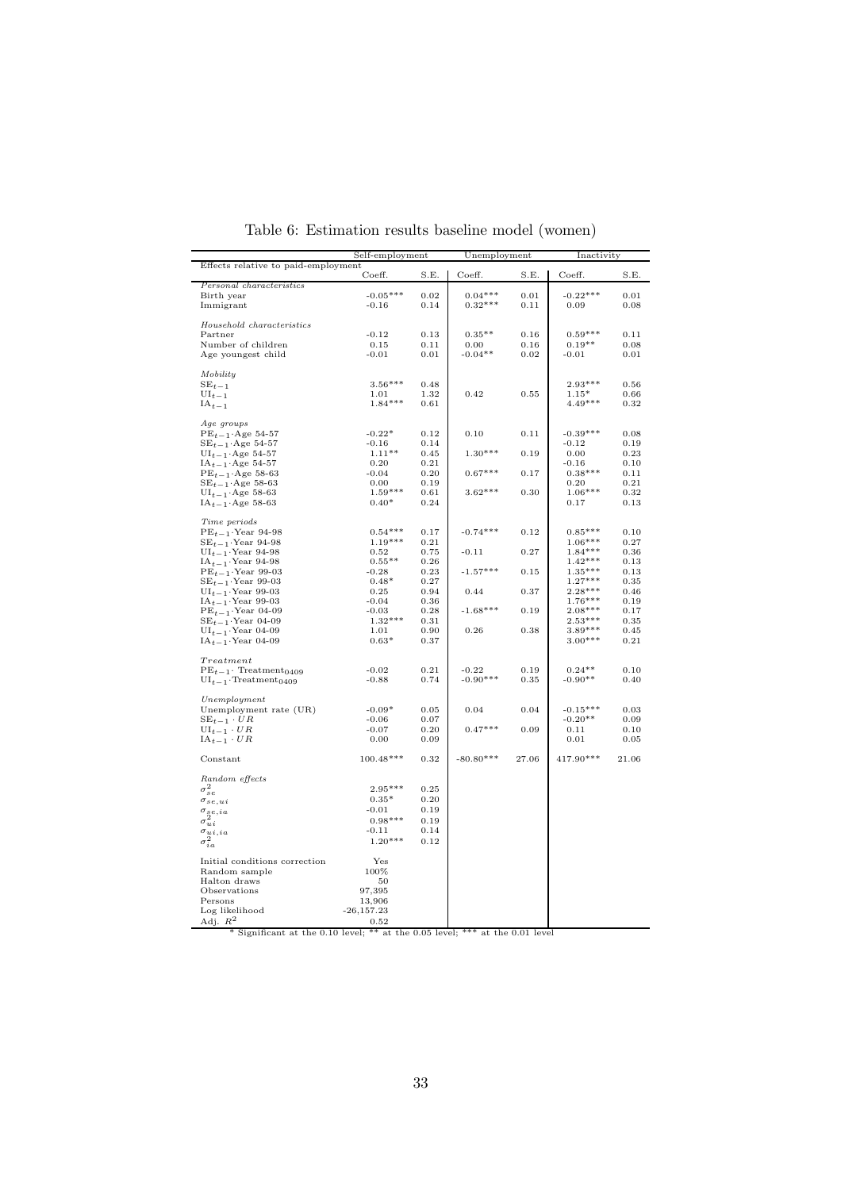Table 6: Estimation results baseline model (women)

| | Self-employment | | Unemployment | | Inactivity | |
|---|---|---|---|---|---|---|
| Effects relative to paid-employment | Coeff. | S.E. | Coeff. | S.E. | Coeff. | S.E. |
| *Personal characteristics* | | | | | | |
| Birth year | -0.05*** | 0.02 | 0.04*** | 0.01 | -0.22*** | 0.01 |
| Immigrant | -0.16 | 0.14 | 0.32*** | 0.11 | 0.09 | 0.08 |
| *Household characteristics* | | | | | | |
| Partner | -0.12 | 0.13 | 0.35** | 0.16 | 0.59*** | 0.11 |
| Number of children | 0.15 | 0.11 | 0.00 | 0.16 | 0.19** | 0.08 |
| Age youngest child | -0.01 | 0.01 | -0.04** | 0.02 | -0.01 | 0.01 |
| *Mobility* | | | | | | |
| $SE_{t-1}$ | 3.56*** | 0.48 | | | 2.93*** | 0.56 |
| $UI_{t-1}$ | 1.01 | 1.32 | 0.42 | 0.55 | 1.15* | 0.66 |
| $IA_{t-1}$ | 1.84*** | 0.61 | | | 4.49*** | 0.32 |
| *Age groups* | | | | | | |
| $PE_{t-1}$·Age 54-57 | -0.22* | 0.12 | 0.10 | 0.11 | -0.39*** | 0.08 |
| $SE_{t-1}$·Age 54-57 | -0.16 | 0.14 | | | -0.12 | 0.19 |
| $UI_{t-1}$·Age 54-57 | 1.11** | 0.45 | 1.30*** | 0.19 | 0.00 | 0.23 |
| $IA_{t-1}$·Age 54-57 | 0.20 | 0.21 | | | -0.16 | 0.10 |
| $PE_{t-1}$·Age 58-63 | -0.04 | 0.20 | 0.67*** | 0.17 | 0.38*** | 0.11 |
| $SE_{t-1}$·Age 58-63 | 0.00 | 0.19 | | | 0.20 | 0.21 |
| $UI_{t-1}$·Age 58-63 | 1.59*** | 0.61 | 3.62*** | 0.30 | 1.06*** | 0.32 |
| $IA_{t-1}$·Age 58-63 | 0.40* | 0.24 | | | 0.17 | 0.13 |
| *Time periods* | | | | | | |
| $PE_{t-1}$·Year 94-98 | 0.54*** | 0.17 | -0.74*** | 0.12 | 0.85*** | 0.10 |
| $SE_{t-1}$·Year 94-98 | 1.19*** | 0.21 | | | 1.06*** | 0.27 |
| $UI_{t-1}$·Year 94-98 | 0.52 | 0.75 | -0.11 | 0.27 | 1.84*** | 0.36 |
| $IA_{t-1}$·Year 94-98 | 0.55** | 0.26 | | | 1.42*** | 0.13 |
| $PE_{t-1}$·Year 99-03 | -0.28 | 0.23 | -1.57*** | 0.15 | 1.35*** | 0.13 |
| $SE_{t-1}$·Year 99-03 | 0.48* | 0.27 | | | 1.27*** | 0.35 |
| $UI_{t-1}$·Year 99-03 | 0.25 | 0.94 | 0.44 | 0.37 | 2.28*** | 0.46 |
| $IA_{t-1}$·Year 99-03 | -0.04 | 0.36 | | | 1.76*** | 0.19 |
| $PE_{t-1}$·Year 04-09 | -0.03 | 0.28 | -1.68*** | 0.19 | 2.08*** | 0.17 |
| $SE_{t-1}$·Year 04-09 | 1.32*** | 0.31 | | | 2.53*** | 0.35 |
| $UI_{t-1}$·Year 04-09 | 1.01 | 0.90 | 0.26 | 0.38 | 3.89*** | 0.45 |
| $IA_{t-1}$·Year 04-09 | 0.63* | 0.37 | | | 3.00*** | 0.21 |
| *Treatment* | | | | | | |
| $PE_{t-1}$· $\text{Treatment}_{0409}$ | -0.02 | 0.21 | -0.22 | 0.19 | 0.24** | 0.10 |
| $UI_{t-1}$·$\text{Treatment}_{0409}$ | -0.88 | 0.74 | -0.90*** | 0.35 | -0.90** | 0.40 |
| *Unemployment* | | | | | | |
| Unemployment rate (UR) | -0.09* | 0.05 | 0.04 | 0.04 | -0.15*** | 0.03 |
| $SE_{t-1} \cdot UR$ | -0.06 | 0.07 | | | -0.20** | 0.09 |
| $UI_{t-1} \cdot UR$ | -0.07 | 0.20 | 0.47*** | 0.09 | 0.11 | 0.10 |
| $IA_{t-1} \cdot UR$ | 0.00 | 0.09 | | | 0.01 | 0.05 |
| Constant | 100.48*** | 0.32 | -80.80*** | 27.06 | 417.90*** | 21.06 |
| *Random effects* | | | | | | |
| $\sigma^2_{se}$ | 2.95*** | 0.25 | | | | |
| $\sigma_{se,ui}$ | 0.35* | 0.20 | | | | |
| $\sigma_{se,ia}$ | -0.01 | 0.19 | | | | |
| $\sigma^2_{ui}$ | 0.98*** | 0.19 | | | | |
| $\sigma_{ui,ia}$ | -0.11 | 0.14 | | | | |
| $\sigma^2_{ia}$ | 1.20*** | 0.12 | | | | |
| Initial conditions correction | Yes | | | | | |
| Random sample | 100% | | | | | |
| Halton draws | 50 | | | | | |
| Observations | 97,395 | | | | | |
| Persons | 13,906 | | | | | |
| Log likelihood | -26,157.23 | | | | | |
| Adj. $R^2$ | 0.52 | | | | | |

\* Significant at the 0.10 level; ** at the 0.05 level; *** at the 0.01 level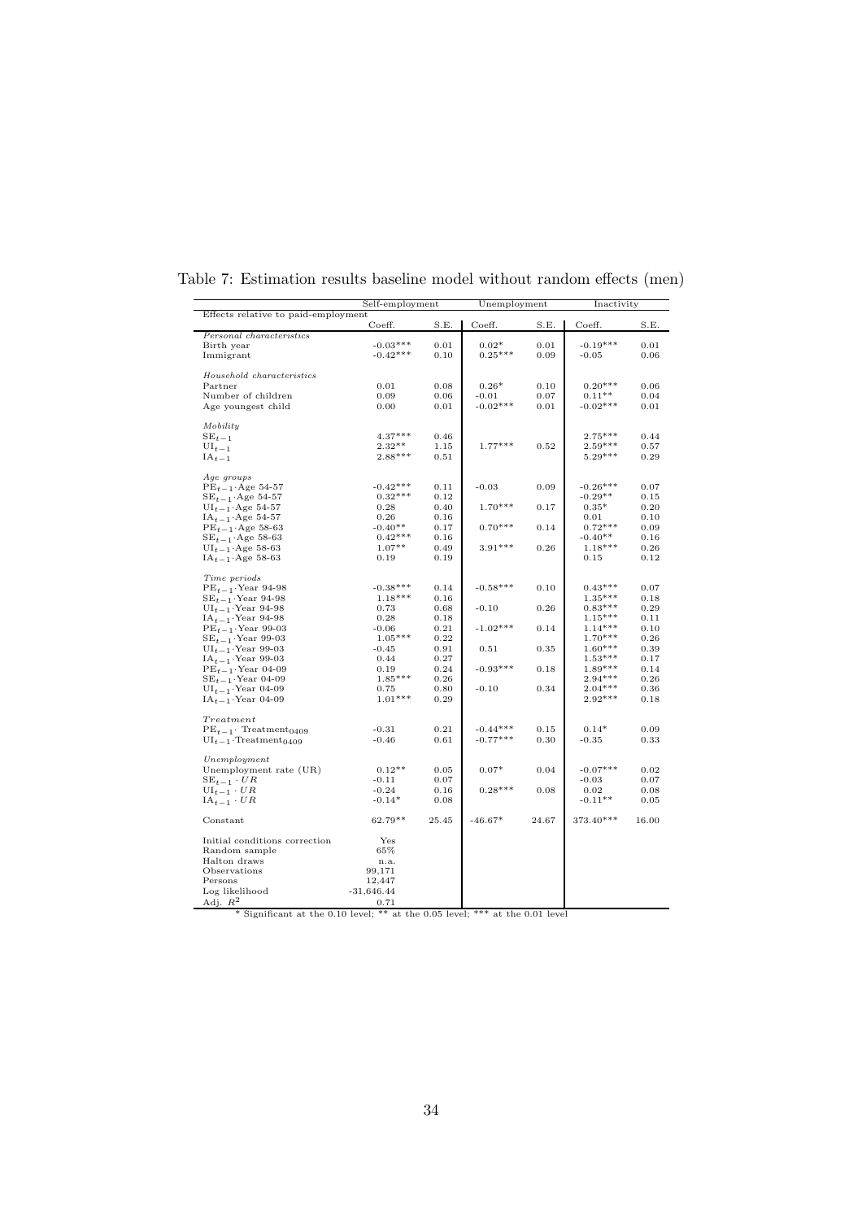Table 7: Estimation results baseline model without random effects (men)

| | Self-employment | | Unemployment | | Inactivity | |
|---|---|---|---|---|---|---|
| Effects relative to paid-employment | | | | | | |
| | Coeff. | S.E. | Coeff. | S.E. | Coeff. | S.E. |
| *Personal characteristics* | | | | | | |
| Birth year | -0.03*** | 0.01 | 0.02* | 0.01 | -0.19*** | 0.01 |
| Immigrant | -0.42*** | 0.10 | 0.25*** | 0.09 | -0.05 | 0.06 |
| *Household characteristics* | | | | | | |
| Partner | 0.01 | 0.08 | 0.26* | 0.10 | 0.20*** | 0.06 |
| Number of children | 0.09 | 0.06 | -0.01 | 0.07 | 0.11** | 0.04 |
| Age youngest child | 0.00 | 0.01 | -0.02*** | 0.01 | -0.02*** | 0.01 |
| *Mobility* | | | | | | |
| $SE_{t-1}$ | 4.37*** | 0.46 | | | 2.75*** | 0.44 |
| $UI_{t-1}$ | 2.32** | 1.15 | 1.77*** | 0.52 | 2.59*** | 0.57 |
| $IA_{t-1}$ | 2.88*** | 0.51 | | | 5.29*** | 0.29 |
| *Age groups* | | | | | | |
| $PE_{t-1}$·Age 54-57 | -0.42*** | 0.11 | -0.03 | 0.09 | -0.26*** | 0.07 |
| $SE_{t-1}$·Age 54-57 | 0.32*** | 0.12 | | | -0.29** | 0.15 |
| $UI_{t-1}$·Age 54-57 | 0.28 | 0.40 | 1.70*** | 0.17 | 0.35* | 0.20 |
| $IA_{t-1}$·Age 54-57 | 0.26 | 0.16 | | | 0.01 | 0.10 |
| $PE_{t-1}$·Age 58-63 | -0.40** | 0.17 | 0.70*** | 0.14 | 0.72*** | 0.09 |
| $SE_{t-1}$·Age 58-63 | 0.42*** | 0.16 | | | -0.40** | 0.16 |
| $UI_{t-1}$·Age 58-63 | 1.07** | 0.49 | 3.91*** | 0.26 | 1.18*** | 0.26 |
| $IA_{t-1}$·Age 58-63 | 0.19 | 0.19 | | | 0.15 | 0.12 |
| *Time periods* | | | | | | |
| $PE_{t-1}$·Year 94-98 | -0.38*** | 0.14 | -0.58*** | 0.10 | 0.43*** | 0.07 |
| $SE_{t-1}$·Year 94-98 | 1.18*** | 0.16 | | | 1.35*** | 0.18 |
| $UI_{t-1}$·Year 94-98 | 0.73 | 0.68 | -0.10 | 0.26 | 0.83*** | 0.29 |
| $IA_{t-1}$·Year 94-98 | 0.28 | 0.18 | | | 1.15*** | 0.11 |
| $PE_{t-1}$·Year 99-03 | -0.06 | 0.21 | -1.02*** | 0.14 | 1.14*** | 0.10 |
| $SE_{t-1}$·Year 99-03 | 1.05*** | 0.22 | | | 1.70*** | 0.26 |
| $UI_{t-1}$·Year 99-03 | -0.45 | 0.91 | 0.51 | 0.35 | 1.60*** | 0.39 |
| $IA_{t-1}$·Year 99-03 | 0.44 | 0.27 | | | 1.53*** | 0.17 |
| $PE_{t-1}$·Year 04-09 | 0.19 | 0.24 | -0.93*** | 0.18 | 1.89*** | 0.14 |
| $SE_{t-1}$·Year 04-09 | 1.85*** | 0.26 | | | 2.94*** | 0.26 |
| $UI_{t-1}$·Year 04-09 | 0.75 | 0.80 | -0.10 | 0.34 | 2.04*** | 0.36 |
| $IA_{t-1}$·Year 04-09 | 1.01*** | 0.29 | | | 2.92*** | 0.18 |
| *Treatment* | | | | | | |
| $PE_{t-1}$· Treatment$_{0409}$ | -0.31 | 0.21 | -0.44*** | 0.15 | 0.14* | 0.09 |
| $UI_{t-1}$·Treatment$_{0409}$ | -0.46 | 0.61 | -0.77*** | 0.30 | -0.35 | 0.33 |
| *Unemployment* | | | | | | |
| Unemployment rate (UR) | 0.12** | 0.05 | 0.07* | 0.04 | -0.07*** | 0.02 |
| $SE_{t-1} \cdot UR$ | -0.11 | 0.07 | | | -0.03 | 0.07 |
| $UI_{t-1} \cdot UR$ | -0.24 | 0.16 | 0.28*** | 0.08 | 0.02 | 0.08 |
| $IA_{t-1} \cdot UR$ | -0.14* | 0.08 | | | -0.11** | 0.05 |
| Constant | 62.79** | 25.45 | -46.67* | 24.67 | 373.40*** | 16.00 |
| Initial conditions correction | Yes | | | | | |
| Random sample | 65% | | | | | |
| Halton draws | n.a. | | | | | |
| Observations | 99,171 | | | | | |
| Persons | 12,447 | | | | | |
| Log likelihood | -31,646.44 | | | | | |
| Adj. $R^2$ | 0.71 | | | | | |

\* Significant at the 0.10 level; \*\* at the 0.05 level; \*\*\* at the 0.01 level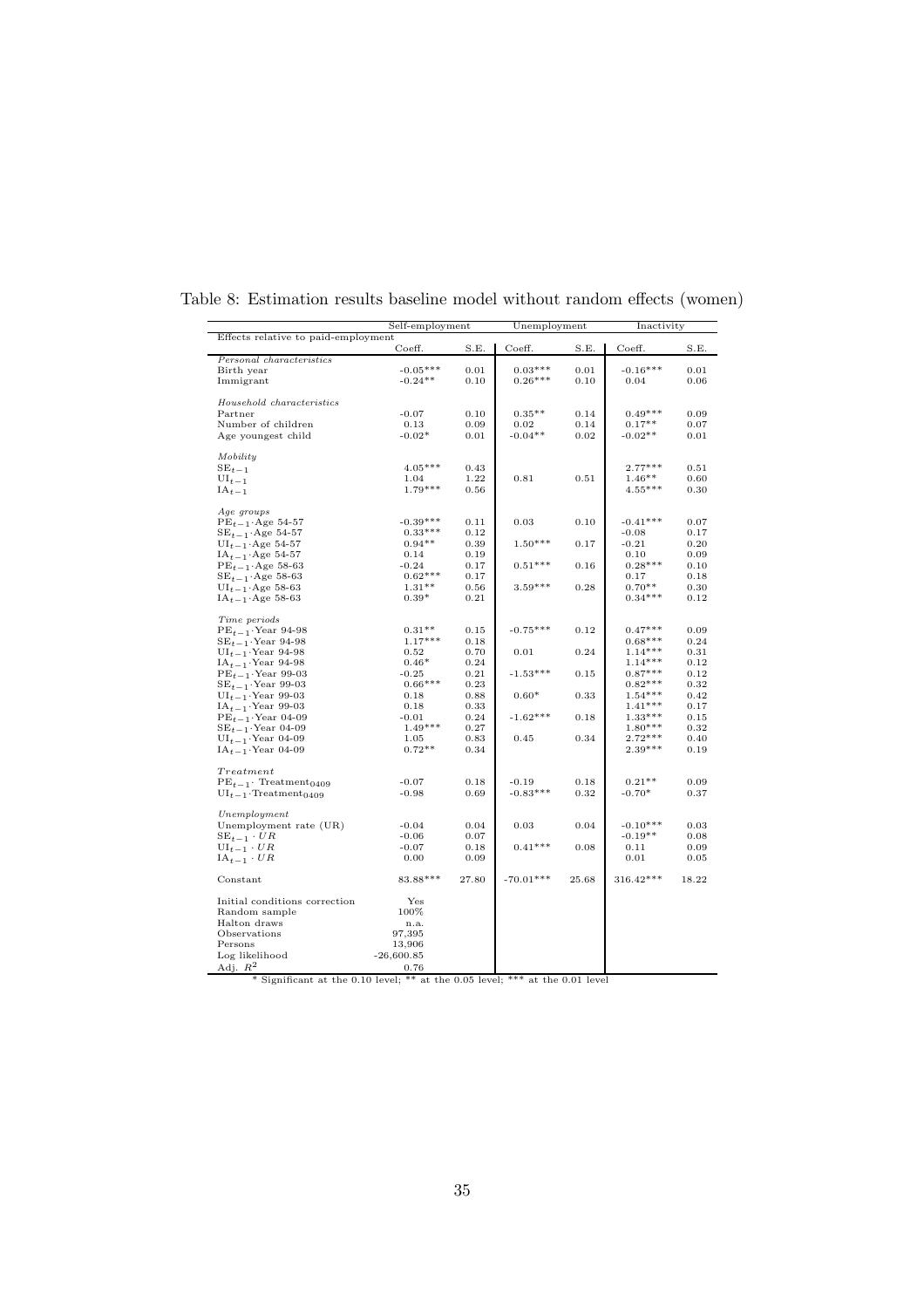Table 8: Estimation results baseline model without random effects (women)

| | Self-employment | | Unemployment | | Inactivity | |
|---|---|---|---|---|---|---|
| Effects relative to paid-employment | | | | | | |
| | Coeff. | S.E. | Coeff. | S.E. | Coeff. | S.E. |
| *Personal characteristics* | | | | | | |
| Birth year | -0.05*** | 0.01 | 0.03*** | 0.01 | -0.16*** | 0.01 |
| Immigrant | -0.24** | 0.10 | 0.26*** | 0.10 | 0.04 | 0.06 |
| *Household characteristics* | | | | | | |
| Partner | -0.07 | 0.10 | 0.35** | 0.14 | 0.49*** | 0.09 |
| Number of children | 0.13 | 0.09 | 0.02 | 0.14 | 0.17** | 0.07 |
| Age youngest child | -0.02* | 0.01 | -0.04** | 0.02 | -0.02** | 0.01 |
| *Mobility* | | | | | | |
| $SE_{t-1}$ | 4.05*** | 0.43 | | | 2.77*** | 0.51 |
| $UI_{t-1}$ | 1.04 | 1.22 | 0.81 | 0.51 | 1.46** | 0.60 |
| $IA_{t-1}$ | 1.79*** | 0.56 | | | 4.55*** | 0.30 |
| *Age groups* | | | | | | |
| $PE_{t-1}$·Age 54-57 | -0.39*** | 0.11 | 0.03 | 0.10 | -0.41*** | 0.07 |
| $SE_{t-1}$·Age 54-57 | 0.33*** | 0.12 | | | -0.08 | 0.17 |
| $UI_{t-1}$·Age 54-57 | 0.94** | 0.39 | 1.50*** | 0.17 | -0.21 | 0.20 |
| $IA_{t-1}$·Age 54-57 | 0.14 | 0.19 | | | 0.10 | 0.09 |
| $PE_{t-1}$·Age 58-63 | -0.24 | 0.17 | 0.51*** | 0.16 | 0.28*** | 0.10 |
| $SE_{t-1}$·Age 58-63 | 0.62*** | 0.17 | | | 0.17 | 0.18 |
| $UI_{t-1}$·Age 58-63 | 1.31** | 0.56 | 3.59*** | 0.28 | 0.70** | 0.30 |
| $IA_{t-1}$·Age 58-63 | 0.39* | 0.21 | | | 0.34*** | 0.12 |
| *Time periods* | | | | | | |
| $PE_{t-1}$·Year 94-98 | 0.31** | 0.15 | -0.75*** | 0.12 | 0.47*** | 0.09 |
| $SE_{t-1}$·Year 94-98 | 1.17*** | 0.18 | | | 0.68*** | 0.24 |
| $UI_{t-1}$·Year 94-98 | 0.52 | 0.70 | 0.01 | 0.24 | 1.14*** | 0.31 |
| $IA_{t-1}$·Year 94-98 | 0.46* | 0.24 | | | 1.14*** | 0.12 |
| $PE_{t-1}$·Year 99-03 | -0.25 | 0.21 | -1.53*** | 0.15 | 0.87*** | 0.12 |
| $SE_{t-1}$·Year 99-03 | 0.66*** | 0.23 | | | 0.82*** | 0.32 |
| $UI_{t-1}$·Year 99-03 | 0.18 | 0.88 | 0.60* | 0.33 | 1.54*** | 0.42 |
| $IA_{t-1}$·Year 99-03 | 0.18 | 0.33 | | | 1.41*** | 0.17 |
| $PE_{t-1}$·Year 04-09 | -0.01 | 0.24 | -1.62*** | 0.18 | 1.33*** | 0.15 |
| $SE_{t-1}$·Year 04-09 | 1.49*** | 0.27 | | | 1.80*** | 0.32 |
| $UI_{t-1}$·Year 04-09 | 1.05 | 0.83 | 0.45 | 0.34 | 2.72*** | 0.40 |
| $IA_{t-1}$·Year 04-09 | 0.72** | 0.34 | | | 2.39*** | 0.19 |
| *Treatment* | | | | | | |
| $PE_{t-1}$· $\text{Treatment}_{0409}$ | -0.07 | 0.18 | -0.19 | 0.18 | 0.21** | 0.09 |
| $UI_{t-1}$·$\text{Treatment}_{0409}$ | -0.98 | 0.69 | -0.83*** | 0.32 | -0.70* | 0.37 |
| *Unemployment* | | | | | | |
| Unemployment rate (UR) | -0.04 | 0.04 | 0.03 | 0.04 | -0.10*** | 0.03 |
| $SE_{t-1} \cdot UR$ | -0.06 | 0.07 | | | -0.19** | 0.08 |
| $UI_{t-1} \cdot UR$ | -0.07 | 0.18 | 0.41*** | 0.08 | 0.11 | 0.09 |
| $IA_{t-1} \cdot UR$ | 0.00 | 0.09 | | | 0.01 | 0.05 |
| Constant | 83.88*** | 27.80 | -70.01*** | 25.68 | 316.42*** | 18.22 |
| Initial conditions correction | Yes | | | | | |
| Random sample | 100% | | | | | |
| Halton draws | n.a. | | | | | |
| Observations | 97,395 | | | | | |
| Persons | 13,906 | | | | | |
| Log likelihood | -26,600.85 | | | | | |
| Adj. $R^2$ | 0.76 | | | | | |

* Significant at the 0.10 level; ** at the 0.05 level; *** at the 0.01 level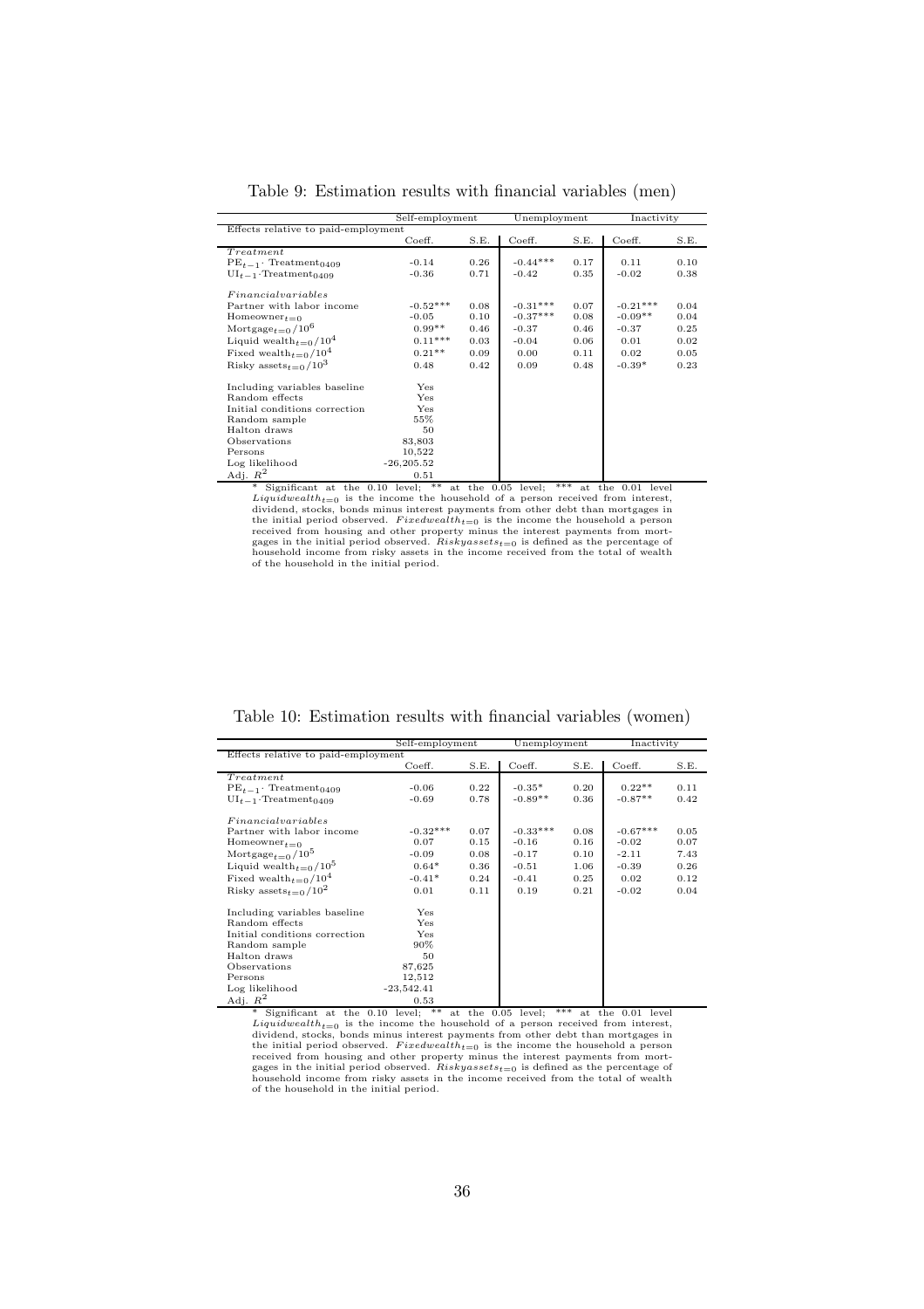Table 9: Estimation results with financial variables (men)

| | Self-employment | | Unemployment | | Inactivity | |
|---|---|---|---|---|---|---|
| Effects relative to paid-employment | | | | | | |
| | Coeff. | S.E. | Coeff. | S.E. | Coeff. | S.E. |
| *Treatment* | | | | | | |
| $\text{PE}_{t-1}\cdot$ Treatment$_{0409}$ | -0.14 | 0.26 | -0.44*** | 0.17 | 0.11 | 0.10 |
| $\text{UI}_{t-1}\cdot$Treatment$_{0409}$ | -0.36 | 0.71 | -0.42 | 0.35 | -0.02 | 0.38 |
| *Financialvariables* | | | | | | |
| Partner with labor income | -0.52*** | 0.08 | -0.31*** | 0.07 | -0.21*** | 0.04 |
| Homeowner$_{t=0}$ | -0.05 | 0.10 | -0.37*** | 0.08 | -0.09** | 0.04 |
| Mortgage$_{t=0}/10^6$ | 0.99** | 0.46 | -0.37 | 0.46 | -0.37 | 0.25 |
| Liquid wealth$_{t=0}/10^4$ | 0.11*** | 0.03 | -0.04 | 0.06 | 0.01 | 0.02 |
| Fixed wealth$_{t=0}/10^4$ | 0.21** | 0.09 | 0.00 | 0.11 | 0.02 | 0.05 |
| Risky assets$_{t=0}/10^3$ | 0.48 | 0.42 | 0.09 | 0.48 | -0.39* | 0.23 |
| Including variables baseline | Yes | | | | | |
| Random effects | Yes | | | | | |
| Initial conditions correction | Yes | | | | | |
| Random sample | 55% | | | | | |
| Halton draws | 50 | | | | | |
| Observations | 83,803 | | | | | |
| Persons | 10,522 | | | | | |
| Log likelihood | -26,205.52 | | | | | |
| Adj. $R^2$ | 0.51 | | | | | |

\* Significant at the 0.10 level; ** at the 0.05 level; *** at the 0.01 level
$Liquidwealth_{t=0}$ is the income the household of a person received from interest, dividend, stocks, bonds minus interest payments from other debt than mortgages in the initial period observed. $Fixedwealth_{t=0}$ is the income the household a person received from housing and other property minus the interest payments from mortgages in the initial period observed. $Riskyassets_{t=0}$ is defined as the percentage of household income from risky assets in the income received from the total of wealth of the household in the initial period.

Table 10: Estimation results with financial variables (women)

| | Self-employment | | Unemployment | | Inactivity | |
|---|---|---|---|---|---|---|
| Effects relative to paid-employment | | | | | | |
| | Coeff. | S.E. | Coeff. | S.E. | Coeff. | S.E. |
| *Treatment* | | | | | | |
| $\text{PE}_{t-1}\cdot$ Treatment$_{0409}$ | -0.06 | 0.22 | -0.35* | 0.20 | 0.22** | 0.11 |
| $\text{UI}_{t-1}\cdot$Treatment$_{0409}$ | -0.69 | 0.78 | -0.89** | 0.36 | -0.87** | 0.42 |
| *Financialvariables* | | | | | | |
| Partner with labor income | -0.32*** | 0.07 | -0.33*** | 0.08 | -0.67*** | 0.05 |
| Homeowner$_{t=0}$ | 0.07 | 0.15 | -0.16 | 0.16 | -0.02 | 0.07 |
| Mortgage$_{t=0}/10^5$ | -0.09 | 0.08 | -0.17 | 0.10 | -2.11 | 7.43 |
| Liquid wealth$_{t=0}/10^5$ | 0.64* | 0.36 | -0.51 | 1.06 | -0.39 | 0.26 |
| Fixed wealth$_{t=0}/10^4$ | -0.41* | 0.24 | -0.41 | 0.25 | 0.02 | 0.12 |
| Risky assets$_{t=0}/10^2$ | 0.01 | 0.11 | 0.19 | 0.21 | -0.02 | 0.04 |
| Including variables baseline | Yes | | | | | |
| Random effects | Yes | | | | | |
| Initial conditions correction | Yes | | | | | |
| Random sample | 90% | | | | | |
| Halton draws | 50 | | | | | |
| Observations | 87,625 | | | | | |
| Persons | 12,512 | | | | | |
| Log likelihood | -23,542.41 | | | | | |
| Adj. $R^2$ | 0.53 | | | | | |

\* Significant at the 0.10 level; ** at the 0.05 level; *** at the 0.01 level
$Liquidwealth_{t=0}$ is the income the household of a person received from interest, dividend, stocks, bonds minus interest payments from other debt than mortgages in the initial period observed. $Fixedwealth_{t=0}$ is the income the household a person received from housing and other property minus the interest payments from mortgages in the initial period observed. $Riskyassets_{t=0}$ is defined as the percentage of household income from risky assets in the income received from the total of wealth of the household in the initial period.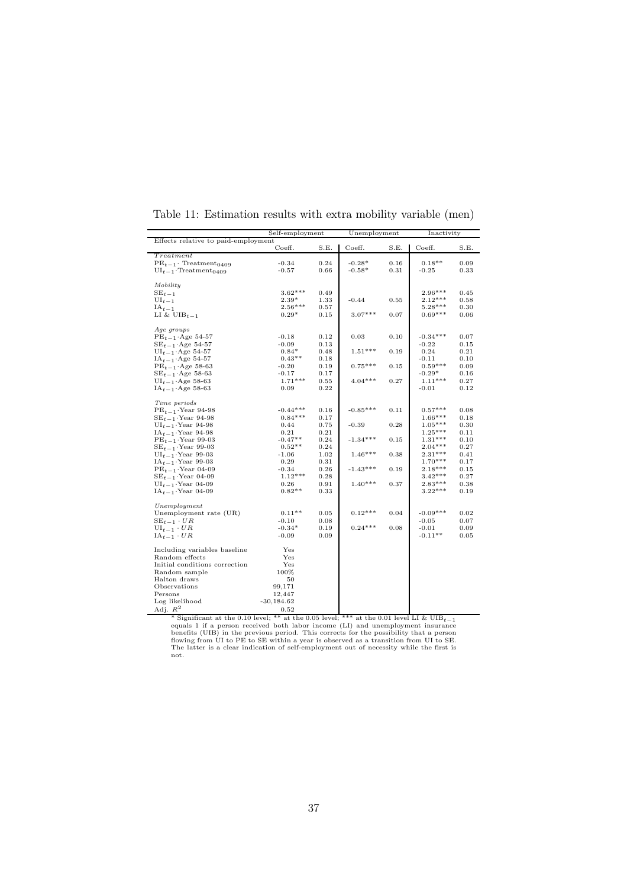Table 11: Estimation results with extra mobility variable (men)

| | Self-employment | | Unemployment | | Inactivity | |
|---|---|---|---|---|---|---|
| Effects relative to paid-employment | Coeff. | S.E. | Coeff. | S.E. | Coeff. | S.E. |
| *Treatment* | | | | | | |
| $\text{PE}_{t-1}\cdot$ Treatment$_{0409}$ | -0.34 | 0.24 | -0.28* | 0.16 | 0.18** | 0.09 |
| $\text{UI}_{t-1}\cdot$Treatment$_{0409}$ | -0.57 | 0.66 | -0.58* | 0.31 | -0.25 | 0.33 |
| *Mobility* | | | | | | |
| $\text{SE}_{t-1}$ | 3.62*** | 0.49 | | | 2.96*** | 0.45 |
| $\text{UI}_{t-1}$ | 2.39* | 1.33 | -0.44 | 0.55 | 2.12*** | 0.58 |
| $\text{IA}_{t-1}$ | 2.56*** | 0.57 | | | 5.28*** | 0.30 |
| LI & $\text{UIB}_{t-1}$ | 0.29* | 0.15 | 3.07*** | 0.07 | 0.69*** | 0.06 |
| *Age groups* | | | | | | |
| $\text{PE}_{t-1}\cdot$Age 54-57 | -0.18 | 0.12 | 0.03 | 0.10 | -0.34*** | 0.07 |
| $\text{SE}_{t-1}\cdot$Age 54-57 | -0.09 | 0.13 | | | -0.22 | 0.15 |
| $\text{UI}_{t-1}\cdot$Age 54-57 | 0.84* | 0.48 | 1.51*** | 0.19 | 0.24 | 0.21 |
| $\text{IA}_{t-1}\cdot$Age 54-57 | 0.43** | 0.18 | | | -0.11 | 0.10 |
| $\text{PE}_{t-1}\cdot$Age 58-63 | -0.20 | 0.19 | 0.75*** | 0.15 | 0.59*** | 0.09 |
| $\text{SE}_{t-1}\cdot$Age 58-63 | -0.17 | 0.17 | | | -0.29* | 0.16 |
| $\text{UI}_{t-1}\cdot$Age 58-63 | 1.71*** | 0.55 | 4.04*** | 0.27 | 1.11*** | 0.27 |
| $\text{IA}_{t-1}\cdot$Age 58-63 | 0.09 | 0.22 | | | -0.01 | 0.12 |
| *Time periods* | | | | | | |
| $\text{PE}_{t-1}\cdot$Year 94-98 | -0.44*** | 0.16 | -0.85*** | 0.11 | 0.57*** | 0.08 |
| $\text{SE}_{t-1}\cdot$Year 94-98 | 0.84*** | 0.17 | | | 1.66*** | 0.18 |
| $\text{UI}_{t-1}\cdot$Year 94-98 | 0.44 | 0.75 | -0.39 | 0.28 | 1.05*** | 0.30 |
| $\text{IA}_{t-1}\cdot$Year 94-98 | 0.21 | 0.21 | | | 1.25*** | 0.11 |
| $\text{PE}_{t-1}\cdot$Year 99-03 | -0.47** | 0.24 | -1.34*** | 0.15 | 1.31*** | 0.10 |
| $\text{SE}_{t-1}\cdot$Year 99-03 | 0.52** | 0.24 | | | 2.04*** | 0.27 |
| $\text{UI}_{t-1}\cdot$Year 99-03 | -1.06 | 1.02 | 1.46*** | 0.38 | 2.31*** | 0.41 |
| $\text{IA}_{t-1}\cdot$Year 99-03 | 0.29 | 0.31 | | | 1.70*** | 0.17 |
| $\text{PE}_{t-1}\cdot$Year 04-09 | -0.34 | 0.26 | -1.43*** | 0.19 | 2.18*** | 0.15 |
| $\text{SE}_{t-1}\cdot$Year 04-09 | 1.12*** | 0.28 | | | 3.42*** | 0.27 |
| $\text{UI}_{t-1}\cdot$Year 04-09 | 0.26 | 0.91 | 1.40*** | 0.37 | 2.83*** | 0.38 |
| $\text{IA}_{t-1}\cdot$Year 04-09 | 0.82** | 0.33 | | | 3.22*** | 0.19 |
| *Unemployment* | | | | | | |
| Unemployment rate (UR) | 0.11** | 0.05 | 0.12*** | 0.04 | -0.09*** | 0.02 |
| $\text{SE}_{t-1}\cdot UR$ | -0.10 | 0.08 | | | -0.05 | 0.07 |
| $\text{UI}_{t-1}\cdot UR$ | -0.34* | 0.19 | 0.24*** | 0.08 | -0.01 | 0.09 |
| $\text{IA}_{t-1}\cdot UR$ | -0.09 | 0.09 | | | -0.11** | 0.05 |
| Including variables baseline | Yes | | | | | |
| Random effects | Yes | | | | | |
| Initial conditions correction | Yes | | | | | |
| Random sample | 100% | | | | | |
| Halton draws | 50 | | | | | |
| Observations | 99,171 | | | | | |
| Persons | 12,447 | | | | | |
| Log likelihood | -30,184.62 | | | | | |
| Adj. $R^2$ | 0.52 | | | | | |

\* Significant at the 0.10 level; ** at the 0.05 level; *** at the 0.01 level LI & $\text{UIB}_{t-1}$ equals 1 if a person received both labor income (LI) and unemployment insurance benefits (UIB) in the previous period. This corrects for the possibility that a person flowing from UI to PE to SE within a year is observed as a transition from UI to SE. The latter is a clear indication of self-employment out of necessity while the first is not.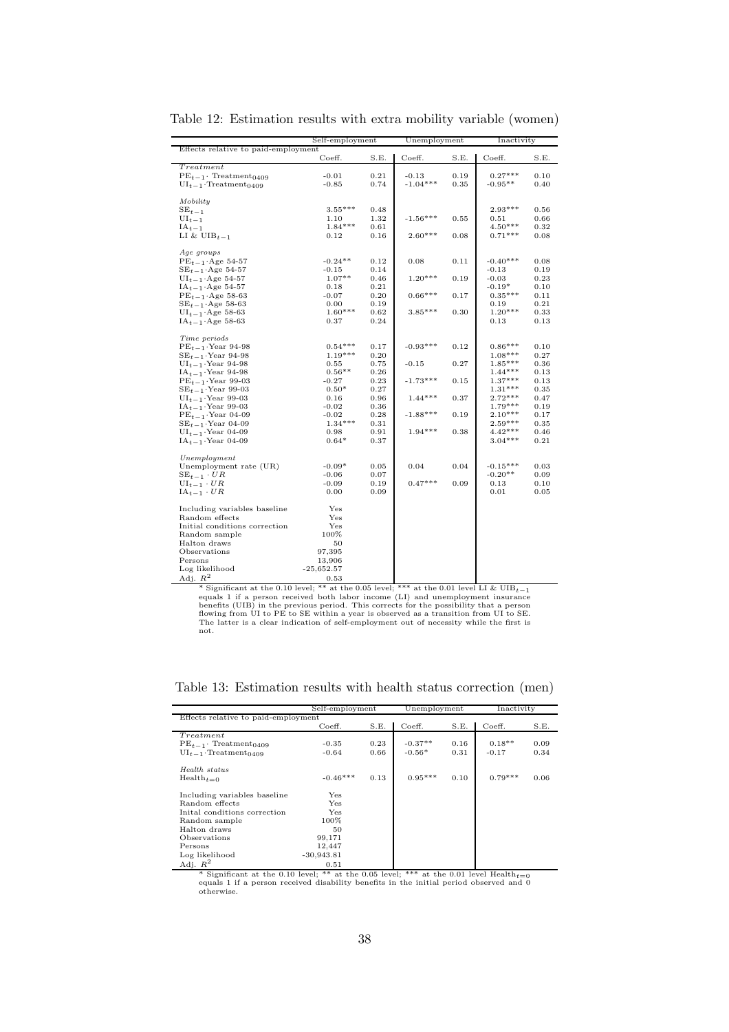Table 12: Estimation results with extra mobility variable (women)

| | Self-employment | | Unemployment | | Inactivity | |
|---|---|---|---|---|---|---|
| Effects relative to paid-employment | | | | | | |
| | Coeff. | S.E. | Coeff. | S.E. | Coeff. | S.E. |
| *Treatment* | | | | | | |
| $PE_{t-1}\cdot$ Treatment$_{0409}$ | -0.01 | 0.21 | -0.13 | 0.19 | 0.27*** | 0.10 |
| $UI_{t-1}\cdot$Treatment$_{0409}$ | -0.85 | 0.74 | -1.04*** | 0.35 | -0.95** | 0.40 |
| *Mobility* | | | | | | |
| $SE_{t-1}$ | 3.55*** | 0.48 | | | 2.93*** | 0.56 |
| $UI_{t-1}$ | 1.10 | 1.32 | -1.56*** | 0.55 | 0.51 | 0.66 |
| $IA_{t-1}$ | 1.84*** | 0.61 | | | 4.50*** | 0.32 |
| LI & $UIB_{t-1}$ | 0.12 | 0.16 | 2.60*** | 0.08 | 0.71*** | 0.08 |
| *Age groups* | | | | | | |
| $PE_{t-1}\cdot$Age 54-57 | -0.24** | 0.12 | 0.08 | 0.11 | -0.40*** | 0.08 |
| $SE_{t-1}\cdot$Age 54-57 | -0.15 | 0.14 | | | -0.13 | 0.19 |
| $UI_{t-1}\cdot$Age 54-57 | 1.07** | 0.46 | 1.20*** | 0.19 | -0.03 | 0.23 |
| $IA_{t-1}\cdot$Age 54-57 | 0.18 | 0.21 | | | -0.19* | 0.10 |
| $PE_{t-1}\cdot$Age 58-63 | -0.07 | 0.20 | 0.66*** | 0.17 | 0.35*** | 0.11 |
| $SE_{t-1}\cdot$Age 58-63 | 0.00 | 0.19 | | | 0.19 | 0.21 |
| $UI_{t-1}\cdot$Age 58-63 | 1.60*** | 0.62 | 3.85*** | 0.30 | 1.20*** | 0.33 |
| $IA_{t-1}\cdot$Age 58-63 | 0.37 | 0.24 | | | 0.13 | 0.13 |
| *Time periods* | | | | | | |
| $PE_{t-1}\cdot$Year 94-98 | 0.54*** | 0.17 | -0.93*** | 0.12 | 0.86*** | 0.10 |
| $SE_{t-1}\cdot$Year 94-98 | 1.19*** | 0.20 | | | 1.08*** | 0.27 |
| $UI_{t-1}\cdot$Year 94-98 | 0.55 | 0.75 | -0.15 | 0.27 | 1.85*** | 0.36 |
| $IA_{t-1}\cdot$Year 94-98 | 0.56** | 0.26 | | | 1.44*** | 0.13 |
| $PE_{t-1}\cdot$Year 99-03 | -0.27 | 0.23 | -1.73*** | 0.15 | 1.37*** | 0.13 |
| $SE_{t-1}\cdot$Year 99-03 | 0.50* | 0.27 | | | 1.31*** | 0.35 |
| $UI_{t-1}\cdot$Year 99-03 | 0.16 | 0.96 | 1.44*** | 0.37 | 2.72*** | 0.47 |
| $IA_{t-1}\cdot$Year 99-03 | -0.02 | 0.36 | | | 1.79*** | 0.19 |
| $PE_{t-1}\cdot$Year 04-09 | -0.02 | 0.28 | -1.88*** | 0.19 | 2.10*** | 0.17 |
| $SE_{t-1}\cdot$Year 04-09 | 1.34*** | 0.31 | | | 2.59*** | 0.35 |
| $UI_{t-1}\cdot$Year 04-09 | 0.98 | 0.91 | 1.94*** | 0.38 | 4.42*** | 0.46 |
| $IA_{t-1}\cdot$Year 04-09 | 0.64* | 0.37 | | | 3.04*** | 0.21 |
| *Unemployment* | | | | | | |
| Unemployment rate (UR) | -0.09* | 0.05 | 0.04 | 0.04 | -0.15*** | 0.03 |
| $SE_{t-1}\cdot UR$ | -0.06 | 0.07 | | | -0.20** | 0.09 |
| $UI_{t-1}\cdot UR$ | -0.09 | 0.19 | 0.47*** | 0.09 | 0.13 | 0.10 |
| $IA_{t-1}\cdot UR$ | 0.00 | 0.09 | | | 0.01 | 0.05 |
| Including variables baseline | Yes | | | | | |
| Random effects | Yes | | | | | |
| Initial conditions correction | Yes | | | | | |
| Random sample | 100% | | | | | |
| Halton draws | 50 | | | | | |
| Observations | 97,395 | | | | | |
| Persons | 13,906 | | | | | |
| Log likelihood | -25,652.57 | | | | | |
| Adj. $R^2$ | 0.53 | | | | | |

\* Significant at the 0.10 level; ** at the 0.05 level; *** at the 0.01 level LI & $UIB_{t-1}$ equals 1 if a person received both labor income (LI) and unemployment insurance benefits (UIB) in the previous period. This corrects for the possibility that a person flowing from UI to PE to SE within a year is observed as a transition from UI to SE. The latter is a clear indication of self-employment out of necessity while the first is not.

Table 13: Estimation results with health status correction (men)

| | Self-employment | | Unemployment | | Inactivity | |
|---|---|---|---|---|---|---|
| Effects relative to paid-employment | | | | | | |
| | Coeff. | S.E. | Coeff. | S.E. | Coeff. | S.E. |
| *Treatment* | | | | | | |
| $PE_{t-1}\cdot$ Treatment$_{0409}$ | -0.35 | 0.23 | -0.37** | 0.16 | 0.18** | 0.09 |
| $UI_{t-1}\cdot$Treatment$_{0409}$ | -0.64 | 0.66 | -0.56* | 0.31 | -0.17 | 0.34 |
| *Health status* | | | | | | |
| $\text{Health}_{t=0}$ | -0.46*** | 0.13 | 0.95*** | 0.10 | 0.79*** | 0.06 |
| Including variables baseline | Yes | | | | | |
| Random effects | Yes | | | | | |
| Inital conditions correction | Yes | | | | | |
| Random sample | 100% | | | | | |
| Halton draws | 50 | | | | | |
| Observations | 99,171 | | | | | |
| Persons | 12,447 | | | | | |
| Log likelihood | -30,943.81 | | | | | |
| Adj. $R^2$ | 0.51 | | | | | |

\* Significant at the 0.10 level; ** at the 0.05 level; *** at the 0.01 level $\text{Health}_{t=0}$ equals 1 if a person received disability benefits in the initial period observed and 0 otherwise.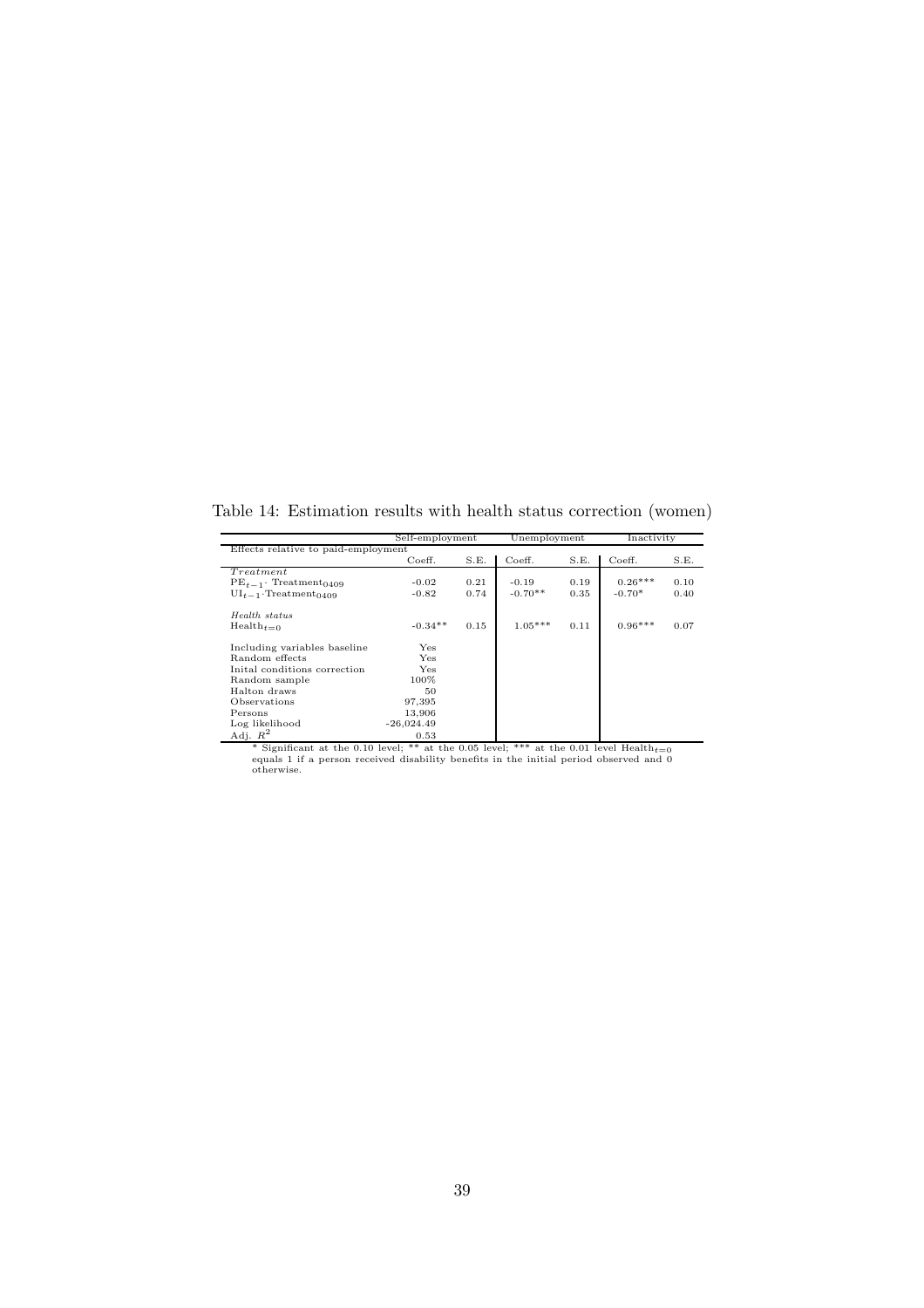Table 14: Estimation results with health status correction (women)

| | Self-employment | | Unemployment | | Inactivity | |
|---|---|---|---|---|---|---|
| Effects relative to paid-employment | | | | | | |
| | Coeff. | S.E. | Coeff. | S.E. | Coeff. | S.E. |
| *Treatment* | | | | | | |
| $PE_{t-1}\cdot$ Treatment$_{0409}$ | -0.02 | 0.21 | -0.19 | 0.19 | 0.26*** | 0.10 |
| $UI_{t-1}\cdot$Treatment$_{0409}$ | -0.82 | 0.74 | -0.70** | 0.35 | -0.70* | 0.40 |
| *Health status* | | | | | | |
| Health$_{t=0}$ | -0.34** | 0.15 | 1.05*** | 0.11 | 0.96*** | 0.07 |
| Including variables baseline | Yes | | | | | |
| Random effects | Yes | | | | | |
| Inital conditions correction | Yes | | | | | |
| Random sample | 100% | | | | | |
| Halton draws | 50 | | | | | |
| Observations | 97,395 | | | | | |
| Persons | 13,906 | | | | | |
| Log likelihood | -26,024.49 | | | | | |
| Adj. $R^2$ | 0.53 | | | | | |

* Significant at the 0.10 level; ** at the 0.05 level; *** at the 0.01 level Health$_{t=0}$ equals 1 if a person received disability benefits in the initial period observed and 0 otherwise.